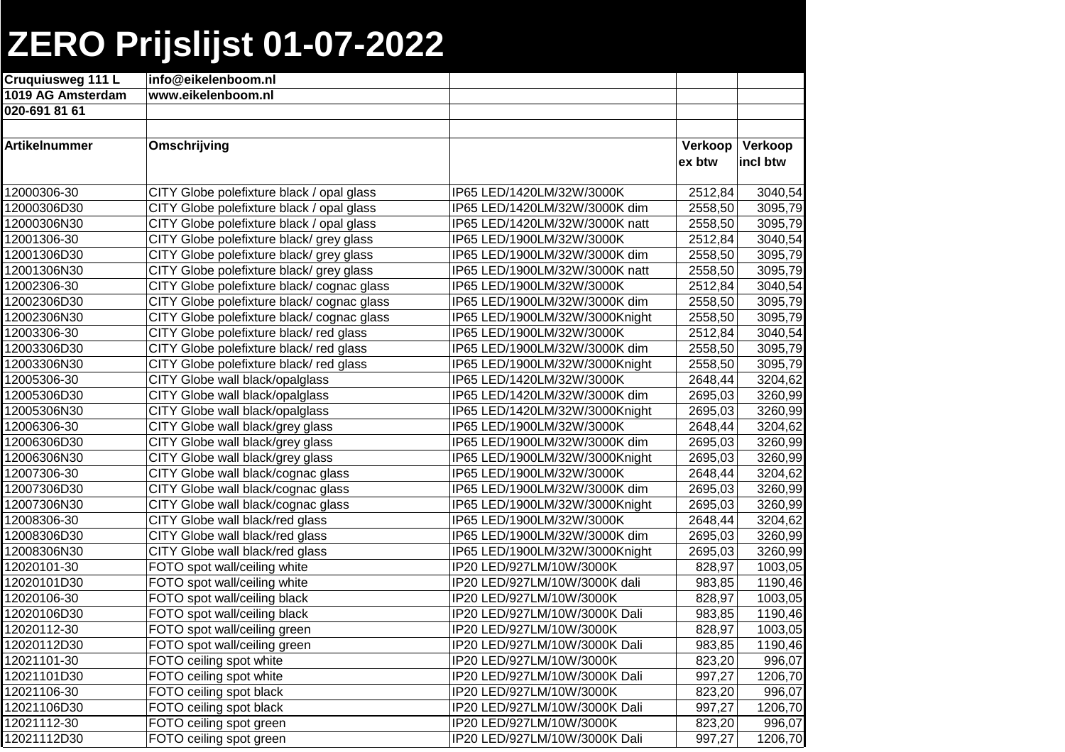# ZERO Prijslijst 01-07-2022

| | | | | |
|---|---|---|---|---|
| **Cruquiusweg 111 L** | **info@eikelenboom.nl** | | | |
| **1019 AG Amsterdam** | **www.eikelenboom.nl** | | | |
| **020-691 81 61** | | | | |
| | | | | |
| **Artikelnummer** | **Omschrijving** | | **Verkoop ex btw** | **Verkoop incl btw** |
| 12000306-30 | CITY Globe polefixture black / opal glass | IP65 LED/1420LM/32W/3000K | 2512,84 | 3040,54 |
| 12000306D30 | CITY Globe polefixture black / opal glass | IP65 LED/1420LM/32W/3000K dim | 2558,50 | 3095,79 |
| 12000306N30 | CITY Globe polefixture black / opal glass | IP65 LED/1420LM/32W/3000K natt | 2558,50 | 3095,79 |
| 12001306-30 | CITY Globe polefixture black/ grey glass | IP65 LED/1900LM/32W/3000K | 2512,84 | 3040,54 |
| 12001306D30 | CITY Globe polefixture black/ grey glass | IP65 LED/1900LM/32W/3000K dim | 2558,50 | 3095,79 |
| 12001306N30 | CITY Globe polefixture black/ grey glass | IP65 LED/1900LM/32W/3000K natt | 2558,50 | 3095,79 |
| 12002306-30 | CITY Globe polefixture black/ cognac glass | IP65 LED/1900LM/32W/3000K | 2512,84 | 3040,54 |
| 12002306D30 | CITY Globe polefixture black/ cognac glass | IP65 LED/1900LM/32W/3000K dim | 2558,50 | 3095,79 |
| 12002306N30 | CITY Globe polefixture black/ cognac glass | IP65 LED/1900LM/32W/3000Knight | 2558,50 | 3095,79 |
| 12003306-30 | CITY Globe polefixture black/ red glass | IP65 LED/1900LM/32W/3000K | 2512,84 | 3040,54 |
| 12003306D30 | CITY Globe polefixture black/ red glass | IP65 LED/1900LM/32W/3000K dim | 2558,50 | 3095,79 |
| 12003306N30 | CITY Globe polefixture black/ red glass | IP65 LED/1900LM/32W/3000Knight | 2558,50 | 3095,79 |
| 12005306-30 | CITY Globe wall black/opalglass | IP65 LED/1420LM/32W/3000K | 2648,44 | 3204,62 |
| 12005306D30 | CITY Globe wall black/opalglass | IP65 LED/1420LM/32W/3000K dim | 2695,03 | 3260,99 |
| 12005306N30 | CITY Globe wall black/opalglass | IP65 LED/1420LM/32W/3000Knight | 2695,03 | 3260,99 |
| 12006306-30 | CITY Globe wall black/grey glass | IP65 LED/1900LM/32W/3000K | 2648,44 | 3204,62 |
| 12006306D30 | CITY Globe wall black/grey glass | IP65 LED/1900LM/32W/3000K dim | 2695,03 | 3260,99 |
| 12006306N30 | CITY Globe wall black/grey glass | IP65 LED/1900LM/32W/3000Knight | 2695,03 | 3260,99 |
| 12007306-30 | CITY Globe wall black/cognac glass | IP65 LED/1900LM/32W/3000K | 2648,44 | 3204,62 |
| 12007306D30 | CITY Globe wall black/cognac glass | IP65 LED/1900LM/32W/3000K dim | 2695,03 | 3260,99 |
| 12007306N30 | CITY Globe wall black/cognac glass | IP65 LED/1900LM/32W/3000Knight | 2695,03 | 3260,99 |
| 12008306-30 | CITY Globe wall black/red glass | IP65 LED/1900LM/32W/3000K | 2648,44 | 3204,62 |
| 12008306D30 | CITY Globe wall black/red glass | IP65 LED/1900LM/32W/3000K dim | 2695,03 | 3260,99 |
| 12008306N30 | CITY Globe wall black/red glass | IP65 LED/1900LM/32W/3000Knight | 2695,03 | 3260,99 |
| 12020101-30 | FOTO spot wall/ceiling white | IP20 LED/927LM/10W/3000K | 828,97 | 1003,05 |
| 12020101D30 | FOTO spot wall/ceiling white | IP20 LED/927LM/10W/3000K dali | 983,85 | 1190,46 |
| 12020106-30 | FOTO spot wall/ceiling black | IP20 LED/927LM/10W/3000K | 828,97 | 1003,05 |
| 12020106D30 | FOTO spot wall/ceiling black | IP20 LED/927LM/10W/3000K Dali | 983,85 | 1190,46 |
| 12020112-30 | FOTO spot wall/ceiling green | IP20 LED/927LM/10W/3000K | 828,97 | 1003,05 |
| 12020112D30 | FOTO spot wall/ceiling green | IP20 LED/927LM/10W/3000K Dali | 983,85 | 1190,46 |
| 12021101-30 | FOTO ceiling spot white | IP20 LED/927LM/10W/3000K | 823,20 | 996,07 |
| 12021101D30 | FOTO ceiling spot white | IP20 LED/927LM/10W/3000K Dali | 997,27 | 1206,70 |
| 12021106-30 | FOTO ceiling spot black | IP20 LED/927LM/10W/3000K | 823,20 | 996,07 |
| 12021106D30 | FOTO ceiling spot black | IP20 LED/927LM/10W/3000K Dali | 997,27 | 1206,70 |
| 12021112-30 | FOTO ceiling spot green | IP20 LED/927LM/10W/3000K | 823,20 | 996,07 |
| 12021112D30 | FOTO ceiling spot green | IP20 LED/927LM/10W/3000K Dali | 997,27 | 1206,70 |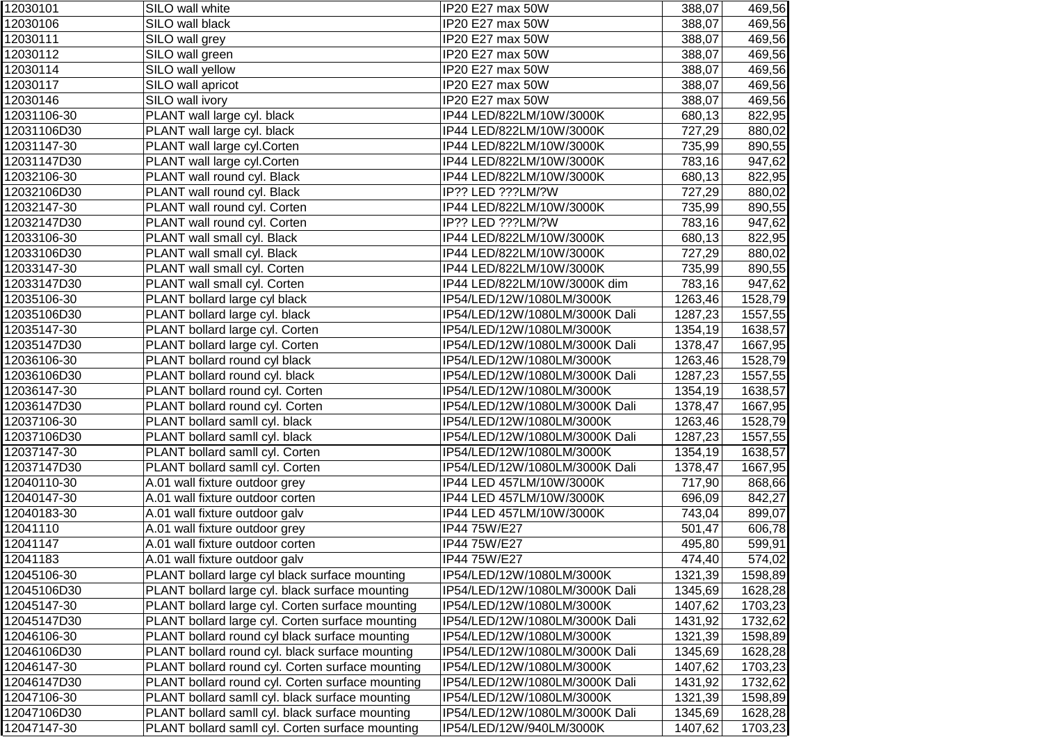| | | | | |
|---|---|---|---|---|
| 12030101 | SILO wall white | IP20 E27 max 50W | 388,07 | 469,56 |
| 12030106 | SILO wall black | IP20 E27 max 50W | 388,07 | 469,56 |
| 12030111 | SILO wall grey | IP20 E27 max 50W | 388,07 | 469,56 |
| 12030112 | SILO wall green | IP20 E27 max 50W | 388,07 | 469,56 |
| 12030114 | SILO wall yellow | IP20 E27 max 50W | 388,07 | 469,56 |
| 12030117 | SILO wall apricot | IP20 E27 max 50W | 388,07 | 469,56 |
| 12030146 | SILO wall ivory | IP20 E27 max 50W | 388,07 | 469,56 |
| 12031106-30 | PLANT wall large cyl. black | IP44 LED/822LM/10W/3000K | 680,13 | 822,95 |
| 12031106D30 | PLANT wall large cyl. black | IP44 LED/822LM/10W/3000K | 727,29 | 880,02 |
| 12031147-30 | PLANT wall large cyl.Corten | IP44 LED/822LM/10W/3000K | 735,99 | 890,55 |
| 12031147D30 | PLANT wall large cyl.Corten | IP44 LED/822LM/10W/3000K | 783,16 | 947,62 |
| 12032106-30 | PLANT wall round cyl. Black | IP44 LED/822LM/10W/3000K | 680,13 | 822,95 |
| 12032106D30 | PLANT wall round cyl. Black | IP?? LED ???LM/?W | 727,29 | 880,02 |
| 12032147-30 | PLANT wall round cyl. Corten | IP44 LED/822LM/10W/3000K | 735,99 | 890,55 |
| 12032147D30 | PLANT wall round cyl. Corten | IP?? LED ???LM/?W | 783,16 | 947,62 |
| 12033106-30 | PLANT wall small cyl. Black | IP44 LED/822LM/10W/3000K | 680,13 | 822,95 |
| 12033106D30 | PLANT wall small cyl. Black | IP44 LED/822LM/10W/3000K | 727,29 | 880,02 |
| 12033147-30 | PLANT wall small cyl. Corten | IP44 LED/822LM/10W/3000K | 735,99 | 890,55 |
| 12033147D30 | PLANT wall small cyl. Corten | IP44 LED/822LM/10W/3000K dim | 783,16 | 947,62 |
| 12035106-30 | PLANT bollard large cyl black | IP54/LED/12W/1080LM/3000K | 1263,46 | 1528,79 |
| 12035106D30 | PLANT bollard large cyl. black | IP54/LED/12W/1080LM/3000K Dali | 1287,23 | 1557,55 |
| 12035147-30 | PLANT bollard large cyl. Corten | IP54/LED/12W/1080LM/3000K | 1354,19 | 1638,57 |
| 12035147D30 | PLANT bollard large cyl. Corten | IP54/LED/12W/1080LM/3000K Dali | 1378,47 | 1667,95 |
| 12036106-30 | PLANT bollard round cyl black | IP54/LED/12W/1080LM/3000K | 1263,46 | 1528,79 |
| 12036106D30 | PLANT bollard round cyl. black | IP54/LED/12W/1080LM/3000K Dali | 1287,23 | 1557,55 |
| 12036147-30 | PLANT bollard round cyl. Corten | IP54/LED/12W/1080LM/3000K | 1354,19 | 1638,57 |
| 12036147D30 | PLANT bollard round cyl. Corten | IP54/LED/12W/1080LM/3000K Dali | 1378,47 | 1667,95 |
| 12037106-30 | PLANT bollard samll cyl. black | IP54/LED/12W/1080LM/3000K | 1263,46 | 1528,79 |
| 12037106D30 | PLANT bollard samll cyl. black | IP54/LED/12W/1080LM/3000K Dali | 1287,23 | 1557,55 |
| 12037147-30 | PLANT bollard samll cyl. Corten | IP54/LED/12W/1080LM/3000K | 1354,19 | 1638,57 |
| 12037147D30 | PLANT bollard samll cyl. Corten | IP54/LED/12W/1080LM/3000K Dali | 1378,47 | 1667,95 |
| 12040110-30 | A.01 wall fixture outdoor grey | IP44 LED 457LM/10W/3000K | 717,90 | 868,66 |
| 12040147-30 | A.01 wall fixture outdoor corten | IP44 LED 457LM/10W/3000K | 696,09 | 842,27 |
| 12040183-30 | A.01 wall fixture outdoor galv | IP44 LED 457LM/10W/3000K | 743,04 | 899,07 |
| 12041110 | A.01 wall fixture outdoor grey | IP44 75W/E27 | 501,47 | 606,78 |
| 12041147 | A.01 wall fixture outdoor corten | IP44 75W/E27 | 495,80 | 599,91 |
| 12041183 | A.01 wall fixture outdoor galv | IP44 75W/E27 | 474,40 | 574,02 |
| 12045106-30 | PLANT bollard large cyl black surface mounting | IP54/LED/12W/1080LM/3000K | 1321,39 | 1598,89 |
| 12045106D30 | PLANT bollard large cyl. black surface mounting | IP54/LED/12W/1080LM/3000K Dali | 1345,69 | 1628,28 |
| 12045147-30 | PLANT bollard large cyl. Corten surface mounting | IP54/LED/12W/1080LM/3000K | 1407,62 | 1703,23 |
| 12045147D30 | PLANT bollard large cyl. Corten surface mounting | IP54/LED/12W/1080LM/3000K Dali | 1431,92 | 1732,62 |
| 12046106-30 | PLANT bollard round cyl black surface mounting | IP54/LED/12W/1080LM/3000K | 1321,39 | 1598,89 |
| 12046106D30 | PLANT bollard round cyl. black surface mounting | IP54/LED/12W/1080LM/3000K Dali | 1345,69 | 1628,28 |
| 12046147-30 | PLANT bollard round cyl. Corten surface mounting | IP54/LED/12W/1080LM/3000K | 1407,62 | 1703,23 |
| 12046147D30 | PLANT bollard round cyl. Corten surface mounting | IP54/LED/12W/1080LM/3000K Dali | 1431,92 | 1732,62 |
| 12047106-30 | PLANT bollard samll cyl. black surface mounting | IP54/LED/12W/1080LM/3000K | 1321,39 | 1598,89 |
| 12047106D30 | PLANT bollard samll cyl. black surface mounting | IP54/LED/12W/1080LM/3000K Dali | 1345,69 | 1628,28 |
| 12047147-30 | PLANT bollard samll cyl. Corten surface mounting | IP54/LED/12W/940LM/3000K | 1407,62 | 1703,23 |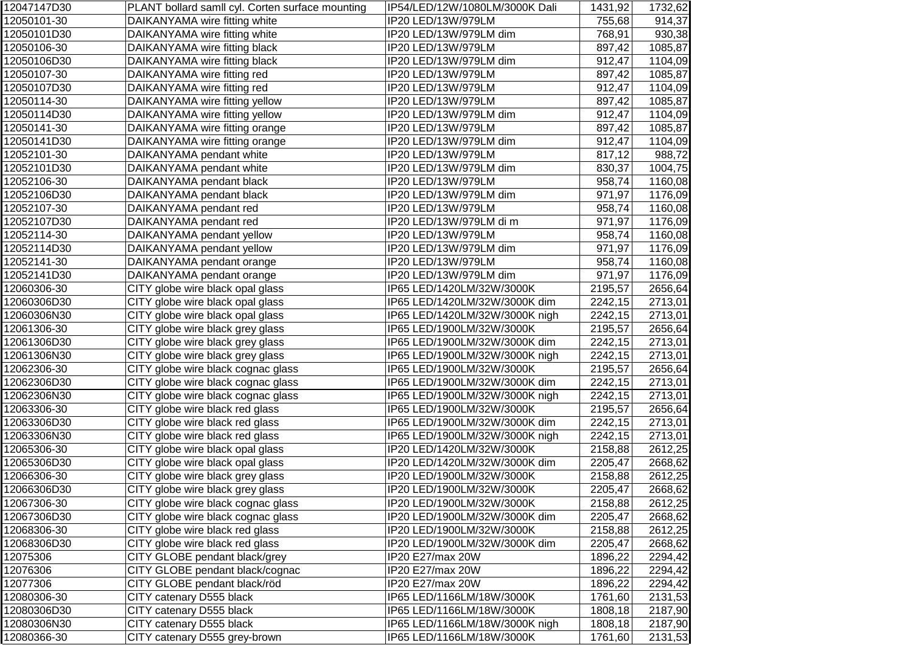| | | | | |
|---|---|---|---|---|
| 12047147D30 | PLANT bollard samll cyl. Corten surface mounting | IP54/LED/12W/1080LM/3000K Dali | 1431,92 | 1732,62 |
| 12050101-30 | DAIKANYAMA wire fitting white | IP20 LED/13W/979LM | 755,68 | 914,37 |
| 12050101D30 | DAIKANYAMA wire fitting white | IP20 LED/13W/979LM dim | 768,91 | 930,38 |
| 12050106-30 | DAIKANYAMA wire fitting black | IP20 LED/13W/979LM | 897,42 | 1085,87 |
| 12050106D30 | DAIKANYAMA wire fitting black | IP20 LED/13W/979LM dim | 912,47 | 1104,09 |
| 12050107-30 | DAIKANYAMA wire fitting red | IP20 LED/13W/979LM | 897,42 | 1085,87 |
| 12050107D30 | DAIKANYAMA wire fitting red | IP20 LED/13W/979LM dim | 912,47 | 1104,09 |
| 12050114-30 | DAIKANYAMA wire fitting yellow | IP20 LED/13W/979LM | 897,42 | 1085,87 |
| 12050114D30 | DAIKANYAMA wire fitting yellow | IP20 LED/13W/979LM dim | 912,47 | 1104,09 |
| 12050141-30 | DAIKANYAMA wire fitting orange | IP20 LED/13W/979LM | 897,42 | 1085,87 |
| 12050141D30 | DAIKANYAMA wire fitting orange | IP20 LED/13W/979LM dim | 912,47 | 1104,09 |
| 12052101-30 | DAIKANYAMA pendant white | IP20 LED/13W/979LM | 817,12 | 988,72 |
| 12052101D30 | DAIKANYAMA pendant white | IP20 LED/13W/979LM dim | 830,37 | 1004,75 |
| 12052106-30 | DAIKANYAMA pendant black | IP20 LED/13W/979LM | 958,74 | 1160,08 |
| 12052106D30 | DAIKANYAMA pendant black | IP20 LED/13W/979LM dim | 971,97 | 1176,09 |
| 12052107-30 | DAIKANYAMA pendant red | IP20 LED/13W/979LM | 958,74 | 1160,08 |
| 12052107D30 | DAIKANYAMA pendant red | IP20 LED/13W/979LM di m | 971,97 | 1176,09 |
| 12052114-30 | DAIKANYAMA pendant yellow | IP20 LED/13W/979LM | 958,74 | 1160,08 |
| 12052114D30 | DAIKANYAMA pendant yellow | IP20 LED/13W/979LM dim | 971,97 | 1176,09 |
| 12052141-30 | DAIKANYAMA pendant orange | IP20 LED/13W/979LM | 958,74 | 1160,08 |
| 12052141D30 | DAIKANYAMA pendant orange | IP20 LED/13W/979LM dim | 971,97 | 1176,09 |
| 12060306-30 | CITY globe wire black opal glass | IP65 LED/1420LM/32W/3000K | 2195,57 | 2656,64 |
| 12060306D30 | CITY globe wire black opal glass | IP65 LED/1420LM/32W/3000K dim | 2242,15 | 2713,01 |
| 12060306N30 | CITY globe wire black opal glass | IP65 LED/1420LM/32W/3000K nigh | 2242,15 | 2713,01 |
| 12061306-30 | CITY globe wire black grey glass | IP65 LED/1900LM/32W/3000K | 2195,57 | 2656,64 |
| 12061306D30 | CITY globe wire black grey glass | IP65 LED/1900LM/32W/3000K dim | 2242,15 | 2713,01 |
| 12061306N30 | CITY globe wire black grey glass | IP65 LED/1900LM/32W/3000K nigh | 2242,15 | 2713,01 |
| 12062306-30 | CITY globe wire black cognac glass | IP65 LED/1900LM/32W/3000K | 2195,57 | 2656,64 |
| 12062306D30 | CITY globe wire black cognac glass | IP65 LED/1900LM/32W/3000K dim | 2242,15 | 2713,01 |
| 12062306N30 | CITY globe wire black cognac glass | IP65 LED/1900LM/32W/3000K nigh | 2242,15 | 2713,01 |
| 12063306-30 | CITY globe wire black red glass | IP65 LED/1900LM/32W/3000K | 2195,57 | 2656,64 |
| 12063306D30 | CITY globe wire black red glass | IP65 LED/1900LM/32W/3000K dim | 2242,15 | 2713,01 |
| 12063306N30 | CITY globe wire black red glass | IP65 LED/1900LM/32W/3000K nigh | 2242,15 | 2713,01 |
| 12065306-30 | CITY globe wire black opal glass | IP20 LED/1420LM/32W/3000K | 2158,88 | 2612,25 |
| 12065306D30 | CITY globe wire black opal glass | IP20 LED/1420LM/32W/3000K dim | 2205,47 | 2668,62 |
| 12066306-30 | CITY globe wire black grey glass | IP20 LED/1900LM/32W/3000K | 2158,88 | 2612,25 |
| 12066306D30 | CITY globe wire black grey glass | IP20 LED/1900LM/32W/3000K | 2205,47 | 2668,62 |
| 12067306-30 | CITY globe wire black cognac glass | IP20 LED/1900LM/32W/3000K | 2158,88 | 2612,25 |
| 12067306D30 | CITY globe wire black cognac glass | IP20 LED/1900LM/32W/3000K dim | 2205,47 | 2668,62 |
| 12068306-30 | CITY globe wire black red glass | IP20 LED/1900LM/32W/3000K | 2158,88 | 2612,25 |
| 12068306D30 | CITY globe wire black red glass | IP20 LED/1900LM/32W/3000K dim | 2205,47 | 2668,62 |
| 12075306 | CITY GLOBE pendant black/grey | IP20 E27/max 20W | 1896,22 | 2294,42 |
| 12076306 | CITY GLOBE pendant black/cognac | IP20 E27/max 20W | 1896,22 | 2294,42 |
| 12077306 | CITY GLOBE pendant black/röd | IP20 E27/max 20W | 1896,22 | 2294,42 |
| 12080306-30 | CITY catenary D555 black | IP65 LED/1166LM/18W/3000K | 1761,60 | 2131,53 |
| 12080306D30 | CITY catenary D555 black | IP65 LED/1166LM/18W/3000K | 1808,18 | 2187,90 |
| 12080306N30 | CITY catenary D555 black | IP65 LED/1166LM/18W/3000K nigh | 1808,18 | 2187,90 |
| 12080366-30 | CITY catenary D555 grey-brown | IP65 LED/1166LM/18W/3000K | 1761,60 | 2131,53 |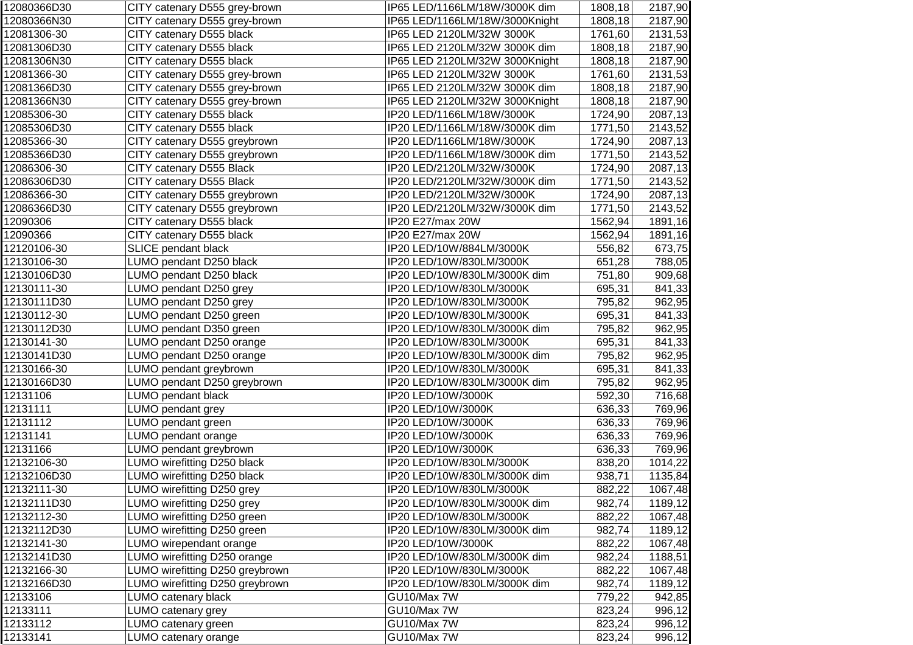| | | | | |
|---|---|---|---|---|
| 12080366D30 | CITY catenary D555 grey-brown | IP65 LED/1166LM/18W/3000K dim | 1808,18 | 2187,90 |
| 12080366N30 | CITY catenary D555 grey-brown | IP65 LED/1166LM/18W/3000Knight | 1808,18 | 2187,90 |
| 12081306-30 | CITY catenary D555 black | IP65 LED 2120LM/32W 3000K | 1761,60 | 2131,53 |
| 12081306D30 | CITY catenary D555 black | IP65 LED 2120LM/32W 3000K dim | 1808,18 | 2187,90 |
| 12081306N30 | CITY catenary D555 black | IP65 LED 2120LM/32W 3000Knight | 1808,18 | 2187,90 |
| 12081366-30 | CITY catenary D555 grey-brown | IP65 LED 2120LM/32W 3000K | 1761,60 | 2131,53 |
| 12081366D30 | CITY catenary D555 grey-brown | IP65 LED 2120LM/32W 3000K dim | 1808,18 | 2187,90 |
| 12081366N30 | CITY catenary D555 grey-brown | IP65 LED 2120LM/32W 3000Knight | 1808,18 | 2187,90 |
| 12085306-30 | CITY catenary D555 black | IP20 LED/1166LM/18W/3000K | 1724,90 | 2087,13 |
| 12085306D30 | CITY catenary D555 black | IP20 LED/1166LM/18W/3000K dim | 1771,50 | 2143,52 |
| 12085366-30 | CITY catenary D555 greybrown | IP20 LED/1166LM/18W/3000K | 1724,90 | 2087,13 |
| 12085366D30 | CITY catenary D555 greybrown | IP20 LED/1166LM/18W/3000K dim | 1771,50 | 2143,52 |
| 12086306-30 | CITY catenary D555 Black | IP20 LED/2120LM/32W/3000K | 1724,90 | 2087,13 |
| 12086306D30 | CITY catenary D555 Black | IP20 LED/2120LM/32W/3000K dim | 1771,50 | 2143,52 |
| 12086366-30 | CITY catenary D555 greybrown | IP20 LED/2120LM/32W/3000K | 1724,90 | 2087,13 |
| 12086366D30 | CITY catenary D555 greybrown | IP20 LED/2120LM/32W/3000K dim | 1771,50 | 2143,52 |
| 12090306 | CITY catenary D555 black | IP20 E27/max 20W | 1562,94 | 1891,16 |
| 12090366 | CITY catenary D555 black | IP20 E27/max 20W | 1562,94 | 1891,16 |
| 12120106-30 | SLICE pendant black | IP20 LED/10W/884LM/3000K | 556,82 | 673,75 |
| 12130106-30 | LUMO pendant D250 black | IP20 LED/10W/830LM/3000K | 651,28 | 788,05 |
| 12130106D30 | LUMO pendant D250 black | IP20 LED/10W/830LM/3000K dim | 751,80 | 909,68 |
| 12130111-30 | LUMO pendant D250 grey | IP20 LED/10W/830LM/3000K | 695,31 | 841,33 |
| 12130111D30 | LUMO pendant D250 grey | IP20 LED/10W/830LM/3000K | 795,82 | 962,95 |
| 12130112-30 | LUMO pendant D250 green | IP20 LED/10W/830LM/3000K | 695,31 | 841,33 |
| 12130112D30 | LUMO pendant D350 green | IP20 LED/10W/830LM/3000K dim | 795,82 | 962,95 |
| 12130141-30 | LUMO pendant D250 orange | IP20 LED/10W/830LM/3000K | 695,31 | 841,33 |
| 12130141D30 | LUMO pendant D250 orange | IP20 LED/10W/830LM/3000K dim | 795,82 | 962,95 |
| 12130166-30 | LUMO pendant greybrown | IP20 LED/10W/830LM/3000K | 695,31 | 841,33 |
| 12130166D30 | LUMO pendant D250 greybrown | IP20 LED/10W/830LM/3000K dim | 795,82 | 962,95 |
| 12131106 | LUMO pendant black | IP20 LED/10W/3000K | 592,30 | 716,68 |
| 12131111 | LUMO pendant grey | IP20 LED/10W/3000K | 636,33 | 769,96 |
| 12131112 | LUMO pendant green | IP20 LED/10W/3000K | 636,33 | 769,96 |
| 12131141 | LUMO pendant orange | IP20 LED/10W/3000K | 636,33 | 769,96 |
| 12131166 | LUMO pendant greybrown | IP20 LED/10W/3000K | 636,33 | 769,96 |
| 12132106-30 | LUMO wirefitting D250 black | IP20 LED/10W/830LM/3000K | 838,20 | 1014,22 |
| 12132106D30 | LUMO wirefitting D250 black | IP20 LED/10W/830LM/3000K dim | 938,71 | 1135,84 |
| 12132111-30 | LUMO wirefitting D250 grey | IP20 LED/10W/830LM/3000K | 882,22 | 1067,48 |
| 12132111D30 | LUMO wirefitting D250 grey | IP20 LED/10W/830LM/3000K dim | 982,74 | 1189,12 |
| 12132112-30 | LUMO wirefitting D250 green | IP20 LED/10W/830LM/3000K | 882,22 | 1067,48 |
| 12132112D30 | LUMO wirefitting D250 green | IP20 LED/10W/830LM/3000K dim | 982,74 | 1189,12 |
| 12132141-30 | LUMO wirependant orange | IP20 LED/10W/3000K | 882,22 | 1067,48 |
| 12132141D30 | LUMO wirefitting D250 orange | IP20 LED/10W/830LM/3000K dim | 982,24 | 1188,51 |
| 12132166-30 | LUMO wirefitting D250 greybrown | IP20 LED/10W/830LM/3000K | 882,22 | 1067,48 |
| 12132166D30 | LUMO wirefitting D250 greybrown | IP20 LED/10W/830LM/3000K dim | 982,74 | 1189,12 |
| 12133106 | LUMO catenary black | GU10/Max 7W | 779,22 | 942,85 |
| 12133111 | LUMO catenary grey | GU10/Max 7W | 823,24 | 996,12 |
| 12133112 | LUMO catenary green | GU10/Max 7W | 823,24 | 996,12 |
| 12133141 | LUMO catenary orange | GU10/Max 7W | 823,24 | 996,12 |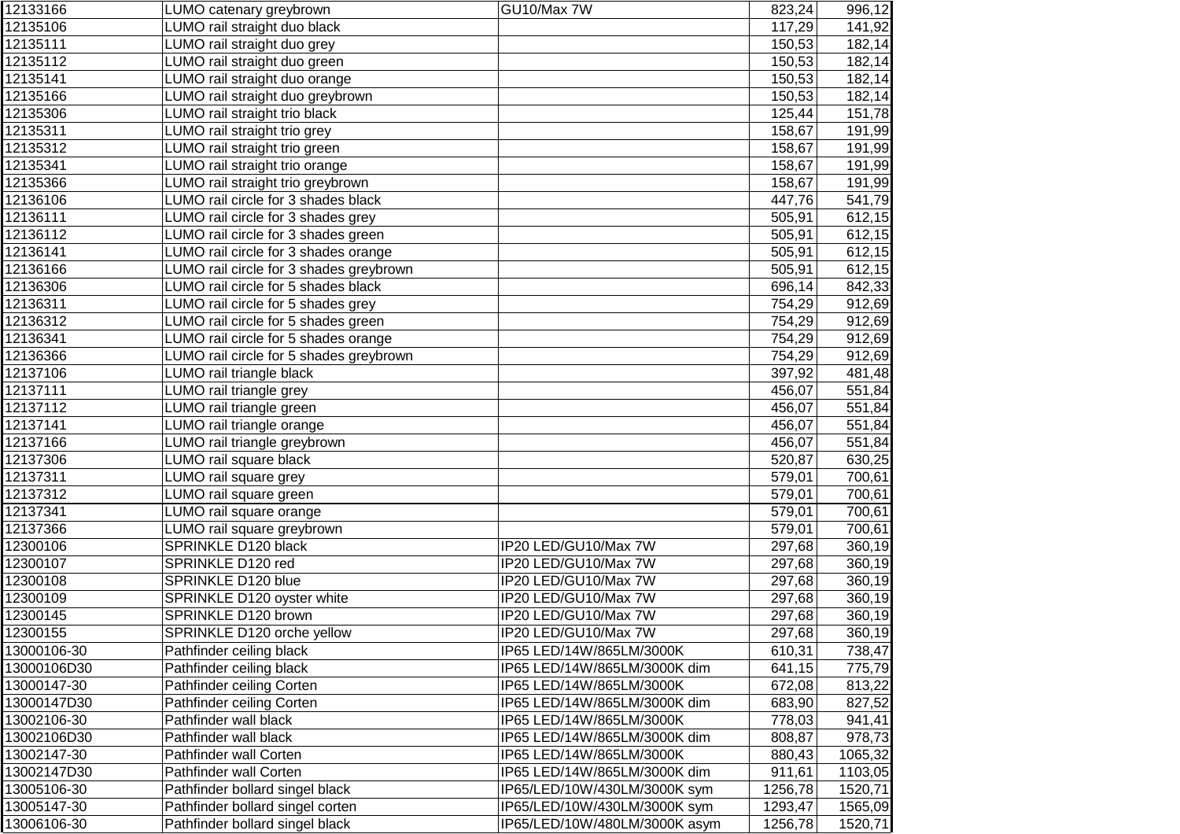| | | | | |
|---|---|---|---|---|
| 12133166 | LUMO catenary greybrown | GU10/Max 7W | 823,24 | 996,12 |
| 12135106 | LUMO rail straight duo black | | 117,29 | 141,92 |
| 12135111 | LUMO rail straight duo grey | | 150,53 | 182,14 |
| 12135112 | LUMO rail straight duo green | | 150,53 | 182,14 |
| 12135141 | LUMO rail straight duo orange | | 150,53 | 182,14 |
| 12135166 | LUMO rail straight duo greybrown | | 150,53 | 182,14 |
| 12135306 | LUMO rail straight trio black | | 125,44 | 151,78 |
| 12135311 | LUMO rail straight trio grey | | 158,67 | 191,99 |
| 12135312 | LUMO rail straight trio green | | 158,67 | 191,99 |
| 12135341 | LUMO rail straight trio orange | | 158,67 | 191,99 |
| 12135366 | LUMO rail straight trio greybrown | | 158,67 | 191,99 |
| 12136106 | LUMO rail circle for 3 shades black | | 447,76 | 541,79 |
| 12136111 | LUMO rail circle for 3 shades grey | | 505,91 | 612,15 |
| 12136112 | LUMO rail circle for 3 shades green | | 505,91 | 612,15 |
| 12136141 | LUMO rail circle for 3 shades orange | | 505,91 | 612,15 |
| 12136166 | LUMO rail circle for 3 shades greybrown | | 505,91 | 612,15 |
| 12136306 | LUMO rail circle for 5 shades black | | 696,14 | 842,33 |
| 12136311 | LUMO rail circle for 5 shades grey | | 754,29 | 912,69 |
| 12136312 | LUMO rail circle for 5 shades green | | 754,29 | 912,69 |
| 12136341 | LUMO rail circle for 5 shades orange | | 754,29 | 912,69 |
| 12136366 | LUMO rail circle for 5 shades greybrown | | 754,29 | 912,69 |
| 12137106 | LUMO rail triangle black | | 397,92 | 481,48 |
| 12137111 | LUMO rail triangle grey | | 456,07 | 551,84 |
| 12137112 | LUMO rail triangle green | | 456,07 | 551,84 |
| 12137141 | LUMO rail triangle orange | | 456,07 | 551,84 |
| 12137166 | LUMO rail triangle greybrown | | 456,07 | 551,84 |
| 12137306 | LUMO rail square black | | 520,87 | 630,25 |
| 12137311 | LUMO rail square grey | | 579,01 | 700,61 |
| 12137312 | LUMO rail square green | | 579,01 | 700,61 |
| 12137341 | LUMO rail square orange | | 579,01 | 700,61 |
| 12137366 | LUMO rail square greybrown | | 579,01 | 700,61 |
| 12300106 | SPRINKLE D120 black | IP20 LED/GU10/Max 7W | 297,68 | 360,19 |
| 12300107 | SPRINKLE D120 red | IP20 LED/GU10/Max 7W | 297,68 | 360,19 |
| 12300108 | SPRINKLE D120 blue | IP20 LED/GU10/Max 7W | 297,68 | 360,19 |
| 12300109 | SPRINKLE D120 oyster white | IP20 LED/GU10/Max 7W | 297,68 | 360,19 |
| 12300145 | SPRINKLE D120 brown | IP20 LED/GU10/Max 7W | 297,68 | 360,19 |
| 12300155 | SPRINKLE D120 orche yellow | IP20 LED/GU10/Max 7W | 297,68 | 360,19 |
| 13000106-30 | Pathfinder ceiling black | IP65 LED/14W/865LM/3000K | 610,31 | 738,47 |
| 13000106D30 | Pathfinder ceiling black | IP65 LED/14W/865LM/3000K dim | 641,15 | 775,79 |
| 13000147-30 | Pathfinder ceiling Corten | IP65 LED/14W/865LM/3000K | 672,08 | 813,22 |
| 13000147D30 | Pathfinder ceiling Corten | IP65 LED/14W/865LM/3000K dim | 683,90 | 827,52 |
| 13002106-30 | Pathfinder wall black | IP65 LED/14W/865LM/3000K | 778,03 | 941,41 |
| 13002106D30 | Pathfinder wall black | IP65 LED/14W/865LM/3000K dim | 808,87 | 978,73 |
| 13002147-30 | Pathfinder wall Corten | IP65 LED/14W/865LM/3000K | 880,43 | 1065,32 |
| 13002147D30 | Pathfinder wall Corten | IP65 LED/14W/865LM/3000K dim | 911,61 | 1103,05 |
| 13005106-30 | Pathfinder bollard singel black | IP65/LED/10W/430LM/3000K sym | 1256,78 | 1520,71 |
| 13005147-30 | Pathfinder bollard singel corten | IP65/LED/10W/430LM/3000K sym | 1293,47 | 1565,09 |
| 13006106-30 | Pathfinder bollard singel black | IP65/LED/10W/480LM/3000K asym | 1256,78 | 1520,71 |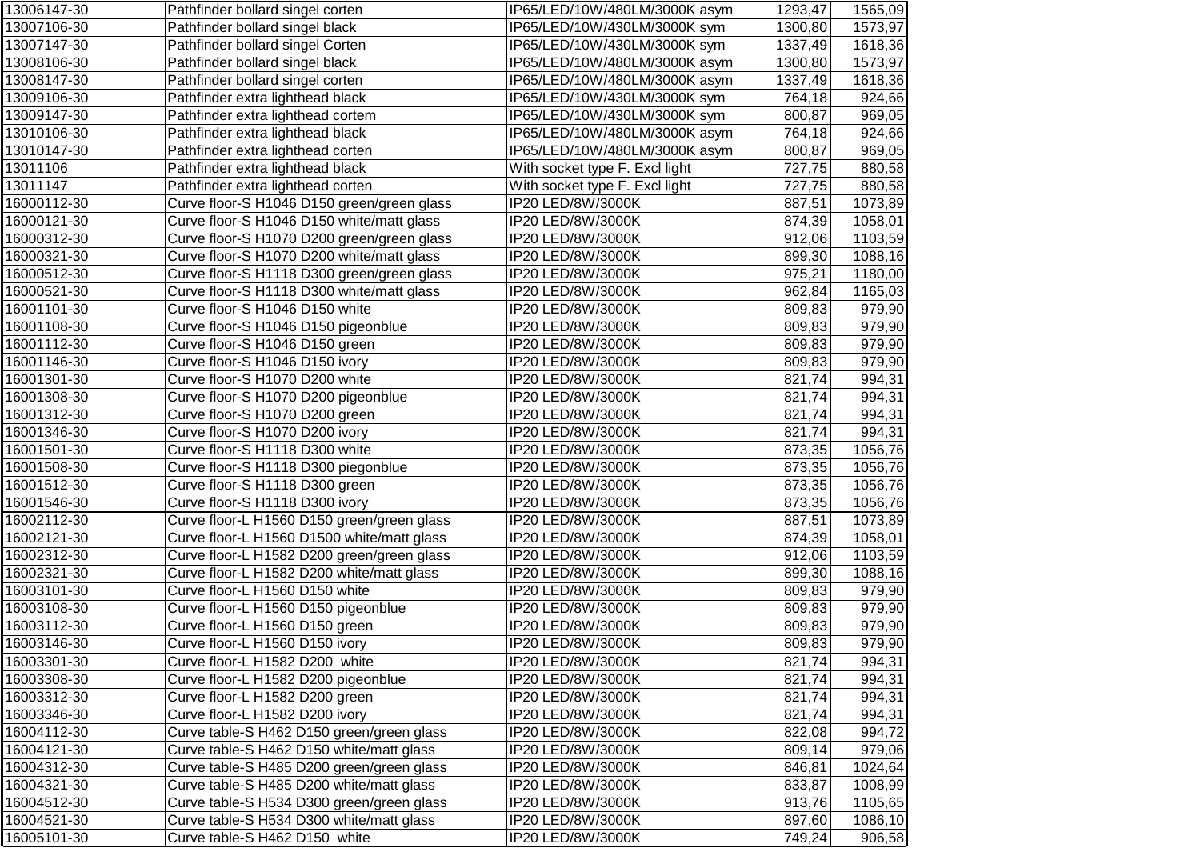| | | | | |
|---|---|---|---|---|
| 13006147-30 | Pathfinder bollard singel corten | IP65/LED/10W/480LM/3000K asym | 1293,47 | 1565,09 |
| 13007106-30 | Pathfinder bollard singel black | IP65/LED/10W/430LM/3000K sym | 1300,80 | 1573,97 |
| 13007147-30 | Pathfinder bollard singel Corten | IP65/LED/10W/430LM/3000K sym | 1337,49 | 1618,36 |
| 13008106-30 | Pathfinder bollard singel black | IP65/LED/10W/480LM/3000K asym | 1300,80 | 1573,97 |
| 13008147-30 | Pathfinder bollard singel corten | IP65/LED/10W/480LM/3000K asym | 1337,49 | 1618,36 |
| 13009106-30 | Pathfinder extra lighthead black | IP65/LED/10W/430LM/3000K sym | 764,18 | 924,66 |
| 13009147-30 | Pathfinder extra lighthead cortem | IP65/LED/10W/430LM/3000K sym | 800,87 | 969,05 |
| 13010106-30 | Pathfinder extra lighthead black | IP65/LED/10W/480LM/3000K asym | 764,18 | 924,66 |
| 13010147-30 | Pathfinder extra lighthead corten | IP65/LED/10W/480LM/3000K asym | 800,87 | 969,05 |
| 13011106 | Pathfinder extra lighthead black | With socket type F. Excl light | 727,75 | 880,58 |
| 13011147 | Pathfinder extra lighthead corten | With socket type F. Excl light | 727,75 | 880,58 |
| 16000112-30 | Curve floor-S H1046 D150 green/green glass | IP20 LED/8W/3000K | 887,51 | 1073,89 |
| 16000121-30 | Curve floor-S H1046 D150 white/matt glass | IP20 LED/8W/3000K | 874,39 | 1058,01 |
| 16000312-30 | Curve floor-S H1070 D200 green/green glass | IP20 LED/8W/3000K | 912,06 | 1103,59 |
| 16000321-30 | Curve floor-S H1070 D200 white/matt glass | IP20 LED/8W/3000K | 899,30 | 1088,16 |
| 16000512-30 | Curve floor-S H1118 D300 green/green glass | IP20 LED/8W/3000K | 975,21 | 1180,00 |
| 16000521-30 | Curve floor-S H1118 D300 white/matt glass | IP20 LED/8W/3000K | 962,84 | 1165,03 |
| 16001101-30 | Curve floor-S H1046 D150 white | IP20 LED/8W/3000K | 809,83 | 979,90 |
| 16001108-30 | Curve floor-S H1046 D150 pigeonblue | IP20 LED/8W/3000K | 809,83 | 979,90 |
| 16001112-30 | Curve floor-S H1046 D150 green | IP20 LED/8W/3000K | 809,83 | 979,90 |
| 16001146-30 | Curve floor-S H1046 D150 ivory | IP20 LED/8W/3000K | 809,83 | 979,90 |
| 16001301-30 | Curve floor-S H1070 D200 white | IP20 LED/8W/3000K | 821,74 | 994,31 |
| 16001308-30 | Curve floor-S H1070 D200 pigeonblue | IP20 LED/8W/3000K | 821,74 | 994,31 |
| 16001312-30 | Curve floor-S H1070 D200 green | IP20 LED/8W/3000K | 821,74 | 994,31 |
| 16001346-30 | Curve floor-S H1070 D200 ivory | IP20 LED/8W/3000K | 821,74 | 994,31 |
| 16001501-30 | Curve floor-S H1118 D300 white | IP20 LED/8W/3000K | 873,35 | 1056,76 |
| 16001508-30 | Curve floor-S H1118 D300 piegonblue | IP20 LED/8W/3000K | 873,35 | 1056,76 |
| 16001512-30 | Curve floor-S H1118 D300 green | IP20 LED/8W/3000K | 873,35 | 1056,76 |
| 16001546-30 | Curve floor-S H1118 D300 ivory | IP20 LED/8W/3000K | 873,35 | 1056,76 |
| 16002112-30 | Curve floor-L H1560 D150 green/green glass | IP20 LED/8W/3000K | 887,51 | 1073,89 |
| 16002121-30 | Curve floor-L H1560 D1500 white/matt glass | IP20 LED/8W/3000K | 874,39 | 1058,01 |
| 16002312-30 | Curve floor-L H1582 D200 green/green glass | IP20 LED/8W/3000K | 912,06 | 1103,59 |
| 16002321-30 | Curve floor-L H1582 D200 white/matt glass | IP20 LED/8W/3000K | 899,30 | 1088,16 |
| 16003101-30 | Curve floor-L H1560 D150 white | IP20 LED/8W/3000K | 809,83 | 979,90 |
| 16003108-30 | Curve floor-L H1560 D150 pigeonblue | IP20 LED/8W/3000K | 809,83 | 979,90 |
| 16003112-30 | Curve floor-L H1560 D150 green | IP20 LED/8W/3000K | 809,83 | 979,90 |
| 16003146-30 | Curve floor-L H1560 D150 ivory | IP20 LED/8W/3000K | 809,83 | 979,90 |
| 16003301-30 | Curve floor-L H1582 D200 white | IP20 LED/8W/3000K | 821,74 | 994,31 |
| 16003308-30 | Curve floor-L H1582 D200 pigeonblue | IP20 LED/8W/3000K | 821,74 | 994,31 |
| 16003312-30 | Curve floor-L H1582 D200 green | IP20 LED/8W/3000K | 821,74 | 994,31 |
| 16003346-30 | Curve floor-L H1582 D200 ivory | IP20 LED/8W/3000K | 821,74 | 994,31 |
| 16004112-30 | Curve table-S H462 D150 green/green glass | IP20 LED/8W/3000K | 822,08 | 994,72 |
| 16004121-30 | Curve table-S H462 D150 white/matt glass | IP20 LED/8W/3000K | 809,14 | 979,06 |
| 16004312-30 | Curve table-S H485 D200 green/green glass | IP20 LED/8W/3000K | 846,81 | 1024,64 |
| 16004321-30 | Curve table-S H485 D200 white/matt glass | IP20 LED/8W/3000K | 833,87 | 1008,99 |
| 16004512-30 | Curve table-S H534 D300 green/green glass | IP20 LED/8W/3000K | 913,76 | 1105,65 |
| 16004521-30 | Curve table-S H534 D300 white/matt glass | IP20 LED/8W/3000K | 897,60 | 1086,10 |
| 16005101-30 | Curve table-S H462 D150 white | IP20 LED/8W/3000K | 749,24 | 906,58 |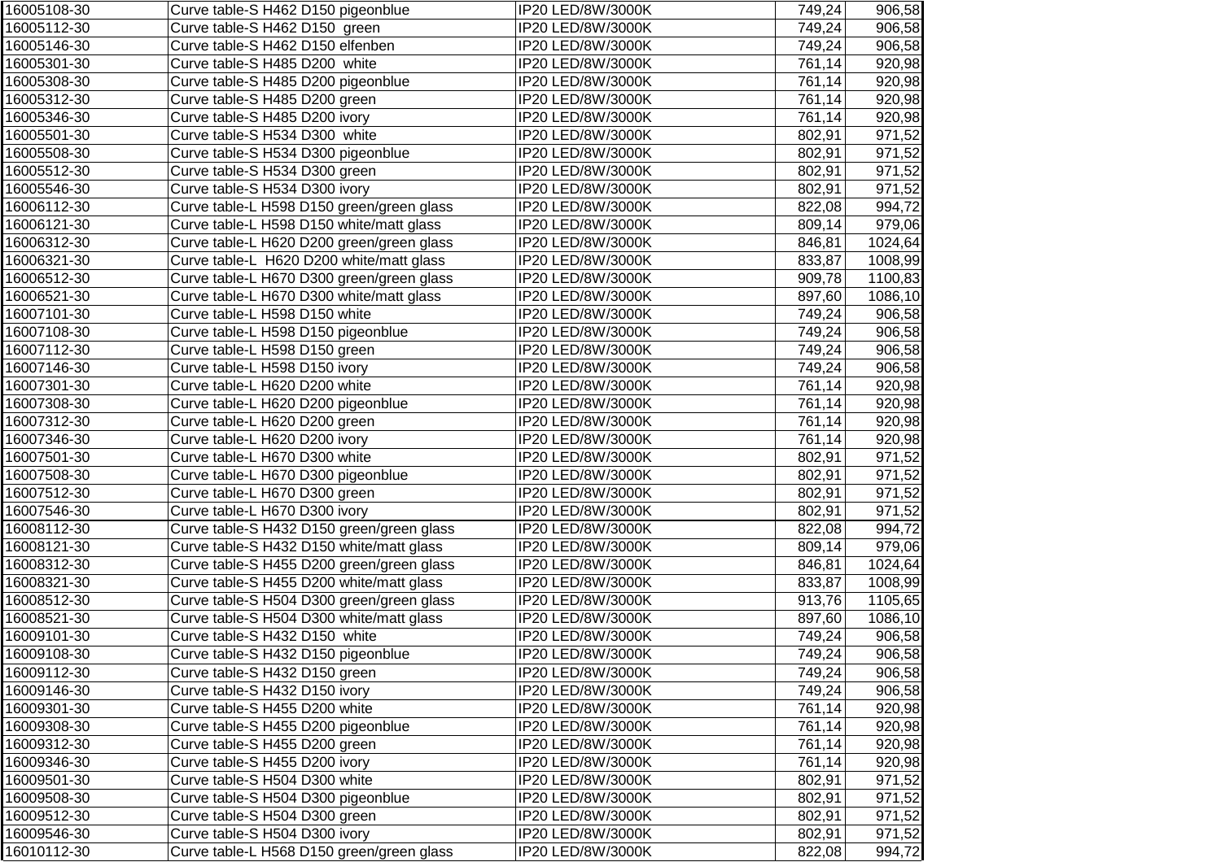| | | | | |
|---|---|---|---|---|
| 16005108-30 | Curve table-S H462 D150 pigeonblue | IP20 LED/8W/3000K | 749,24 | 906,58 |
| 16005112-30 | Curve table-S H462 D150  green | IP20 LED/8W/3000K | 749,24 | 906,58 |
| 16005146-30 | Curve table-S H462 D150 elfenben | IP20 LED/8W/3000K | 749,24 | 906,58 |
| 16005301-30 | Curve table-S H485 D200  white | IP20 LED/8W/3000K | 761,14 | 920,98 |
| 16005308-30 | Curve table-S H485 D200 pigeonblue | IP20 LED/8W/3000K | 761,14 | 920,98 |
| 16005312-30 | Curve table-S H485 D200 green | IP20 LED/8W/3000K | 761,14 | 920,98 |
| 16005346-30 | Curve table-S H485 D200 ivory | IP20 LED/8W/3000K | 761,14 | 920,98 |
| 16005501-30 | Curve table-S H534 D300  white | IP20 LED/8W/3000K | 802,91 | 971,52 |
| 16005508-30 | Curve table-S H534 D300 pigeonblue | IP20 LED/8W/3000K | 802,91 | 971,52 |
| 16005512-30 | Curve table-S H534 D300 green | IP20 LED/8W/3000K | 802,91 | 971,52 |
| 16005546-30 | Curve table-S H534 D300 ivory | IP20 LED/8W/3000K | 802,91 | 971,52 |
| 16006112-30 | Curve table-L H598 D150 green/green glass | IP20 LED/8W/3000K | 822,08 | 994,72 |
| 16006121-30 | Curve table-L H598 D150 white/matt glass | IP20 LED/8W/3000K | 809,14 | 979,06 |
| 16006312-30 | Curve table-L H620 D200 green/green glass | IP20 LED/8W/3000K | 846,81 | 1024,64 |
| 16006321-30 | Curve table-L  H620 D200 white/matt glass | IP20 LED/8W/3000K | 833,87 | 1008,99 |
| 16006512-30 | Curve table-L H670 D300 green/green glass | IP20 LED/8W/3000K | 909,78 | 1100,83 |
| 16006521-30 | Curve table-L H670 D300 white/matt glass | IP20 LED/8W/3000K | 897,60 | 1086,10 |
| 16007101-30 | Curve table-L H598 D150 white | IP20 LED/8W/3000K | 749,24 | 906,58 |
| 16007108-30 | Curve table-L H598 D150 pigeonblue | IP20 LED/8W/3000K | 749,24 | 906,58 |
| 16007112-30 | Curve table-L H598 D150 green | IP20 LED/8W/3000K | 749,24 | 906,58 |
| 16007146-30 | Curve table-L H598 D150 ivory | IP20 LED/8W/3000K | 749,24 | 906,58 |
| 16007301-30 | Curve table-L H620 D200 white | IP20 LED/8W/3000K | 761,14 | 920,98 |
| 16007308-30 | Curve table-L H620 D200 pigeonblue | IP20 LED/8W/3000K | 761,14 | 920,98 |
| 16007312-30 | Curve table-L H620 D200 green | IP20 LED/8W/3000K | 761,14 | 920,98 |
| 16007346-30 | Curve table-L H620 D200 ivory | IP20 LED/8W/3000K | 761,14 | 920,98 |
| 16007501-30 | Curve table-L H670 D300 white | IP20 LED/8W/3000K | 802,91 | 971,52 |
| 16007508-30 | Curve table-L H670 D300 pigeonblue | IP20 LED/8W/3000K | 802,91 | 971,52 |
| 16007512-30 | Curve table-L H670 D300 green | IP20 LED/8W/3000K | 802,91 | 971,52 |
| 16007546-30 | Curve table-L H670 D300 ivory | IP20 LED/8W/3000K | 802,91 | 971,52 |
| 16008112-30 | Curve table-S H432 D150 green/green glass | IP20 LED/8W/3000K | 822,08 | 994,72 |
| 16008121-30 | Curve table-S H432 D150 white/matt glass | IP20 LED/8W/3000K | 809,14 | 979,06 |
| 16008312-30 | Curve table-S H455 D200 green/green glass | IP20 LED/8W/3000K | 846,81 | 1024,64 |
| 16008321-30 | Curve table-S H455 D200 white/matt glass | IP20 LED/8W/3000K | 833,87 | 1008,99 |
| 16008512-30 | Curve table-S H504 D300 green/green glass | IP20 LED/8W/3000K | 913,76 | 1105,65 |
| 16008521-30 | Curve table-S H504 D300 white/matt glass | IP20 LED/8W/3000K | 897,60 | 1086,10 |
| 16009101-30 | Curve table-S H432 D150  white | IP20 LED/8W/3000K | 749,24 | 906,58 |
| 16009108-30 | Curve table-S H432 D150 pigeonblue | IP20 LED/8W/3000K | 749,24 | 906,58 |
| 16009112-30 | Curve table-S H432 D150 green | IP20 LED/8W/3000K | 749,24 | 906,58 |
| 16009146-30 | Curve table-S H432 D150 ivory | IP20 LED/8W/3000K | 749,24 | 906,58 |
| 16009301-30 | Curve table-S H455 D200 white | IP20 LED/8W/3000K | 761,14 | 920,98 |
| 16009308-30 | Curve table-S H455 D200 pigeonblue | IP20 LED/8W/3000K | 761,14 | 920,98 |
| 16009312-30 | Curve table-S H455 D200 green | IP20 LED/8W/3000K | 761,14 | 920,98 |
| 16009346-30 | Curve table-S H455 D200 ivory | IP20 LED/8W/3000K | 761,14 | 920,98 |
| 16009501-30 | Curve table-S H504 D300 white | IP20 LED/8W/3000K | 802,91 | 971,52 |
| 16009508-30 | Curve table-S H504 D300 pigeonblue | IP20 LED/8W/3000K | 802,91 | 971,52 |
| 16009512-30 | Curve table-S H504 D300 green | IP20 LED/8W/3000K | 802,91 | 971,52 |
| 16009546-30 | Curve table-S H504 D300 ivory | IP20 LED/8W/3000K | 802,91 | 971,52 |
| 16010112-30 | Curve table-L H568 D150 green/green glass | IP20 LED/8W/3000K | 822,08 | 994,72 |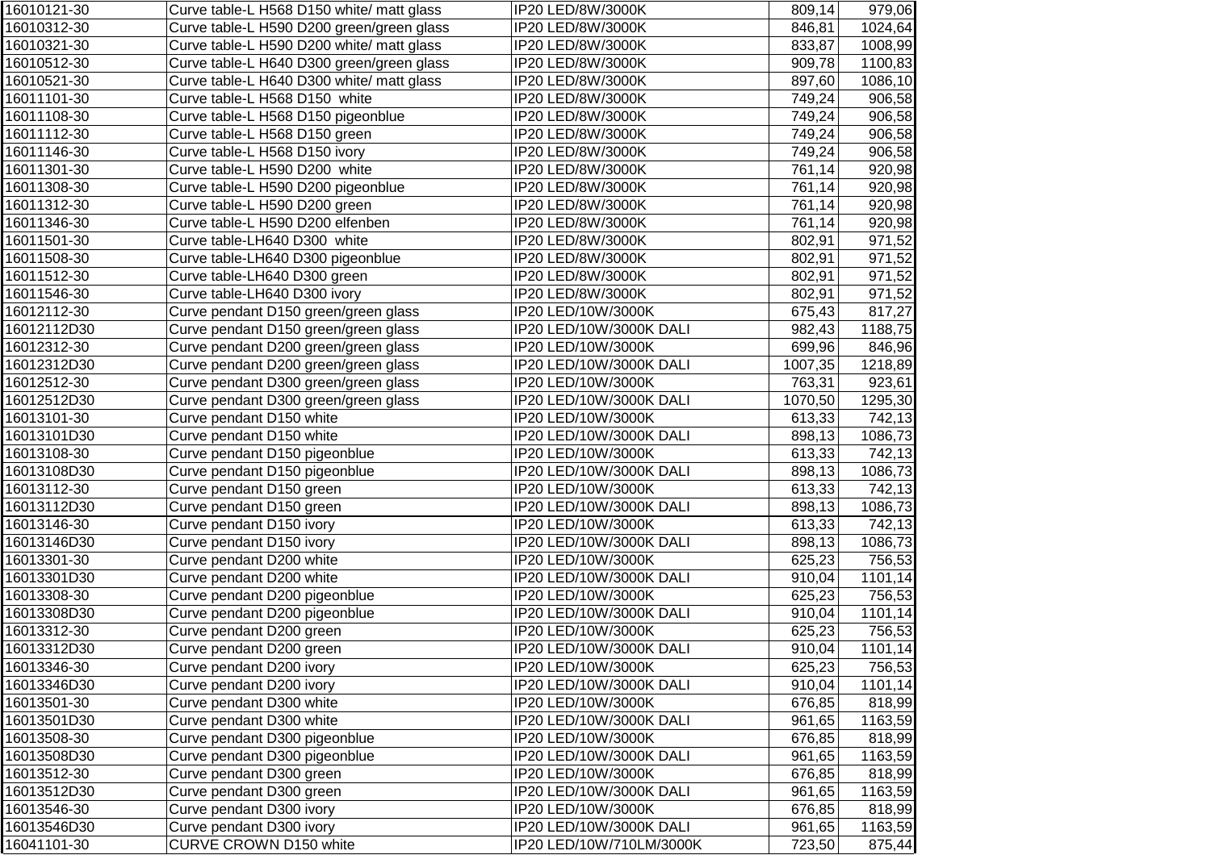| | | | | |
|---|---|---|---|---|
| 16010121-30 | Curve table-L H568 D150 white/ matt glass | IP20 LED/8W/3000K | 809,14 | 979,06 |
| 16010312-30 | Curve table-L H590 D200 green/green glass | IP20 LED/8W/3000K | 846,81 | 1024,64 |
| 16010321-30 | Curve table-L H590 D200 white/ matt glass | IP20 LED/8W/3000K | 833,87 | 1008,99 |
| 16010512-30 | Curve table-L H640 D300 green/green glass | IP20 LED/8W/3000K | 909,78 | 1100,83 |
| 16010521-30 | Curve table-L H640 D300 white/ matt glass | IP20 LED/8W/3000K | 897,60 | 1086,10 |
| 16011101-30 | Curve table-L H568 D150 white | IP20 LED/8W/3000K | 749,24 | 906,58 |
| 16011108-30 | Curve table-L H568 D150 pigeonblue | IP20 LED/8W/3000K | 749,24 | 906,58 |
| 16011112-30 | Curve table-L H568 D150 green | IP20 LED/8W/3000K | 749,24 | 906,58 |
| 16011146-30 | Curve table-L H568 D150 ivory | IP20 LED/8W/3000K | 749,24 | 906,58 |
| 16011301-30 | Curve table-L H590 D200 white | IP20 LED/8W/3000K | 761,14 | 920,98 |
| 16011308-30 | Curve table-L H590 D200 pigeonblue | IP20 LED/8W/3000K | 761,14 | 920,98 |
| 16011312-30 | Curve table-L H590 D200 green | IP20 LED/8W/3000K | 761,14 | 920,98 |
| 16011346-30 | Curve table-L H590 D200 elfenben | IP20 LED/8W/3000K | 761,14 | 920,98 |
| 16011501-30 | Curve table-LH640 D300 white | IP20 LED/8W/3000K | 802,91 | 971,52 |
| 16011508-30 | Curve table-LH640 D300 pigeonblue | IP20 LED/8W/3000K | 802,91 | 971,52 |
| 16011512-30 | Curve table-LH640 D300 green | IP20 LED/8W/3000K | 802,91 | 971,52 |
| 16011546-30 | Curve table-LH640 D300 ivory | IP20 LED/8W/3000K | 802,91 | 971,52 |
| 16012112-30 | Curve pendant D150 green/green glass | IP20 LED/10W/3000K | 675,43 | 817,27 |
| 16012112D30 | Curve pendant D150 green/green glass | IP20 LED/10W/3000K DALI | 982,43 | 1188,75 |
| 16012312-30 | Curve pendant D200 green/green glass | IP20 LED/10W/3000K | 699,96 | 846,96 |
| 16012312D30 | Curve pendant D200 green/green glass | IP20 LED/10W/3000K DALI | 1007,35 | 1218,89 |
| 16012512-30 | Curve pendant D300 green/green glass | IP20 LED/10W/3000K | 763,31 | 923,61 |
| 16012512D30 | Curve pendant D300 green/green glass | IP20 LED/10W/3000K DALI | 1070,50 | 1295,30 |
| 16013101-30 | Curve pendant D150 white | IP20 LED/10W/3000K | 613,33 | 742,13 |
| 16013101D30 | Curve pendant D150 white | IP20 LED/10W/3000K DALI | 898,13 | 1086,73 |
| 16013108-30 | Curve pendant D150 pigeonblue | IP20 LED/10W/3000K | 613,33 | 742,13 |
| 16013108D30 | Curve pendant D150 pigeonblue | IP20 LED/10W/3000K DALI | 898,13 | 1086,73 |
| 16013112-30 | Curve pendant D150 green | IP20 LED/10W/3000K | 613,33 | 742,13 |
| 16013112D30 | Curve pendant D150 green | IP20 LED/10W/3000K DALI | 898,13 | 1086,73 |
| 16013146-30 | Curve pendant D150 ivory | IP20 LED/10W/3000K | 613,33 | 742,13 |
| 16013146D30 | Curve pendant D150 ivory | IP20 LED/10W/3000K DALI | 898,13 | 1086,73 |
| 16013301-30 | Curve pendant D200 white | IP20 LED/10W/3000K | 625,23 | 756,53 |
| 16013301D30 | Curve pendant D200 white | IP20 LED/10W/3000K DALI | 910,04 | 1101,14 |
| 16013308-30 | Curve pendant D200 pigeonblue | IP20 LED/10W/3000K | 625,23 | 756,53 |
| 16013308D30 | Curve pendant D200 pigeonblue | IP20 LED/10W/3000K DALI | 910,04 | 1101,14 |
| 16013312-30 | Curve pendant D200 green | IP20 LED/10W/3000K | 625,23 | 756,53 |
| 16013312D30 | Curve pendant D200 green | IP20 LED/10W/3000K DALI | 910,04 | 1101,14 |
| 16013346-30 | Curve pendant D200 ivory | IP20 LED/10W/3000K | 625,23 | 756,53 |
| 16013346D30 | Curve pendant D200 ivory | IP20 LED/10W/3000K DALI | 910,04 | 1101,14 |
| 16013501-30 | Curve pendant D300 white | IP20 LED/10W/3000K | 676,85 | 818,99 |
| 16013501D30 | Curve pendant D300 white | IP20 LED/10W/3000K DALI | 961,65 | 1163,59 |
| 16013508-30 | Curve pendant D300 pigeonblue | IP20 LED/10W/3000K | 676,85 | 818,99 |
| 16013508D30 | Curve pendant D300 pigeonblue | IP20 LED/10W/3000K DALI | 961,65 | 1163,59 |
| 16013512-30 | Curve pendant D300 green | IP20 LED/10W/3000K | 676,85 | 818,99 |
| 16013512D30 | Curve pendant D300 green | IP20 LED/10W/3000K DALI | 961,65 | 1163,59 |
| 16013546-30 | Curve pendant D300 ivory | IP20 LED/10W/3000K | 676,85 | 818,99 |
| 16013546D30 | Curve pendant D300 ivory | IP20 LED/10W/3000K DALI | 961,65 | 1163,59 |
| 16041101-30 | CURVE CROWN D150 white | IP20 LED/10W/710LM/3000K | 723,50 | 875,44 |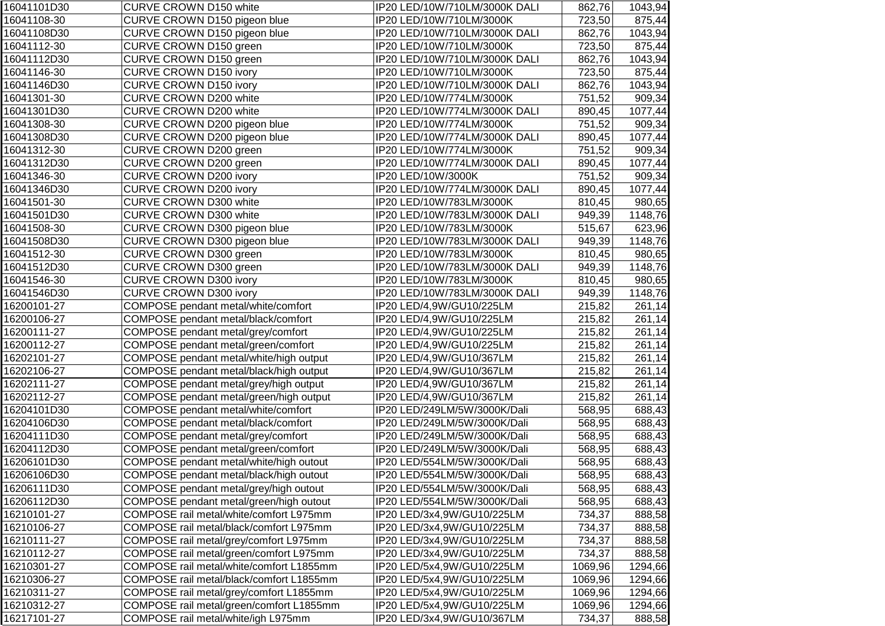| | | | | |
|---|---|---|---|---|
| 16041101D30 | CURVE CROWN D150 white | IP20 LED/10W/710LM/3000K DALI | 862,76 | 1043,94 |
| 16041108-30 | CURVE CROWN D150 pigeon blue | IP20 LED/10W/710LM/3000K | 723,50 | 875,44 |
| 16041108D30 | CURVE CROWN D150 pigeon blue | IP20 LED/10W/710LM/3000K DALI | 862,76 | 1043,94 |
| 16041112-30 | CURVE CROWN D150 green | IP20 LED/10W/710LM/3000K | 723,50 | 875,44 |
| 16041112D30 | CURVE CROWN D150 green | IP20 LED/10W/710LM/3000K DALI | 862,76 | 1043,94 |
| 16041146-30 | CURVE CROWN D150 ivory | IP20 LED/10W/710LM/3000K | 723,50 | 875,44 |
| 16041146D30 | CURVE CROWN D150 ivory | IP20 LED/10W/710LM/3000K DALI | 862,76 | 1043,94 |
| 16041301-30 | CURVE CROWN D200 white | IP20 LED/10W/774LM/3000K | 751,52 | 909,34 |
| 16041301D30 | CURVE CROWN D200 white | IP20 LED/10W/774LM/3000K DALI | 890,45 | 1077,44 |
| 16041308-30 | CURVE CROWN D200 pigeon blue | IP20 LED/10W/774LM/3000K | 751,52 | 909,34 |
| 16041308D30 | CURVE CROWN D200 pigeon blue | IP20 LED/10W/774LM/3000K DALI | 890,45 | 1077,44 |
| 16041312-30 | CURVE CROWN D200 green | IP20 LED/10W/774LM/3000K | 751,52 | 909,34 |
| 16041312D30 | CURVE CROWN D200 green | IP20 LED/10W/774LM/3000K DALI | 890,45 | 1077,44 |
| 16041346-30 | CURVE CROWN D200 ivory | IP20 LED/10W/3000K | 751,52 | 909,34 |
| 16041346D30 | CURVE CROWN D200 ivory | IP20 LED/10W/774LM/3000K DALI | 890,45 | 1077,44 |
| 16041501-30 | CURVE CROWN D300 white | IP20 LED/10W/783LM/3000K | 810,45 | 980,65 |
| 16041501D30 | CURVE CROWN D300 white | IP20 LED/10W/783LM/3000K DALI | 949,39 | 1148,76 |
| 16041508-30 | CURVE CROWN D300 pigeon blue | IP20 LED/10W/783LM/3000K | 515,67 | 623,96 |
| 16041508D30 | CURVE CROWN D300 pigeon blue | IP20 LED/10W/783LM/3000K DALI | 949,39 | 1148,76 |
| 16041512-30 | CURVE CROWN D300 green | IP20 LED/10W/783LM/3000K | 810,45 | 980,65 |
| 16041512D30 | CURVE CROWN D300 green | IP20 LED/10W/783LM/3000K DALI | 949,39 | 1148,76 |
| 16041546-30 | CURVE CROWN D300 ivory | IP20 LED/10W/783LM/3000K | 810,45 | 980,65 |
| 16041546D30 | CURVE CROWN D300 ivory | IP20 LED/10W/783LM/3000K DALI | 949,39 | 1148,76 |
| 16200101-27 | COMPOSE pendant metal/white/comfort | IP20 LED/4,9W/GU10/225LM | 215,82 | 261,14 |
| 16200106-27 | COMPOSE pendant metal/black/comfort | IP20 LED/4,9W/GU10/225LM | 215,82 | 261,14 |
| 16200111-27 | COMPOSE pendant metal/grey/comfort | IP20 LED/4,9W/GU10/225LM | 215,82 | 261,14 |
| 16200112-27 | COMPOSE pendant metal/green/comfort | IP20 LED/4,9W/GU10/225LM | 215,82 | 261,14 |
| 16202101-27 | COMPOSE pendant metal/white/high output | IP20 LED/4,9W/GU10/367LM | 215,82 | 261,14 |
| 16202106-27 | COMPOSE pendant metal/black/high output | IP20 LED/4,9W/GU10/367LM | 215,82 | 261,14 |
| 16202111-27 | COMPOSE pendant metal/grey/high output | IP20 LED/4,9W/GU10/367LM | 215,82 | 261,14 |
| 16202112-27 | COMPOSE pendant metal/green/high output | IP20 LED/4,9W/GU10/367LM | 215,82 | 261,14 |
| 16204101D30 | COMPOSE pendant metal/white/comfort | IP20 LED/249LM/5W/3000K/Dali | 568,95 | 688,43 |
| 16204106D30 | COMPOSE pendant metal/black/comfort | IP20 LED/249LM/5W/3000K/Dali | 568,95 | 688,43 |
| 16204111D30 | COMPOSE pendant metal/grey/comfort | IP20 LED/249LM/5W/3000K/Dali | 568,95 | 688,43 |
| 16204112D30 | COMPOSE pendant metal/green/comfort | IP20 LED/249LM/5W/3000K/Dali | 568,95 | 688,43 |
| 16206101D30 | COMPOSE pendant metal/white/high outout | IP20 LED/554LM/5W/3000K/Dali | 568,95 | 688,43 |
| 16206106D30 | COMPOSE pendant metal/black/high outout | IP20 LED/554LM/5W/3000K/Dali | 568,95 | 688,43 |
| 16206111D30 | COMPOSE pendant metal/grey/high outout | IP20 LED/554LM/5W/3000K/Dali | 568,95 | 688,43 |
| 16206112D30 | COMPOSE pendant metal/green/high outout | IP20 LED/554LM/5W/3000K/Dali | 568,95 | 688,43 |
| 16210101-27 | COMPOSE rail metal/white/comfort L975mm | IP20 LED/3x4,9W/GU10/225LM | 734,37 | 888,58 |
| 16210106-27 | COMPOSE rail metal/black/comfort L975mm | IP20 LED/3x4,9W/GU10/225LM | 734,37 | 888,58 |
| 16210111-27 | COMPOSE rail metal/grey/comfort L975mm | IP20 LED/3x4,9W/GU10/225LM | 734,37 | 888,58 |
| 16210112-27 | COMPOSE rail metal/green/comfort L975mm | IP20 LED/3x4,9W/GU10/225LM | 734,37 | 888,58 |
| 16210301-27 | COMPOSE rail metal/white/comfort L1855mm | IP20 LED/5x4,9W/GU10/225LM | 1069,96 | 1294,66 |
| 16210306-27 | COMPOSE rail metal/black/comfort L1855mm | IP20 LED/5x4,9W/GU10/225LM | 1069,96 | 1294,66 |
| 16210311-27 | COMPOSE rail metal/grey/comfort L1855mm | IP20 LED/5x4,9W/GU10/225LM | 1069,96 | 1294,66 |
| 16210312-27 | COMPOSE rail metal/green/comfort L1855mm | IP20 LED/5x4,9W/GU10/225LM | 1069,96 | 1294,66 |
| 16217101-27 | COMPOSE rail metal/white/igh L975mm | IP20 LED/3x4,9W/GU10/367LM | 734,37 | 888,58 |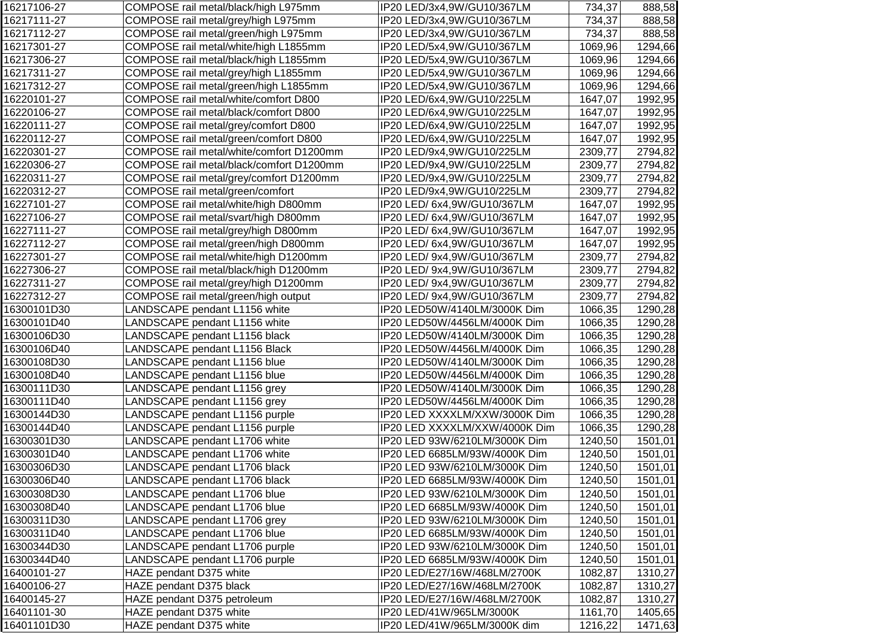| | | | | |
|---|---|---|---|---|
| 16217106-27 | COMPOSE rail metal/black/high L975mm | IP20 LED/3x4,9W/GU10/367LM | 734,37 | 888,58 |
| 16217111-27 | COMPOSE rail metal/grey/high L975mm | IP20 LED/3x4,9W/GU10/367LM | 734,37 | 888,58 |
| 16217112-27 | COMPOSE rail metal/green/high L975mm | IP20 LED/3x4,9W/GU10/367LM | 734,37 | 888,58 |
| 16217301-27 | COMPOSE rail metal/white/high L1855mm | IP20 LED/5x4,9W/GU10/367LM | 1069,96 | 1294,66 |
| 16217306-27 | COMPOSE rail metal/black/high L1855mm | IP20 LED/5x4,9W/GU10/367LM | 1069,96 | 1294,66 |
| 16217311-27 | COMPOSE rail metal/grey/high L1855mm | IP20 LED/5x4,9W/GU10/367LM | 1069,96 | 1294,66 |
| 16217312-27 | COMPOSE rail metal/green/high L1855mm | IP20 LED/5x4,9W/GU10/367LM | 1069,96 | 1294,66 |
| 16220101-27 | COMPOSE rail metal/white/comfort D800 | IP20 LED/6x4,9W/GU10/225LM | 1647,07 | 1992,95 |
| 16220106-27 | COMPOSE rail metal/black/comfort D800 | IP20 LED/6x4,9W/GU10/225LM | 1647,07 | 1992,95 |
| 16220111-27 | COMPOSE rail metal/grey/comfort D800 | IP20 LED/6x4,9W/GU10/225LM | 1647,07 | 1992,95 |
| 16220112-27 | COMPOSE rail metal/green/comfort D800 | IP20 LED/6x4,9W/GU10/225LM | 1647,07 | 1992,95 |
| 16220301-27 | COMPOSE rail metal/white/comfort D1200mm | IP20 LED/9x4,9W/GU10/225LM | 2309,77 | 2794,82 |
| 16220306-27 | COMPOSE rail metal/black/comfort D1200mm | IP20 LED/9x4,9W/GU10/225LM | 2309,77 | 2794,82 |
| 16220311-27 | COMPOSE rail metal/grey/comfort D1200mm | IP20 LED/9x4,9W/GU10/225LM | 2309,77 | 2794,82 |
| 16220312-27 | COMPOSE rail metal/green/comfort | IP20 LED/9x4,9W/GU10/225LM | 2309,77 | 2794,82 |
| 16227101-27 | COMPOSE rail metal/white/high D800mm | IP20 LED/ 6x4,9W/GU10/367LM | 1647,07 | 1992,95 |
| 16227106-27 | COMPOSE rail metal/svart/high D800mm | IP20 LED/ 6x4,9W/GU10/367LM | 1647,07 | 1992,95 |
| 16227111-27 | COMPOSE rail metal/grey/high D800mm | IP20 LED/ 6x4,9W/GU10/367LM | 1647,07 | 1992,95 |
| 16227112-27 | COMPOSE rail metal/green/high D800mm | IP20 LED/ 6x4,9W/GU10/367LM | 1647,07 | 1992,95 |
| 16227301-27 | COMPOSE rail metal/white/high D1200mm | IP20 LED/ 9x4,9W/GU10/367LM | 2309,77 | 2794,82 |
| 16227306-27 | COMPOSE rail metal/black/high D1200mm | IP20 LED/ 9x4,9W/GU10/367LM | 2309,77 | 2794,82 |
| 16227311-27 | COMPOSE rail metal/grey/high D1200mm | IP20 LED/ 9x4,9W/GU10/367LM | 2309,77 | 2794,82 |
| 16227312-27 | COMPOSE rail metal/green/high output | IP20 LED/ 9x4,9W/GU10/367LM | 2309,77 | 2794,82 |
| 16300101D30 | LANDSCAPE pendant L1156 white | IP20 LED50W/4140LM/3000K Dim | 1066,35 | 1290,28 |
| 16300101D40 | LANDSCAPE pendant L1156 white | IP20 LED50W/4456LM/4000K Dim | 1066,35 | 1290,28 |
| 16300106D30 | LANDSCAPE pendant L1156 black | IP20 LED50W/4140LM/3000K Dim | 1066,35 | 1290,28 |
| 16300106D40 | LANDSCAPE pendant L1156 Black | IP20 LED50W/4456LM/4000K Dim | 1066,35 | 1290,28 |
| 16300108D30 | LANDSCAPE pendant L1156 blue | IP20 LED50W/4140LM/3000K Dim | 1066,35 | 1290,28 |
| 16300108D40 | LANDSCAPE pendant L1156 blue | IP20 LED50W/4456LM/4000K Dim | 1066,35 | 1290,28 |
| 16300111D30 | LANDSCAPE pendant L1156 grey | IP20 LED50W/4140LM/3000K Dim | 1066,35 | 1290,28 |
| 16300111D40 | LANDSCAPE pendant L1156 grey | IP20 LED50W/4456LM/4000K Dim | 1066,35 | 1290,28 |
| 16300144D30 | LANDSCAPE pendant L1156 purple | IP20 LED XXXXLM/XXW/3000K Dim | 1066,35 | 1290,28 |
| 16300144D40 | LANDSCAPE pendant L1156 purple | IP20 LED XXXXLM/XXW/4000K Dim | 1066,35 | 1290,28 |
| 16300301D30 | LANDSCAPE pendant L1706 white | IP20 LED 93W/6210LM/3000K Dim | 1240,50 | 1501,01 |
| 16300301D40 | LANDSCAPE pendant L1706 white | IP20 LED 6685LM/93W/4000K Dim | 1240,50 | 1501,01 |
| 16300306D30 | LANDSCAPE pendant L1706 black | IP20 LED 93W/6210LM/3000K Dim | 1240,50 | 1501,01 |
| 16300306D40 | LANDSCAPE pendant L1706 black | IP20 LED 6685LM/93W/4000K Dim | 1240,50 | 1501,01 |
| 16300308D30 | LANDSCAPE pendant L1706 blue | IP20 LED 93W/6210LM/3000K Dim | 1240,50 | 1501,01 |
| 16300308D40 | LANDSCAPE pendant L1706 blue | IP20 LED 6685LM/93W/4000K Dim | 1240,50 | 1501,01 |
| 16300311D30 | LANDSCAPE pendant L1706 grey | IP20 LED 93W/6210LM/3000K Dim | 1240,50 | 1501,01 |
| 16300311D40 | LANDSCAPE pendant L1706 blue | IP20 LED 6685LM/93W/4000K Dim | 1240,50 | 1501,01 |
| 16300344D30 | LANDSCAPE pendant L1706 purple | IP20 LED 93W/6210LM/3000K Dim | 1240,50 | 1501,01 |
| 16300344D40 | LANDSCAPE pendant L1706 purple | IP20 LED 6685LM/93W/4000K Dim | 1240,50 | 1501,01 |
| 16400101-27 | HAZE pendant D375 white | IP20 LED/E27/16W/468LM/2700K | 1082,87 | 1310,27 |
| 16400106-27 | HAZE pendant D375 black | IP20 LED/E27/16W/468LM/2700K | 1082,87 | 1310,27 |
| 16400145-27 | HAZE pendant D375 petroleum | IP20 LED/E27/16W/468LM/2700K | 1082,87 | 1310,27 |
| 16401101-30 | HAZE pendant D375 white | IP20 LED/41W/965LM/3000K | 1161,70 | 1405,65 |
| 16401101D30 | HAZE pendant D375 white | IP20 LED/41W/965LM/3000K dim | 1216,22 | 1471,63 |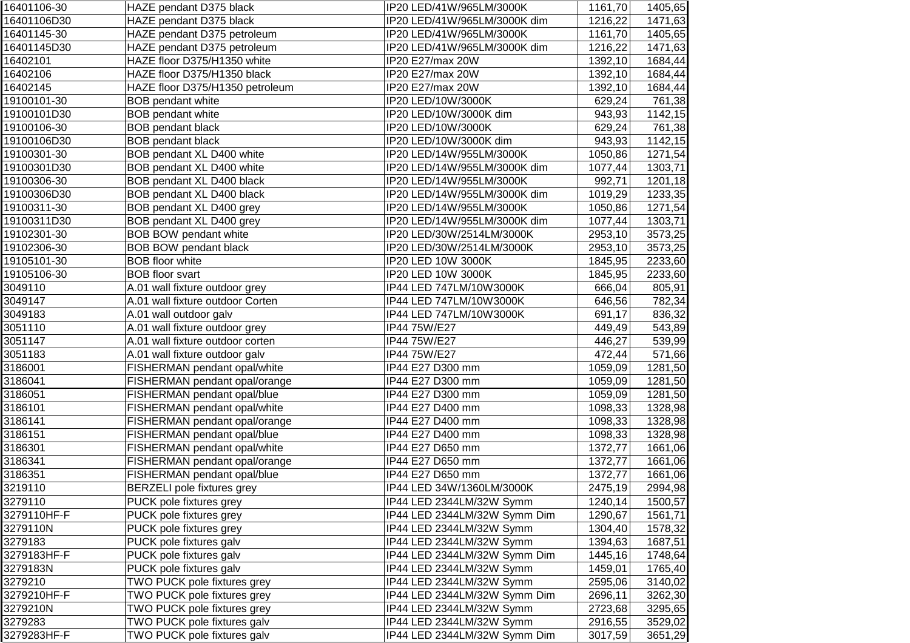| | | | | |
|---|---|---|---|---|
| 16401106-30 | HAZE pendant D375 black | IP20 LED/41W/965LM/3000K | 1161,70 | 1405,65 |
| 16401106D30 | HAZE pendant D375 black | IP20 LED/41W/965LM/3000K dim | 1216,22 | 1471,63 |
| 16401145-30 | HAZE pendant D375 petroleum | IP20 LED/41W/965LM/3000K | 1161,70 | 1405,65 |
| 16401145D30 | HAZE pendant D375 petroleum | IP20 LED/41W/965LM/3000K dim | 1216,22 | 1471,63 |
| 16402101 | HAZE floor D375/H1350 white | IP20 E27/max 20W | 1392,10 | 1684,44 |
| 16402106 | HAZE floor D375/H1350 black | IP20 E27/max 20W | 1392,10 | 1684,44 |
| 16402145 | HAZE floor D375/H1350 petroleum | IP20 E27/max 20W | 1392,10 | 1684,44 |
| 19100101-30 | BOB pendant white | IP20 LED/10W/3000K | 629,24 | 761,38 |
| 19100101D30 | BOB pendant white | IP20 LED/10W/3000K dim | 943,93 | 1142,15 |
| 19100106-30 | BOB pendant black | IP20 LED/10W/3000K | 629,24 | 761,38 |
| 19100106D30 | BOB pendant black | IP20 LED/10W/3000K dim | 943,93 | 1142,15 |
| 19100301-30 | BOB pendant XL D400 white | IP20 LED/14W/955LM/3000K | 1050,86 | 1271,54 |
| 19100301D30 | BOB pendant XL D400 white | IP20 LED/14W/955LM/3000K dim | 1077,44 | 1303,71 |
| 19100306-30 | BOB pendant XL D400 black | IP20 LED/14W/955LM/3000K | 992,71 | 1201,18 |
| 19100306D30 | BOB pendant XL D400 black | IP20 LED/14W/955LM/3000K dim | 1019,29 | 1233,35 |
| 19100311-30 | BOB pendant XL D400 grey | IP20 LED/14W/955LM/3000K | 1050,86 | 1271,54 |
| 19100311D30 | BOB pendant XL D400 grey | IP20 LED/14W/955LM/3000K dim | 1077,44 | 1303,71 |
| 19102301-30 | BOB BOW pendant white | IP20 LED/30W/2514LM/3000K | 2953,10 | 3573,25 |
| 19102306-30 | BOB BOW pendant black | IP20 LED/30W/2514LM/3000K | 2953,10 | 3573,25 |
| 19105101-30 | BOB floor white | IP20 LED 10W 3000K | 1845,95 | 2233,60 |
| 19105106-30 | BOB floor svart | IP20 LED 10W 3000K | 1845,95 | 2233,60 |
| 3049110 | A.01 wall fixture outdoor grey | IP44 LED 747LM/10W3000K | 666,04 | 805,91 |
| 3049147 | A.01 wall fixture outdoor Corten | IP44 LED 747LM/10W3000K | 646,56 | 782,34 |
| 3049183 | A.01 wall outdoor galv | IP44 LED 747LM/10W3000K | 691,17 | 836,32 |
| 3051110 | A.01 wall fixture outdoor grey | IP44 75W/E27 | 449,49 | 543,89 |
| 3051147 | A.01 wall fixture outdoor corten | IP44 75W/E27 | 446,27 | 539,99 |
| 3051183 | A.01 wall fixture outdoor galv | IP44 75W/E27 | 472,44 | 571,66 |
| 3186001 | FISHERMAN pendant opal/white | IP44 E27 D300 mm | 1059,09 | 1281,50 |
| 3186041 | FISHERMAN pendant opal/orange | IP44 E27 D300 mm | 1059,09 | 1281,50 |
| 3186051 | FISHERMAN pendant opal/blue | IP44 E27 D300 mm | 1059,09 | 1281,50 |
| 3186101 | FISHERMAN pendant opal/white | IP44 E27 D400 mm | 1098,33 | 1328,98 |
| 3186141 | FISHERMAN pendant opal/orange | IP44 E27 D400 mm | 1098,33 | 1328,98 |
| 3186151 | FISHERMAN pendant opal/blue | IP44 E27 D400 mm | 1098,33 | 1328,98 |
| 3186301 | FISHERMAN pendant opal/white | IP44 E27 D650 mm | 1372,77 | 1661,06 |
| 3186341 | FISHERMAN pendant opal/orange | IP44 E27 D650 mm | 1372,77 | 1661,06 |
| 3186351 | FISHERMAN pendant opal/blue | IP44 E27 D650 mm | 1372,77 | 1661,06 |
| 3219110 | BERZELI pole fixtures grey | IP44 LED 34W/1360LM/3000K | 2475,19 | 2994,98 |
| 3279110 | PUCK pole fixtures grey | IP44 LED 2344LM/32W Symm | 1240,14 | 1500,57 |
| 3279110HF-F | PUCK pole fixtures grey | IP44 LED 2344LM/32W Symm Dim | 1290,67 | 1561,71 |
| 3279110N | PUCK pole fixtures grey | IP44 LED 2344LM/32W Symm | 1304,40 | 1578,32 |
| 3279183 | PUCK pole fixtures galv | IP44 LED 2344LM/32W Symm | 1394,63 | 1687,51 |
| 3279183HF-F | PUCK pole fixtures galv | IP44 LED 2344LM/32W Symm Dim | 1445,16 | 1748,64 |
| 3279183N | PUCK pole fixtures galv | IP44 LED 2344LM/32W Symm | 1459,01 | 1765,40 |
| 3279210 | TWO PUCK pole fixtures grey | IP44 LED 2344LM/32W Symm | 2595,06 | 3140,02 |
| 3279210HF-F | TWO PUCK pole fixtures grey | IP44 LED 2344LM/32W Symm Dim | 2696,11 | 3262,30 |
| 3279210N | TWO PUCK pole fixtures grey | IP44 LED 2344LM/32W Symm | 2723,68 | 3295,65 |
| 3279283 | TWO PUCK pole fixtures galv | IP44 LED 2344LM/32W Symm | 2916,55 | 3529,02 |
| 3279283HF-F | TWO PUCK pole fixtures galv | IP44 LED 2344LM/32W Symm Dim | 3017,59 | 3651,29 |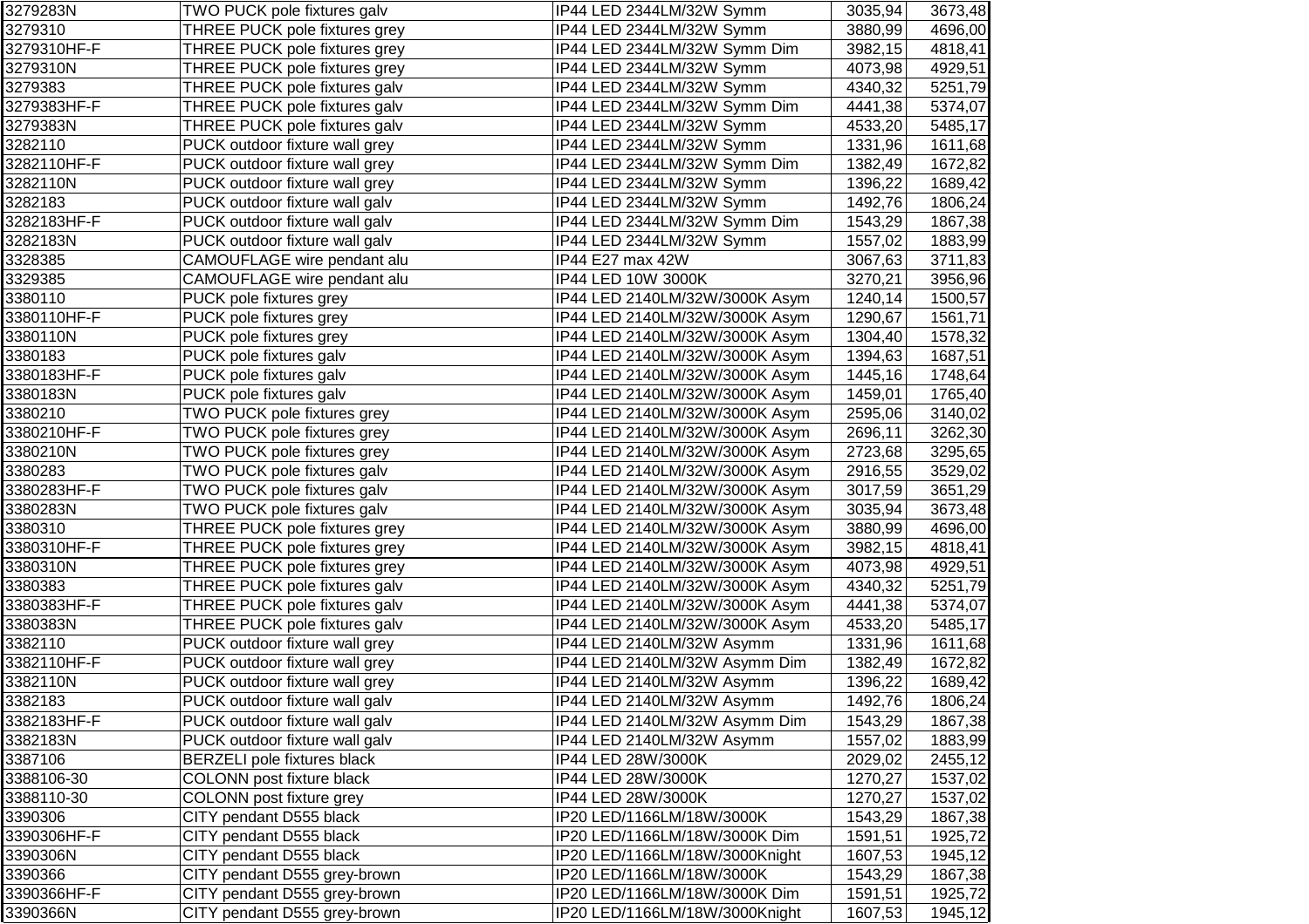| | | | | |
|---|---|---|---|---|
| 3279283N | TWO PUCK pole fixtures galv | IP44 LED 2344LM/32W Symm | 3035,94 | 3673,48 |
| 3279310 | THREE PUCK pole fixtures grey | IP44 LED 2344LM/32W Symm | 3880,99 | 4696,00 |
| 3279310HF-F | THREE PUCK pole fixtures grey | IP44 LED 2344LM/32W Symm Dim | 3982,15 | 4818,41 |
| 3279310N | THREE PUCK pole fixtures grey | IP44 LED 2344LM/32W Symm | 4073,98 | 4929,51 |
| 3279383 | THREE PUCK pole fixtures galv | IP44 LED 2344LM/32W Symm | 4340,32 | 5251,79 |
| 3279383HF-F | THREE PUCK pole fixtures galv | IP44 LED 2344LM/32W Symm Dim | 4441,38 | 5374,07 |
| 3279383N | THREE PUCK pole fixtures galv | IP44 LED 2344LM/32W Symm | 4533,20 | 5485,17 |
| 3282110 | PUCK outdoor fixture wall grey | IP44 LED 2344LM/32W Symm | 1331,96 | 1611,68 |
| 3282110HF-F | PUCK outdoor fixture wall grey | IP44 LED 2344LM/32W Symm Dim | 1382,49 | 1672,82 |
| 3282110N | PUCK outdoor fixture wall grey | IP44 LED 2344LM/32W Symm | 1396,22 | 1689,42 |
| 3282183 | PUCK outdoor fixture wall galv | IP44 LED 2344LM/32W Symm | 1492,76 | 1806,24 |
| 3282183HF-F | PUCK outdoor fixture wall galv | IP44 LED 2344LM/32W Symm Dim | 1543,29 | 1867,38 |
| 3282183N | PUCK outdoor fixture wall galv | IP44 LED 2344LM/32W Symm | 1557,02 | 1883,99 |
| 3328385 | CAMOUFLAGE wire pendant alu | IP44 E27 max 42W | 3067,63 | 3711,83 |
| 3329385 | CAMOUFLAGE wire pendant alu | IP44 LED 10W 3000K | 3270,21 | 3956,96 |
| 3380110 | PUCK pole fixtures grey | IP44 LED 2140LM/32W/3000K Asym | 1240,14 | 1500,57 |
| 3380110HF-F | PUCK pole fixtures grey | IP44 LED 2140LM/32W/3000K Asym | 1290,67 | 1561,71 |
| 3380110N | PUCK pole fixtures grey | IP44 LED 2140LM/32W/3000K Asym | 1304,40 | 1578,32 |
| 3380183 | PUCK pole fixtures galv | IP44 LED 2140LM/32W/3000K Asym | 1394,63 | 1687,51 |
| 3380183HF-F | PUCK pole fixtures galv | IP44 LED 2140LM/32W/3000K Asym | 1445,16 | 1748,64 |
| 3380183N | PUCK pole fixtures galv | IP44 LED 2140LM/32W/3000K Asym | 1459,01 | 1765,40 |
| 3380210 | TWO PUCK pole fixtures grey | IP44 LED 2140LM/32W/3000K Asym | 2595,06 | 3140,02 |
| 3380210HF-F | TWO PUCK pole fixtures grey | IP44 LED 2140LM/32W/3000K Asym | 2696,11 | 3262,30 |
| 3380210N | TWO PUCK pole fixtures grey | IP44 LED 2140LM/32W/3000K Asym | 2723,68 | 3295,65 |
| 3380283 | TWO PUCK pole fixtures galv | IP44 LED 2140LM/32W/3000K Asym | 2916,55 | 3529,02 |
| 3380283HF-F | TWO PUCK pole fixtures galv | IP44 LED 2140LM/32W/3000K Asym | 3017,59 | 3651,29 |
| 3380283N | TWO PUCK pole fixtures galv | IP44 LED 2140LM/32W/3000K Asym | 3035,94 | 3673,48 |
| 3380310 | THREE PUCK pole fixtures grey | IP44 LED 2140LM/32W/3000K Asym | 3880,99 | 4696,00 |
| 3380310HF-F | THREE PUCK pole fixtures grey | IP44 LED 2140LM/32W/3000K Asym | 3982,15 | 4818,41 |
| 3380310N | THREE PUCK pole fixtures grey | IP44 LED 2140LM/32W/3000K Asym | 4073,98 | 4929,51 |
| 3380383 | THREE PUCK pole fixtures galv | IP44 LED 2140LM/32W/3000K Asym | 4340,32 | 5251,79 |
| 3380383HF-F | THREE PUCK pole fixtures galv | IP44 LED 2140LM/32W/3000K Asym | 4441,38 | 5374,07 |
| 3380383N | THREE PUCK pole fixtures galv | IP44 LED 2140LM/32W/3000K Asym | 4533,20 | 5485,17 |
| 3382110 | PUCK outdoor fixture wall grey | IP44 LED 2140LM/32W Asymm | 1331,96 | 1611,68 |
| 3382110HF-F | PUCK outdoor fixture wall grey | IP44 LED 2140LM/32W Asymm Dim | 1382,49 | 1672,82 |
| 3382110N | PUCK outdoor fixture wall grey | IP44 LED 2140LM/32W Asymm | 1396,22 | 1689,42 |
| 3382183 | PUCK outdoor fixture wall galv | IP44 LED 2140LM/32W Asymm | 1492,76 | 1806,24 |
| 3382183HF-F | PUCK outdoor fixture wall galv | IP44 LED 2140LM/32W Asymm Dim | 1543,29 | 1867,38 |
| 3382183N | PUCK outdoor fixture wall galv | IP44 LED 2140LM/32W Asymm | 1557,02 | 1883,99 |
| 3387106 | BERZELI pole fixtures black | IP44 LED 28W/3000K | 2029,02 | 2455,12 |
| 3388106-30 | COLONN post fixture black | IP44 LED 28W/3000K | 1270,27 | 1537,02 |
| 3388110-30 | COLONN post fixture grey | IP44 LED 28W/3000K | 1270,27 | 1537,02 |
| 3390306 | CITY pendant D555 black | IP20 LED/1166LM/18W/3000K | 1543,29 | 1867,38 |
| 3390306HF-F | CITY pendant D555 black | IP20 LED/1166LM/18W/3000K Dim | 1591,51 | 1925,72 |
| 3390306N | CITY pendant D555 black | IP20 LED/1166LM/18W/3000Knight | 1607,53 | 1945,12 |
| 3390366 | CITY pendant D555 grey-brown | IP20 LED/1166LM/18W/3000K | 1543,29 | 1867,38 |
| 3390366HF-F | CITY pendant D555 grey-brown | IP20 LED/1166LM/18W/3000K Dim | 1591,51 | 1925,72 |
| 3390366N | CITY pendant D555 grey-brown | IP20 LED/1166LM/18W/3000Knight | 1607,53 | 1945,12 |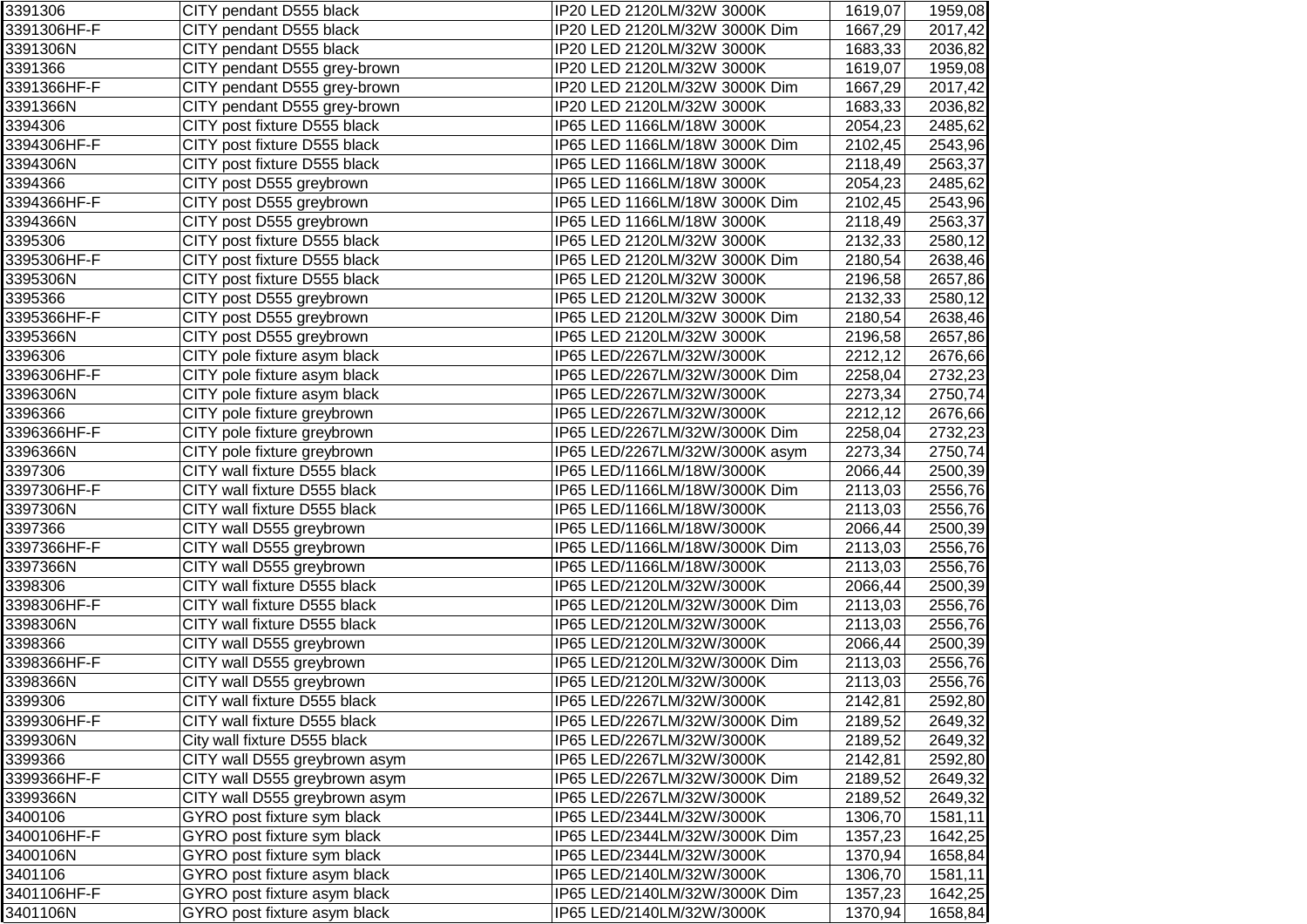| | | | | |
|---|---|---|---|---|
| 3391306 | CITY pendant D555 black | IP20 LED 2120LM/32W 3000K | 1619,07 | 1959,08 |
| 3391306HF-F | CITY pendant D555 black | IP20 LED 2120LM/32W 3000K Dim | 1667,29 | 2017,42 |
| 3391306N | CITY pendant D555 black | IP20 LED 2120LM/32W 3000K | 1683,33 | 2036,82 |
| 3391366 | CITY pendant D555 grey-brown | IP20 LED 2120LM/32W 3000K | 1619,07 | 1959,08 |
| 3391366HF-F | CITY pendant D555 grey-brown | IP20 LED 2120LM/32W 3000K Dim | 1667,29 | 2017,42 |
| 3391366N | CITY pendant D555 grey-brown | IP20 LED 2120LM/32W 3000K | 1683,33 | 2036,82 |
| 3394306 | CITY post fixture D555 black | IP65 LED 1166LM/18W 3000K | 2054,23 | 2485,62 |
| 3394306HF-F | CITY post fixture D555 black | IP65 LED 1166LM/18W 3000K Dim | 2102,45 | 2543,96 |
| 3394306N | CITY post fixture D555 black | IP65 LED 1166LM/18W 3000K | 2118,49 | 2563,37 |
| 3394366 | CITY post D555 greybrown | IP65 LED 1166LM/18W 3000K | 2054,23 | 2485,62 |
| 3394366HF-F | CITY post D555 greybrown | IP65 LED 1166LM/18W 3000K Dim | 2102,45 | 2543,96 |
| 3394366N | CITY post D555 greybrown | IP65 LED 1166LM/18W 3000K | 2118,49 | 2563,37 |
| 3395306 | CITY post fixture D555 black | IP65 LED 2120LM/32W 3000K | 2132,33 | 2580,12 |
| 3395306HF-F | CITY post fixture D555 black | IP65 LED 2120LM/32W 3000K Dim | 2180,54 | 2638,46 |
| 3395306N | CITY post fixture D555 black | IP65 LED 2120LM/32W 3000K | 2196,58 | 2657,86 |
| 3395366 | CITY post D555 greybrown | IP65 LED 2120LM/32W 3000K | 2132,33 | 2580,12 |
| 3395366HF-F | CITY post D555 greybrown | IP65 LED 2120LM/32W 3000K Dim | 2180,54 | 2638,46 |
| 3395366N | CITY post D555 greybrown | IP65 LED 2120LM/32W 3000K | 2196,58 | 2657,86 |
| 3396306 | CITY pole fixture asym black | IP65 LED/2267LM/32W/3000K | 2212,12 | 2676,66 |
| 3396306HF-F | CITY pole fixture asym black | IP65 LED/2267LM/32W/3000K Dim | 2258,04 | 2732,23 |
| 3396306N | CITY pole fixture asym black | IP65 LED/2267LM/32W/3000K | 2273,34 | 2750,74 |
| 3396366 | CITY pole fixture greybrown | IP65 LED/2267LM/32W/3000K | 2212,12 | 2676,66 |
| 3396366HF-F | CITY pole fixture greybrown | IP65 LED/2267LM/32W/3000K Dim | 2258,04 | 2732,23 |
| 3396366N | CITY pole fixture greybrown | IP65 LED/2267LM/32W/3000K asym | 2273,34 | 2750,74 |
| 3397306 | CITY wall fixture D555 black | IP65 LED/1166LM/18W/3000K | 2066,44 | 2500,39 |
| 3397306HF-F | CITY wall fixture D555 black | IP65 LED/1166LM/18W/3000K Dim | 2113,03 | 2556,76 |
| 3397306N | CITY wall fixture D555 black | IP65 LED/1166LM/18W/3000K | 2113,03 | 2556,76 |
| 3397366 | CITY wall D555 greybrown | IP65 LED/1166LM/18W/3000K | 2066,44 | 2500,39 |
| 3397366HF-F | CITY wall D555 greybrown | IP65 LED/1166LM/18W/3000K Dim | 2113,03 | 2556,76 |
| 3397366N | CITY wall D555 greybrown | IP65 LED/1166LM/18W/3000K | 2113,03 | 2556,76 |
| 3398306 | CITY wall fixture D555 black | IP65 LED/2120LM/32W/3000K | 2066,44 | 2500,39 |
| 3398306HF-F | CITY wall fixture D555 black | IP65 LED/2120LM/32W/3000K Dim | 2113,03 | 2556,76 |
| 3398306N | CITY wall fixture D555 black | IP65 LED/2120LM/32W/3000K | 2113,03 | 2556,76 |
| 3398366 | CITY wall D555 greybrown | IP65 LED/2120LM/32W/3000K | 2066,44 | 2500,39 |
| 3398366HF-F | CITY wall D555 greybrown | IP65 LED/2120LM/32W/3000K Dim | 2113,03 | 2556,76 |
| 3398366N | CITY wall D555 greybrown | IP65 LED/2120LM/32W/3000K | 2113,03 | 2556,76 |
| 3399306 | CITY wall fixture D555 black | IP65 LED/2267LM/32W/3000K | 2142,81 | 2592,80 |
| 3399306HF-F | CITY wall fixture D555 black | IP65 LED/2267LM/32W/3000K Dim | 2189,52 | 2649,32 |
| 3399306N | City wall fixture D555 black | IP65 LED/2267LM/32W/3000K | 2189,52 | 2649,32 |
| 3399366 | CITY wall D555 greybrown asym | IP65 LED/2267LM/32W/3000K | 2142,81 | 2592,80 |
| 3399366HF-F | CITY wall D555 greybrown asym | IP65 LED/2267LM/32W/3000K Dim | 2189,52 | 2649,32 |
| 3399366N | CITY wall D555 greybrown asym | IP65 LED/2267LM/32W/3000K | 2189,52 | 2649,32 |
| 3400106 | GYRO post fixture sym black | IP65 LED/2344LM/32W/3000K | 1306,70 | 1581,11 |
| 3400106HF-F | GYRO post fixture sym black | IP65 LED/2344LM/32W/3000K Dim | 1357,23 | 1642,25 |
| 3400106N | GYRO post fixture sym black | IP65 LED/2344LM/32W/3000K | 1370,94 | 1658,84 |
| 3401106 | GYRO post fixture asym black | IP65 LED/2140LM/32W/3000K | 1306,70 | 1581,11 |
| 3401106HF-F | GYRO post fixture asym black | IP65 LED/2140LM/32W/3000K Dim | 1357,23 | 1642,25 |
| 3401106N | GYRO post fixture asym black | IP65 LED/2140LM/32W/3000K | 1370,94 | 1658,84 |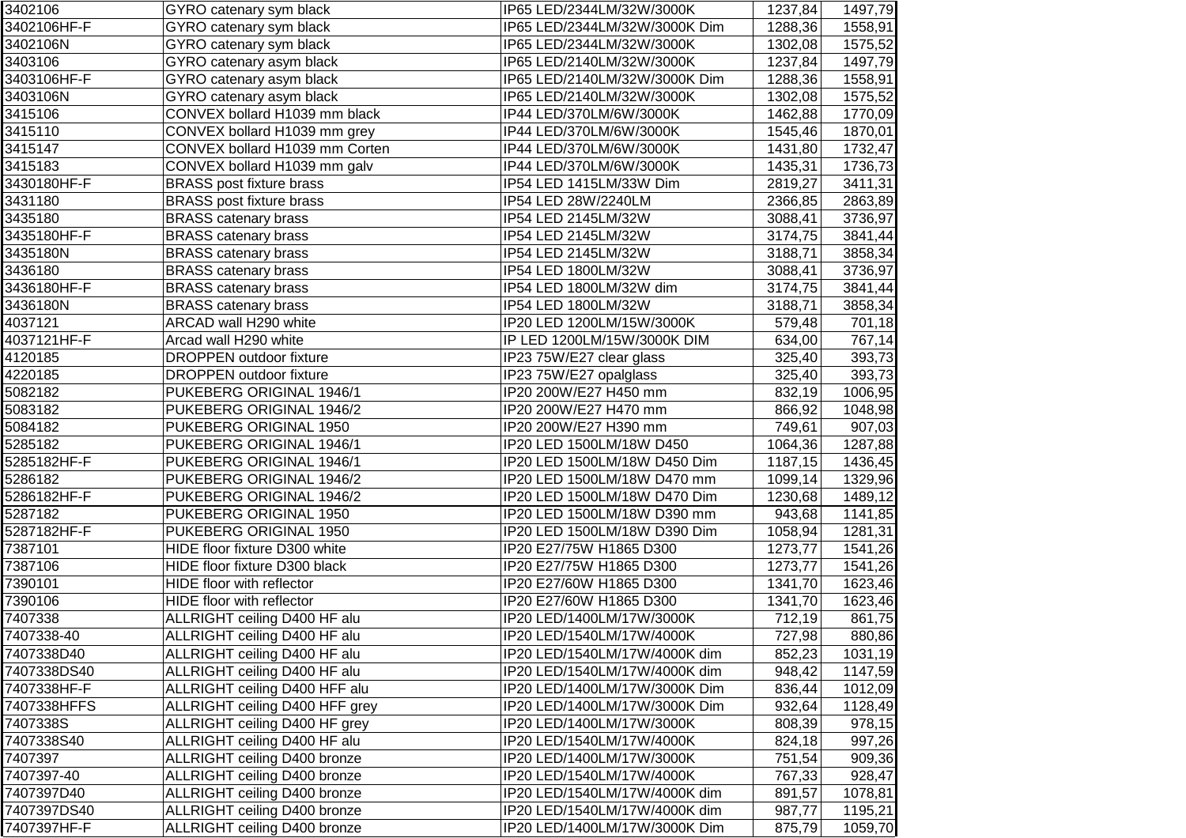| 3402106 | GYRO catenary sym black | IP65 LED/2344LM/32W/3000K | 1237,84 | 1497,79 |
|---|---|---|---|---|
| 3402106HF-F | GYRO catenary sym black | IP65 LED/2344LM/32W/3000K Dim | 1288,36 | 1558,91 |
| 3402106N | GYRO catenary sym black | IP65 LED/2344LM/32W/3000K | 1302,08 | 1575,52 |
| 3403106 | GYRO catenary asym black | IP65 LED/2140LM/32W/3000K | 1237,84 | 1497,79 |
| 3403106HF-F | GYRO catenary asym black | IP65 LED/2140LM/32W/3000K Dim | 1288,36 | 1558,91 |
| 3403106N | GYRO catenary asym black | IP65 LED/2140LM/32W/3000K | 1302,08 | 1575,52 |
| 3415106 | CONVEX bollard H1039 mm black | IP44 LED/370LM/6W/3000K | 1462,88 | 1770,09 |
| 3415110 | CONVEX bollard H1039 mm grey | IP44 LED/370LM/6W/3000K | 1545,46 | 1870,01 |
| 3415147 | CONVEX bollard H1039 mm Corten | IP44 LED/370LM/6W/3000K | 1431,80 | 1732,47 |
| 3415183 | CONVEX bollard H1039 mm galv | IP44 LED/370LM/6W/3000K | 1435,31 | 1736,73 |
| 3430180HF-F | BRASS post fixture brass | IP54 LED 1415LM/33W Dim | 2819,27 | 3411,31 |
| 3431180 | BRASS post fixture brass | IP54 LED 28W/2240LM | 2366,85 | 2863,89 |
| 3435180 | BRASS catenary brass | IP54 LED 2145LM/32W | 3088,41 | 3736,97 |
| 3435180HF-F | BRASS catenary brass | IP54 LED 2145LM/32W | 3174,75 | 3841,44 |
| 3435180N | BRASS catenary brass | IP54 LED 2145LM/32W | 3188,71 | 3858,34 |
| 3436180 | BRASS catenary brass | IP54 LED 1800LM/32W | 3088,41 | 3736,97 |
| 3436180HF-F | BRASS catenary brass | IP54 LED 1800LM/32W dim | 3174,75 | 3841,44 |
| 3436180N | BRASS catenary brass | IP54 LED 1800LM/32W | 3188,71 | 3858,34 |
| 4037121 | ARCAD wall H290 white | IP20 LED 1200LM/15W/3000K | 579,48 | 701,18 |
| 4037121HF-F | Arcad wall H290 white | IP LED 1200LM/15W/3000K DIM | 634,00 | 767,14 |
| 4120185 | DROPPEN outdoor fixture | IP23 75W/E27 clear glass | 325,40 | 393,73 |
| 4220185 | DROPPEN outdoor fixture | IP23 75W/E27 opalglass | 325,40 | 393,73 |
| 5082182 | PUKEBERG ORIGINAL 1946/1 | IP20 200W/E27 H450 mm | 832,19 | 1006,95 |
| 5083182 | PUKEBERG ORIGINAL 1946/2 | IP20 200W/E27 H470 mm | 866,92 | 1048,98 |
| 5084182 | PUKEBERG ORIGINAL 1950 | IP20 200W/E27 H390 mm | 749,61 | 907,03 |
| 5285182 | PUKEBERG ORIGINAL 1946/1 | IP20 LED 1500LM/18W D450 | 1064,36 | 1287,88 |
| 5285182HF-F | PUKEBERG ORIGINAL 1946/1 | IP20 LED 1500LM/18W D450 Dim | 1187,15 | 1436,45 |
| 5286182 | PUKEBERG ORIGINAL 1946/2 | IP20 LED 1500LM/18W D470 mm | 1099,14 | 1329,96 |
| 5286182HF-F | PUKEBERG ORIGINAL 1946/2 | IP20 LED 1500LM/18W D470 Dim | 1230,68 | 1489,12 |
| 5287182 | PUKEBERG ORIGINAL 1950 | IP20 LED 1500LM/18W D390 mm | 943,68 | 1141,85 |
| 5287182HF-F | PUKEBERG ORIGINAL 1950 | IP20 LED 1500LM/18W D390 Dim | 1058,94 | 1281,31 |
| 7387101 | HIDE floor fixture D300 white | IP20 E27/75W H1865 D300 | 1273,77 | 1541,26 |
| 7387106 | HIDE floor fixture D300 black | IP20 E27/75W H1865 D300 | 1273,77 | 1541,26 |
| 7390101 | HIDE floor with reflector | IP20 E27/60W H1865 D300 | 1341,70 | 1623,46 |
| 7390106 | HIDE floor with reflector | IP20 E27/60W H1865 D300 | 1341,70 | 1623,46 |
| 7407338 | ALLRIGHT ceiling D400 HF alu | IP20 LED/1400LM/17W/3000K | 712,19 | 861,75 |
| 7407338-40 | ALLRIGHT ceiling D400 HF alu | IP20 LED/1540LM/17W/4000K | 727,98 | 880,86 |
| 7407338D40 | ALLRIGHT ceiling D400 HF alu | IP20 LED/1540LM/17W/4000K dim | 852,23 | 1031,19 |
| 7407338DS40 | ALLRIGHT ceiling D400 HF alu | IP20 LED/1540LM/17W/4000K dim | 948,42 | 1147,59 |
| 7407338HF-F | ALLRIGHT ceiling D400 HFF alu | IP20 LED/1400LM/17W/3000K Dim | 836,44 | 1012,09 |
| 7407338HFFS | ALLRIGHT ceiling D400 HFF grey | IP20 LED/1400LM/17W/3000K Dim | 932,64 | 1128,49 |
| 7407338S | ALLRIGHT ceiling D400 HF grey | IP20 LED/1400LM/17W/3000K | 808,39 | 978,15 |
| 7407338S40 | ALLRIGHT ceiling D400 HF alu | IP20 LED/1540LM/17W/4000K | 824,18 | 997,26 |
| 7407397 | ALLRIGHT ceiling D400 bronze | IP20 LED/1400LM/17W/3000K | 751,54 | 909,36 |
| 7407397-40 | ALLRIGHT ceiling D400 bronze | IP20 LED/1540LM/17W/4000K | 767,33 | 928,47 |
| 7407397D40 | ALLRIGHT ceiling D400 bronze | IP20 LED/1540LM/17W/4000K dim | 891,57 | 1078,81 |
| 7407397DS40 | ALLRIGHT ceiling D400 bronze | IP20 LED/1540LM/17W/4000K dim | 987,77 | 1195,21 |
| 7407397HF-F | ALLRIGHT ceiling D400 bronze | IP20 LED/1400LM/17W/3000K Dim | 875,79 | 1059,70 |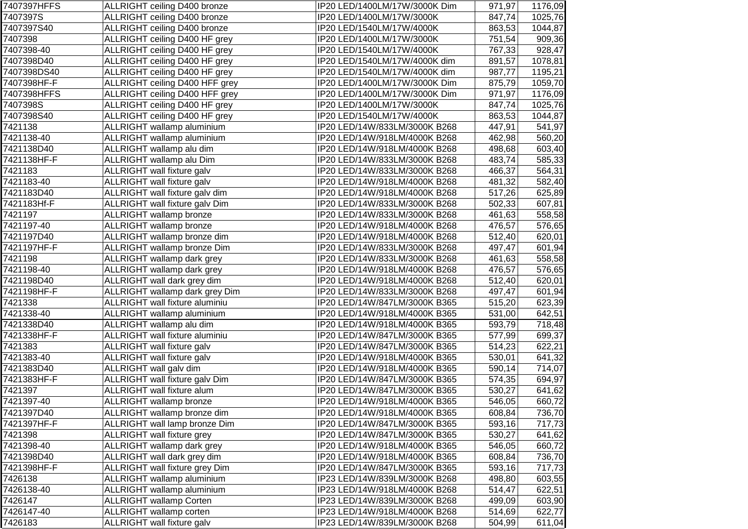| | | | | |
|---|---|---|---|---|
| 7407397HFFS | ALLRIGHT ceiling D400 bronze | IP20 LED/1400LM/17W/3000K Dim | 971,97 | 1176,09 |
| 7407397S | ALLRIGHT ceiling D400 bronze | IP20 LED/1400LM/17W/3000K | 847,74 | 1025,76 |
| 7407397S40 | ALLRIGHT ceiling D400 bronze | IP20 LED/1540LM/17W/4000K | 863,53 | 1044,87 |
| 7407398 | ALLRIGHT ceiling D400 HF grey | IP20 LED/1400LM/17W/3000K | 751,54 | 909,36 |
| 7407398-40 | ALLRIGHT ceiling D400 HF grey | IP20 LED/1540LM/17W/4000K | 767,33 | 928,47 |
| 7407398D40 | ALLRIGHT ceiling D400 HF grey | IP20 LED/1540LM/17W/4000K dim | 891,57 | 1078,81 |
| 7407398DS40 | ALLRIGHT ceiling D400 HF grey | IP20 LED/1540LM/17W/4000K dim | 987,77 | 1195,21 |
| 7407398HF-F | ALLRIGHT ceiling D400 HFF grey | IP20 LED/1400LM/17W/3000K Dim | 875,79 | 1059,70 |
| 7407398HFFS | ALLRIGHT ceiling D400 HFF grey | IP20 LED/1400LM/17W/3000K Dim | 971,97 | 1176,09 |
| 7407398S | ALLRIGHT ceiling D400 HF grey | IP20 LED/1400LM/17W/3000K | 847,74 | 1025,76 |
| 7407398S40 | ALLRIGHT ceiling D400 HF grey | IP20 LED/1540LM/17W/4000K | 863,53 | 1044,87 |
| 7421138 | ALLRIGHT wallamp aluminium | IP20 LED/14W/833LM/3000K B268 | 447,91 | 541,97 |
| 7421138-40 | ALLRIGHT wallamp aluminium | IP20 LED/14W/918LM/4000K B268 | 462,98 | 560,20 |
| 7421138D40 | ALLRIGHT wallamp alu dim | IP20 LED/14W/918LM/4000K B268 | 498,68 | 603,40 |
| 7421138HF-F | ALLRIGHT wallamp alu Dim | IP20 LED/14W/833LM/3000K B268 | 483,74 | 585,33 |
| 7421183 | ALLRIGHT wall fixture galv | IP20 LED/14W/833LM/3000K B268 | 466,37 | 564,31 |
| 7421183-40 | ALLRIGHT wall fixture galv | IP20 LED/14W/918LM/4000K B268 | 481,32 | 582,40 |
| 7421183D40 | ALLRIGHT wall fixture galv dim | IP20 LED/14W/918LM/4000K B268 | 517,26 | 625,89 |
| 7421183Hf-F | ALLRIGHT wall fixture galv Dim | IP20 LED/14W/833LM/3000K B268 | 502,33 | 607,81 |
| 7421197 | ALLRIGHT wallamp bronze | IP20 LED/14W/833LM/3000K B268 | 461,63 | 558,58 |
| 7421197-40 | ALLRIGHT wallamp bronze | IP20 LED/14W/918LM/4000K B268 | 476,57 | 576,65 |
| 7421197D40 | ALLRIGHT wallamp bronze dim | IP20 LED/14W/918LM/4000K B268 | 512,40 | 620,01 |
| 7421197HF-F | ALLRIGHT wallamp bronze Dim | IP20 LED/14W/833LM/3000K B268 | 497,47 | 601,94 |
| 7421198 | ALLRIGHT wallamp dark grey | IP20 LED/14W/833LM/3000K B268 | 461,63 | 558,58 |
| 7421198-40 | ALLRIGHT wallamp dark grey | IP20 LED/14W/918LM/4000K B268 | 476,57 | 576,65 |
| 7421198D40 | ALLRIGHT wall dark grey dim | IP20 LED/14W/918LM/4000K B268 | 512,40 | 620,01 |
| 7421198HF-F | ALLRIGHT wallamp dark grey Dim | IP20 LED/14W/833LM/3000K B268 | 497,47 | 601,94 |
| 7421338 | ALLRIGHT wall fixture aluminiu | IP20 LED/14W/847LM/3000K B365 | 515,20 | 623,39 |
| 7421338-40 | ALLRIGHT wallamp aluminium | IP20 LED/14W/918LM/4000K B365 | 531,00 | 642,51 |
| 7421338D40 | ALLRIGHT wallamp alu dim | IP20 LED/14W/918LM/4000K B365 | 593,79 | 718,48 |
| 7421338HF-F | ALLRIGHT wall fixture aluminiu | IP20 LED/14W/847LM/3000K B365 | 577,99 | 699,37 |
| 7421383 | ALLRIGHT wall fixture galv | IP20 LED/14W/847LM/3000K B365 | 514,23 | 622,21 |
| 7421383-40 | ALLRIGHT wall fixture galv | IP20 LED/14W/918LM/4000K B365 | 530,01 | 641,32 |
| 7421383D40 | ALLRIGHT wall galv dim | IP20 LED/14W/918LM/4000K B365 | 590,14 | 714,07 |
| 7421383HF-F | ALLRIGHT wall fixture galv Dim | IP20 LED/14W/847LM/3000K B365 | 574,35 | 694,97 |
| 7421397 | ALLRIGHT wall fixture alum | IP20 LED/14W/847LM/3000K B365 | 530,27 | 641,62 |
| 7421397-40 | ALLRIGHT wallamp bronze | IP20 LED/14W/918LM/4000K B365 | 546,05 | 660,72 |
| 7421397D40 | ALLRIGHT wallamp bronze dim | IP20 LED/14W/918LM/4000K B365 | 608,84 | 736,70 |
| 7421397HF-F | ALLRIGHT wall lamp bronze Dim | IP20 LED/14W/847LM/3000K B365 | 593,16 | 717,73 |
| 7421398 | ALLRIGHT wall fixture grey | IP20 LED/14W/847LM/3000K B365 | 530,27 | 641,62 |
| 7421398-40 | ALLRIGHT wallamp dark grey | IP20 LED/14W/918LM/4000K B365 | 546,05 | 660,72 |
| 7421398D40 | ALLRIGHT wall dark grey dim | IP20 LED/14W/918LM/4000K B365 | 608,84 | 736,70 |
| 7421398HF-F | ALLRIGHT wall fixture grey Dim | IP20 LED/14W/847LM/3000K B365 | 593,16 | 717,73 |
| 7426138 | ALLRIGHT wallamp aluminium | IP23 LED/14W/839LM/3000K B268 | 498,80 | 603,55 |
| 7426138-40 | ALLRIGHT wallamp aluminium | IP23 LED/14W/918LM/4000K B268 | 514,47 | 622,51 |
| 7426147 | ALLRIGHT wallamp Corten | IP23 LED/14W/839LM/3000K B268 | 499,09 | 603,90 |
| 7426147-40 | ALLRIGHT wallamp corten | IP23 LED/14W/918LM/4000K B268 | 514,69 | 622,77 |
| 7426183 | ALLRIGHT wall fixture galv | IP23 LED/14W/839LM/3000K B268 | 504,99 | 611,04 |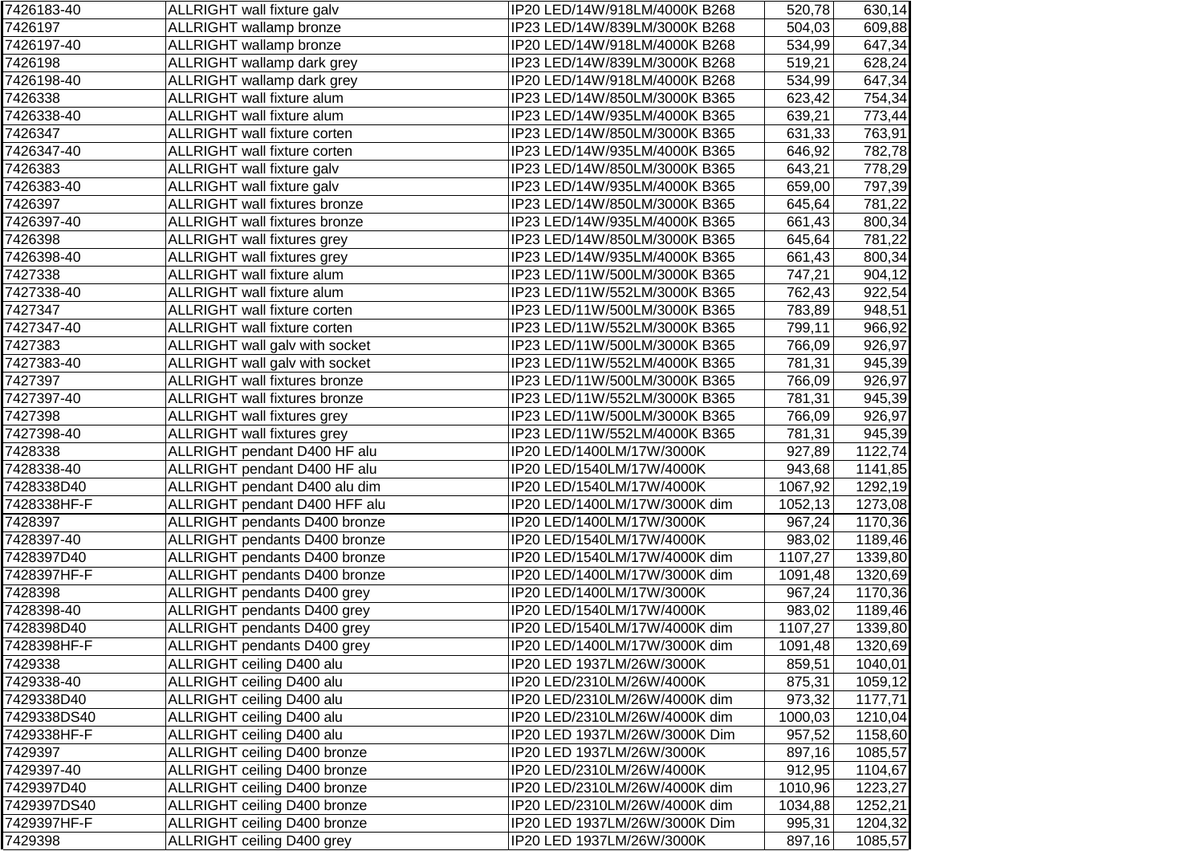| 7426183-40 | ALLRIGHT wall fixture galv | IP20 LED/14W/918LM/4000K B268 | 520,78 | 630,14 |
|---|---|---|---|---|
| 7426197 | ALLRIGHT wallamp bronze | IP23 LED/14W/839LM/3000K B268 | 504,03 | 609,88 |
| 7426197-40 | ALLRIGHT wallamp bronze | IP20 LED/14W/918LM/4000K B268 | 534,99 | 647,34 |
| 7426198 | ALLRIGHT wallamp dark grey | IP23 LED/14W/839LM/3000K B268 | 519,21 | 628,24 |
| 7426198-40 | ALLRIGHT wallamp dark grey | IP20 LED/14W/918LM/4000K B268 | 534,99 | 647,34 |
| 7426338 | ALLRIGHT wall fixture alum | IP23 LED/14W/850LM/3000K B365 | 623,42 | 754,34 |
| 7426338-40 | ALLRIGHT wall fixture alum | IP23 LED/14W/935LM/4000K B365 | 639,21 | 773,44 |
| 7426347 | ALLRIGHT wall fixture corten | IP23 LED/14W/850LM/3000K B365 | 631,33 | 763,91 |
| 7426347-40 | ALLRIGHT wall fixture corten | IP23 LED/14W/935LM/4000K B365 | 646,92 | 782,78 |
| 7426383 | ALLRIGHT wall fixture galv | IP23 LED/14W/850LM/3000K B365 | 643,21 | 778,29 |
| 7426383-40 | ALLRIGHT wall fixture galv | IP23 LED/14W/935LM/4000K B365 | 659,00 | 797,39 |
| 7426397 | ALLRIGHT wall fixtures bronze | IP23 LED/14W/850LM/3000K B365 | 645,64 | 781,22 |
| 7426397-40 | ALLRIGHT wall fixtures bronze | IP23 LED/14W/935LM/4000K B365 | 661,43 | 800,34 |
| 7426398 | ALLRIGHT wall fixtures grey | IP23 LED/14W/850LM/3000K B365 | 645,64 | 781,22 |
| 7426398-40 | ALLRIGHT wall fixtures grey | IP23 LED/14W/935LM/4000K B365 | 661,43 | 800,34 |
| 7427338 | ALLRIGHT wall fixture alum | IP23 LED/11W/500LM/3000K B365 | 747,21 | 904,12 |
| 7427338-40 | ALLRIGHT wall fixture alum | IP23 LED/11W/552LM/3000K B365 | 762,43 | 922,54 |
| 7427347 | ALLRIGHT wall fixture corten | IP23 LED/11W/500LM/3000K B365 | 783,89 | 948,51 |
| 7427347-40 | ALLRIGHT wall fixture corten | IP23 LED/11W/552LM/3000K B365 | 799,11 | 966,92 |
| 7427383 | ALLRIGHT wall galv with socket | IP23 LED/11W/500LM/3000K B365 | 766,09 | 926,97 |
| 7427383-40 | ALLRIGHT wall galv with socket | IP23 LED/11W/552LM/4000K B365 | 781,31 | 945,39 |
| 7427397 | ALLRIGHT wall fixtures bronze | IP23 LED/11W/500LM/3000K B365 | 766,09 | 926,97 |
| 7427397-40 | ALLRIGHT wall fixtures bronze | IP23 LED/11W/552LM/3000K B365 | 781,31 | 945,39 |
| 7427398 | ALLRIGHT wall fixtures grey | IP23 LED/11W/500LM/3000K B365 | 766,09 | 926,97 |
| 7427398-40 | ALLRIGHT wall fixtures grey | IP23 LED/11W/552LM/4000K B365 | 781,31 | 945,39 |
| 7428338 | ALLRIGHT pendant D400 HF alu | IP20 LED/1400LM/17W/3000K | 927,89 | 1122,74 |
| 7428338-40 | ALLRIGHT pendant D400 HF alu | IP20 LED/1540LM/17W/4000K | 943,68 | 1141,85 |
| 7428338D40 | ALLRIGHT pendant D400 alu dim | IP20 LED/1540LM/17W/4000K | 1067,92 | 1292,19 |
| 7428338HF-F | ALLRIGHT pendant D400 HFF alu | IP20 LED/1400LM/17W/3000K dim | 1052,13 | 1273,08 |
| 7428397 | ALLRIGHT pendants D400 bronze | IP20 LED/1400LM/17W/3000K | 967,24 | 1170,36 |
| 7428397-40 | ALLRIGHT pendants D400 bronze | IP20 LED/1540LM/17W/4000K | 983,02 | 1189,46 |
| 7428397D40 | ALLRIGHT pendants D400 bronze | IP20 LED/1540LM/17W/4000K dim | 1107,27 | 1339,80 |
| 7428397HF-F | ALLRIGHT pendants D400 bronze | IP20 LED/1400LM/17W/3000K dim | 1091,48 | 1320,69 |
| 7428398 | ALLRIGHT pendants D400 grey | IP20 LED/1400LM/17W/3000K | 967,24 | 1170,36 |
| 7428398-40 | ALLRIGHT pendants D400 grey | IP20 LED/1540LM/17W/4000K | 983,02 | 1189,46 |
| 7428398D40 | ALLRIGHT pendants D400 grey | IP20 LED/1540LM/17W/4000K dim | 1107,27 | 1339,80 |
| 7428398HF-F | ALLRIGHT pendants D400 grey | IP20 LED/1400LM/17W/3000K dim | 1091,48 | 1320,69 |
| 7429338 | ALLRIGHT ceiling D400 alu | IP20 LED 1937LM/26W/3000K | 859,51 | 1040,01 |
| 7429338-40 | ALLRIGHT ceiling D400 alu | IP20 LED/2310LM/26W/4000K | 875,31 | 1059,12 |
| 7429338D40 | ALLRIGHT ceiling D400 alu | IP20 LED/2310LM/26W/4000K dim | 973,32 | 1177,71 |
| 7429338DS40 | ALLRIGHT ceiling D400 alu | IP20 LED/2310LM/26W/4000K dim | 1000,03 | 1210,04 |
| 7429338HF-F | ALLRIGHT ceiling D400 alu | IP20 LED 1937LM/26W/3000K Dim | 957,52 | 1158,60 |
| 7429397 | ALLRIGHT ceiling D400 bronze | IP20 LED 1937LM/26W/3000K | 897,16 | 1085,57 |
| 7429397-40 | ALLRIGHT ceiling D400 bronze | IP20 LED/2310LM/26W/4000K | 912,95 | 1104,67 |
| 7429397D40 | ALLRIGHT ceiling D400 bronze | IP20 LED/2310LM/26W/4000K dim | 1010,96 | 1223,27 |
| 7429397DS40 | ALLRIGHT ceiling D400 bronze | IP20 LED/2310LM/26W/4000K dim | 1034,88 | 1252,21 |
| 7429397HF-F | ALLRIGHT ceiling D400 bronze | IP20 LED 1937LM/26W/3000K Dim | 995,31 | 1204,32 |
| 7429398 | ALLRIGHT ceiling D400 grey | IP20 LED 1937LM/26W/3000K | 897,16 | 1085,57 |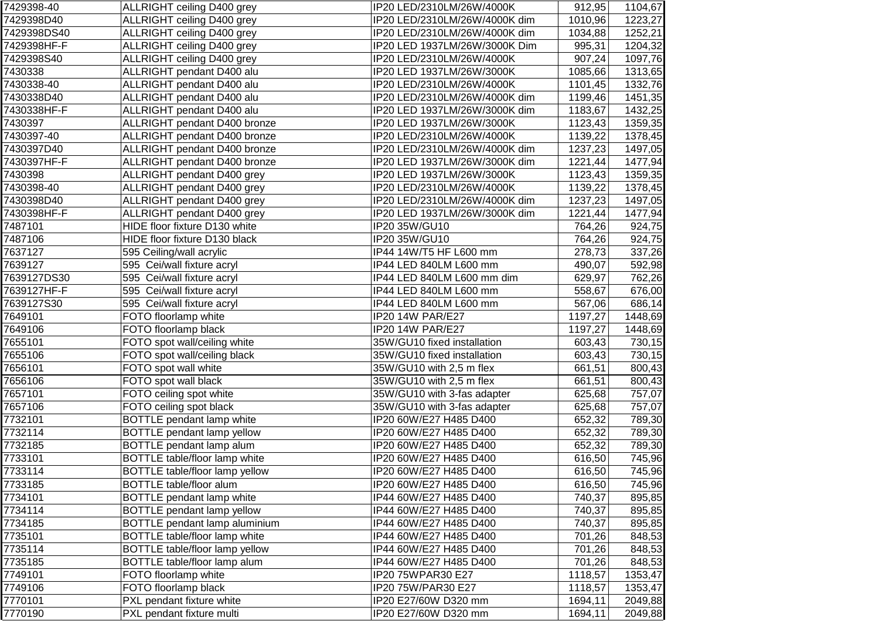| 7429398-40 | ALLRIGHT ceiling D400 grey | IP20 LED/2310LM/26W/4000K | 912,95 | 1104,67 |
|---|---|---|---|---|
| 7429398D40 | ALLRIGHT ceiling D400 grey | IP20 LED/2310LM/26W/4000K dim | 1010,96 | 1223,27 |
| 7429398DS40 | ALLRIGHT ceiling D400 grey | IP20 LED/2310LM/26W/4000K dim | 1034,88 | 1252,21 |
| 7429398HF-F | ALLRIGHT ceiling D400 grey | IP20 LED 1937LM/26W/3000K Dim | 995,31 | 1204,32 |
| 7429398S40 | ALLRIGHT ceiling D400 grey | IP20 LED/2310LM/26W/4000K | 907,24 | 1097,76 |
| 7430338 | ALLRIGHT pendant D400 alu | IP20 LED 1937LM/26W/3000K | 1085,66 | 1313,65 |
| 7430338-40 | ALLRIGHT pendant D400 alu | IP20 LED/2310LM/26W/4000K | 1101,45 | 1332,76 |
| 7430338D40 | ALLRIGHT pendant D400 alu | IP20 LED/2310LM/26W/4000K dim | 1199,46 | 1451,35 |
| 7430338HF-F | ALLRIGHT pendant D400 alu | IP20 LED 1937LM/26W/3000K dim | 1183,67 | 1432,25 |
| 7430397 | ALLRIGHT pendant D400 bronze | IP20 LED 1937LM/26W/3000K | 1123,43 | 1359,35 |
| 7430397-40 | ALLRIGHT pendant D400 bronze | IP20 LED/2310LM/26W/4000K | 1139,22 | 1378,45 |
| 7430397D40 | ALLRIGHT pendant D400 bronze | IP20 LED/2310LM/26W/4000K dim | 1237,23 | 1497,05 |
| 7430397HF-F | ALLRIGHT pendant D400 bronze | IP20 LED 1937LM/26W/3000K dim | 1221,44 | 1477,94 |
| 7430398 | ALLRIGHT pendant D400 grey | IP20 LED 1937LM/26W/3000K | 1123,43 | 1359,35 |
| 7430398-40 | ALLRIGHT pendant D400 grey | IP20 LED/2310LM/26W/4000K | 1139,22 | 1378,45 |
| 7430398D40 | ALLRIGHT pendant D400 grey | IP20 LED/2310LM/26W/4000K dim | 1237,23 | 1497,05 |
| 7430398HF-F | ALLRIGHT pendant D400 grey | IP20 LED 1937LM/26W/3000K dim | 1221,44 | 1477,94 |
| 7487101 | HIDE floor fixture D130 white | IP20 35W/GU10 | 764,26 | 924,75 |
| 7487106 | HIDE floor fixture D130 black | IP20 35W/GU10 | 764,26 | 924,75 |
| 7637127 | 595 Ceiling/wall acrylic | IP44 14W/T5 HF L600 mm | 278,73 | 337,26 |
| 7639127 | 595 Cei/wall fixture acryl | IP44 LED 840LM L600 mm | 490,07 | 592,98 |
| 7639127DS30 | 595 Cei/wall fixture acryl | IP44 LED 840LM L600 mm dim | 629,97 | 762,26 |
| 7639127HF-F | 595 Cei/wall fixture acryl | IP44 LED 840LM L600 mm | 558,67 | 676,00 |
| 7639127S30 | 595 Cei/wall fixture acryl | IP44 LED 840LM L600 mm | 567,06 | 686,14 |
| 7649101 | FOTO floorlamp white | IP20 14W PAR/E27 | 1197,27 | 1448,69 |
| 7649106 | FOTO floorlamp black | IP20 14W PAR/E27 | 1197,27 | 1448,69 |
| 7655101 | FOTO spot wall/ceiling white | 35W/GU10 fixed installation | 603,43 | 730,15 |
| 7655106 | FOTO spot wall/ceiling black | 35W/GU10 fixed installation | 603,43 | 730,15 |
| 7656101 | FOTO spot wall white | 35W/GU10 with 2,5 m flex | 661,51 | 800,43 |
| 7656106 | FOTO spot wall black | 35W/GU10 with 2,5 m flex | 661,51 | 800,43 |
| 7657101 | FOTO ceiling spot white | 35W/GU10 with 3-fas adapter | 625,68 | 757,07 |
| 7657106 | FOTO ceiling spot black | 35W/GU10 with 3-fas adapter | 625,68 | 757,07 |
| 7732101 | BOTTLE pendant lamp white | IP20 60W/E27 H485 D400 | 652,32 | 789,30 |
| 7732114 | BOTTLE pendant lamp yellow | IP20 60W/E27 H485 D400 | 652,32 | 789,30 |
| 7732185 | BOTTLE pendant lamp alum | IP20 60W/E27 H485 D400 | 652,32 | 789,30 |
| 7733101 | BOTTLE table/floor lamp white | IP20 60W/E27 H485 D400 | 616,50 | 745,96 |
| 7733114 | BOTTLE table/floor lamp yellow | IP20 60W/E27 H485 D400 | 616,50 | 745,96 |
| 7733185 | BOTTLE table/floor alum | IP20 60W/E27 H485 D400 | 616,50 | 745,96 |
| 7734101 | BOTTLE pendant lamp white | IP44 60W/E27 H485 D400 | 740,37 | 895,85 |
| 7734114 | BOTTLE pendant lamp yellow | IP44 60W/E27 H485 D400 | 740,37 | 895,85 |
| 7734185 | BOTTLE pendant lamp aluminium | IP44 60W/E27 H485 D400 | 740,37 | 895,85 |
| 7735101 | BOTTLE table/floor lamp white | IP44 60W/E27 H485 D400 | 701,26 | 848,53 |
| 7735114 | BOTTLE table/floor lamp yellow | IP44 60W/E27 H485 D400 | 701,26 | 848,53 |
| 7735185 | BOTTLE table/floor lamp alum | IP44 60W/E27 H485 D400 | 701,26 | 848,53 |
| 7749101 | FOTO floorlamp white | IP20 75WPAR30 E27 | 1118,57 | 1353,47 |
| 7749106 | FOTO floorlamp black | IP20 75W/PAR30 E27 | 1118,57 | 1353,47 |
| 7770101 | PXL pendant fixture white | IP20 E27/60W D320 mm | 1694,11 | 2049,88 |
| 7770190 | PXL pendant fixture multi | IP20 E27/60W D320 mm | 1694,11 | 2049,88 |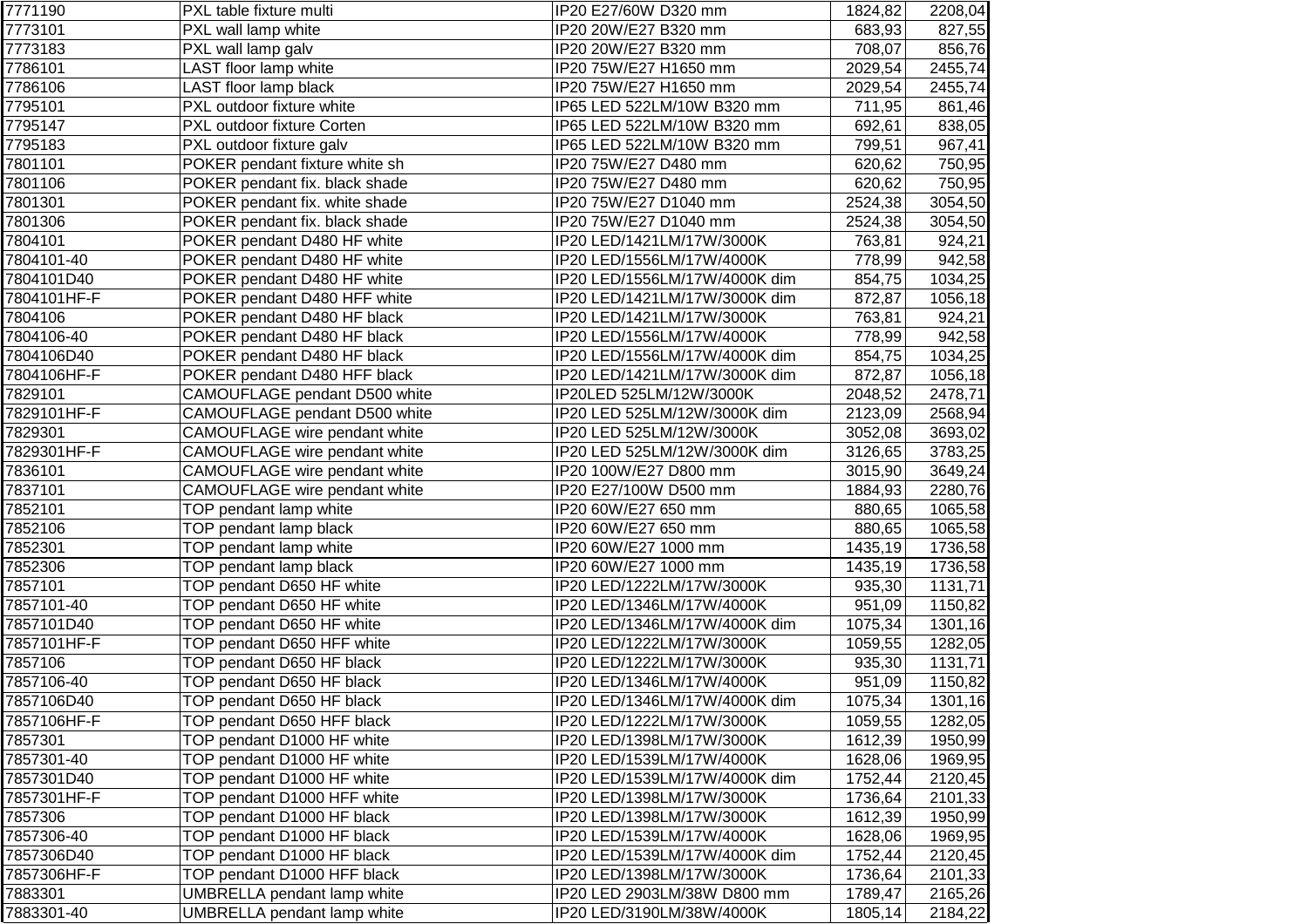| | | | | |
|---|---|---|---|---|
| 7771190 | PXL table fixture multi | IP20 E27/60W D320 mm | 1824,82 | 2208,04 |
| 7773101 | PXL wall lamp white | IP20 20W/E27 B320 mm | 683,93 | 827,55 |
| 7773183 | PXL wall lamp galv | IP20 20W/E27 B320 mm | 708,07 | 856,76 |
| 7786101 | LAST floor lamp white | IP20 75W/E27 H1650 mm | 2029,54 | 2455,74 |
| 7786106 | LAST floor lamp black | IP20 75W/E27 H1650 mm | 2029,54 | 2455,74 |
| 7795101 | PXL outdoor fixture white | IP65 LED 522LM/10W B320 mm | 711,95 | 861,46 |
| 7795147 | PXL outdoor fixture Corten | IP65 LED 522LM/10W B320 mm | 692,61 | 838,05 |
| 7795183 | PXL outdoor fixture galv | IP65 LED 522LM/10W B320 mm | 799,51 | 967,41 |
| 7801101 | POKER pendant fixture white sh | IP20 75W/E27 D480 mm | 620,62 | 750,95 |
| 7801106 | POKER pendant fix. black shade | IP20 75W/E27 D480 mm | 620,62 | 750,95 |
| 7801301 | POKER pendant fix. white shade | IP20 75W/E27 D1040 mm | 2524,38 | 3054,50 |
| 7801306 | POKER pendant fix. black shade | IP20 75W/E27 D1040 mm | 2524,38 | 3054,50 |
| 7804101 | POKER pendant D480 HF white | IP20 LED/1421LM/17W/3000K | 763,81 | 924,21 |
| 7804101-40 | POKER pendant D480 HF white | IP20 LED/1556LM/17W/4000K | 778,99 | 942,58 |
| 7804101D40 | POKER pendant D480 HF white | IP20 LED/1556LM/17W/4000K dim | 854,75 | 1034,25 |
| 7804101HF-F | POKER pendant D480 HFF white | IP20 LED/1421LM/17W/3000K dim | 872,87 | 1056,18 |
| 7804106 | POKER pendant D480 HF black | IP20 LED/1421LM/17W/3000K | 763,81 | 924,21 |
| 7804106-40 | POKER pendant D480 HF black | IP20 LED/1556LM/17W/4000K | 778,99 | 942,58 |
| 7804106D40 | POKER pendant D480 HF black | IP20 LED/1556LM/17W/4000K dim | 854,75 | 1034,25 |
| 7804106HF-F | POKER pendant D480 HFF black | IP20 LED/1421LM/17W/3000K dim | 872,87 | 1056,18 |
| 7829101 | CAMOUFLAGE pendant D500 white | IP20LED 525LM/12W/3000K | 2048,52 | 2478,71 |
| 7829101HF-F | CAMOUFLAGE pendant D500 white | IP20 LED 525LM/12W/3000K dim | 2123,09 | 2568,94 |
| 7829301 | CAMOUFLAGE wire pendant white | IP20 LED 525LM/12W/3000K | 3052,08 | 3693,02 |
| 7829301HF-F | CAMOUFLAGE wire pendant white | IP20 LED 525LM/12W/3000K dim | 3126,65 | 3783,25 |
| 7836101 | CAMOUFLAGE wire pendant white | IP20 100W/E27 D800 mm | 3015,90 | 3649,24 |
| 7837101 | CAMOUFLAGE wire pendant white | IP20 E27/100W D500 mm | 1884,93 | 2280,76 |
| 7852101 | TOP pendant lamp white | IP20 60W/E27 650 mm | 880,65 | 1065,58 |
| 7852106 | TOP pendant lamp black | IP20 60W/E27 650 mm | 880,65 | 1065,58 |
| 7852301 | TOP pendant lamp white | IP20 60W/E27 1000 mm | 1435,19 | 1736,58 |
| 7852306 | TOP pendant lamp black | IP20 60W/E27 1000 mm | 1435,19 | 1736,58 |
| 7857101 | TOP pendant D650 HF white | IP20 LED/1222LM/17W/3000K | 935,30 | 1131,71 |
| 7857101-40 | TOP pendant D650 HF white | IP20 LED/1346LM/17W/4000K | 951,09 | 1150,82 |
| 7857101D40 | TOP pendant D650 HF white | IP20 LED/1346LM/17W/4000K dim | 1075,34 | 1301,16 |
| 7857101HF-F | TOP pendant D650 HFF white | IP20 LED/1222LM/17W/3000K | 1059,55 | 1282,05 |
| 7857106 | TOP pendant D650 HF black | IP20 LED/1222LM/17W/3000K | 935,30 | 1131,71 |
| 7857106-40 | TOP pendant D650 HF black | IP20 LED/1346LM/17W/4000K | 951,09 | 1150,82 |
| 7857106D40 | TOP pendant D650 HF black | IP20 LED/1346LM/17W/4000K dim | 1075,34 | 1301,16 |
| 7857106HF-F | TOP pendant D650 HFF black | IP20 LED/1222LM/17W/3000K | 1059,55 | 1282,05 |
| 7857301 | TOP pendant D1000 HF white | IP20 LED/1398LM/17W/3000K | 1612,39 | 1950,99 |
| 7857301-40 | TOP pendant D1000 HF white | IP20 LED/1539LM/17W/4000K | 1628,06 | 1969,95 |
| 7857301D40 | TOP pendant D1000 HF white | IP20 LED/1539LM/17W/4000K dim | 1752,44 | 2120,45 |
| 7857301HF-F | TOP pendant D1000 HFF white | IP20 LED/1398LM/17W/3000K | 1736,64 | 2101,33 |
| 7857306 | TOP pendant D1000 HF black | IP20 LED/1398LM/17W/3000K | 1612,39 | 1950,99 |
| 7857306-40 | TOP pendant D1000 HF black | IP20 LED/1539LM/17W/4000K | 1628,06 | 1969,95 |
| 7857306D40 | TOP pendant D1000 HF black | IP20 LED/1539LM/17W/4000K dim | 1752,44 | 2120,45 |
| 7857306HF-F | TOP pendant D1000 HFF black | IP20 LED/1398LM/17W/3000K | 1736,64 | 2101,33 |
| 7883301 | UMBRELLA pendant lamp white | IP20 LED 2903LM/38W D800 mm | 1789,47 | 2165,26 |
| 7883301-40 | UMBRELLA pendant lamp white | IP20 LED/3190LM/38W/4000K | 1805,14 | 2184,22 |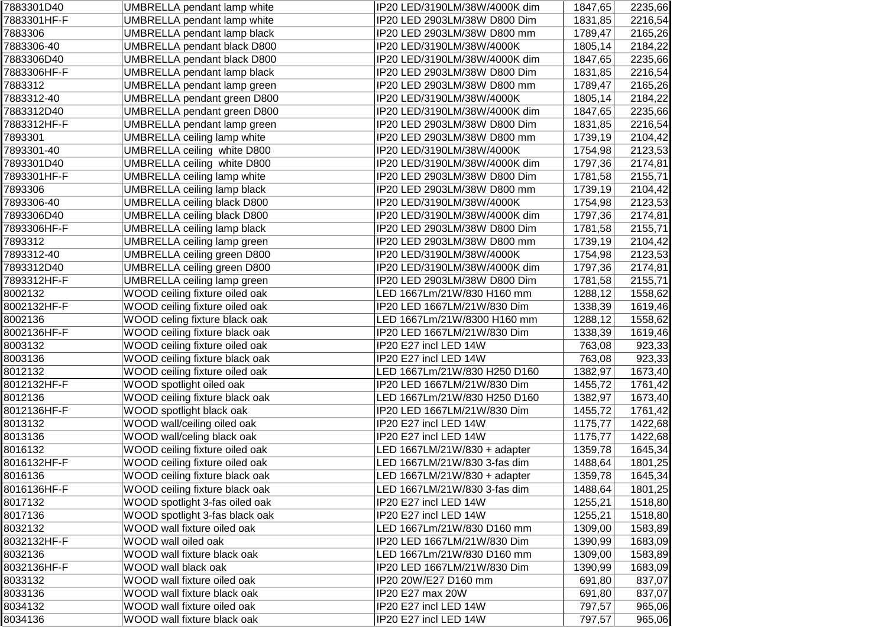| | | | | |
|---|---|---|---|---|
| 7883301D40 | UMBRELLA pendant lamp white | IP20 LED/3190LM/38W/4000K dim | 1847,65 | 2235,66 |
| 7883301HF-F | UMBRELLA pendant lamp white | IP20 LED 2903LM/38W D800 Dim | 1831,85 | 2216,54 |
| 7883306 | UMBRELLA pendant lamp black | IP20 LED 2903LM/38W D800 mm | 1789,47 | 2165,26 |
| 7883306-40 | UMBRELLA pendant black D800 | IP20 LED/3190LM/38W/4000K | 1805,14 | 2184,22 |
| 7883306D40 | UMBRELLA pendant black D800 | IP20 LED/3190LM/38W/4000K dim | 1847,65 | 2235,66 |
| 7883306HF-F | UMBRELLA pendant lamp black | IP20 LED 2903LM/38W D800 Dim | 1831,85 | 2216,54 |
| 7883312 | UMBRELLA pendant lamp green | IP20 LED 2903LM/38W D800 mm | 1789,47 | 2165,26 |
| 7883312-40 | UMBRELLA pendant green D800 | IP20 LED/3190LM/38W/4000K | 1805,14 | 2184,22 |
| 7883312D40 | UMBRELLA pendant green D800 | IP20 LED/3190LM/38W/4000K dim | 1847,65 | 2235,66 |
| 7883312HF-F | UMBRELLA pendant lamp green | IP20 LED 2903LM/38W D800 Dim | 1831,85 | 2216,54 |
| 7893301 | UMBRELLA ceiling lamp white | IP20 LED 2903LM/38W D800 mm | 1739,19 | 2104,42 |
| 7893301-40 | UMBRELLA ceiling white D800 | IP20 LED/3190LM/38W/4000K | 1754,98 | 2123,53 |
| 7893301D40 | UMBRELLA ceiling white D800 | IP20 LED/3190LM/38W/4000K dim | 1797,36 | 2174,81 |
| 7893301HF-F | UMBRELLA ceiling lamp white | IP20 LED 2903LM/38W D800 Dim | 1781,58 | 2155,71 |
| 7893306 | UMBRELLA ceiling lamp black | IP20 LED 2903LM/38W D800 mm | 1739,19 | 2104,42 |
| 7893306-40 | UMBRELLA ceiling black D800 | IP20 LED/3190LM/38W/4000K | 1754,98 | 2123,53 |
| 7893306D40 | UMBRELLA ceiling black D800 | IP20 LED/3190LM/38W/4000K dim | 1797,36 | 2174,81 |
| 7893306HF-F | UMBRELLA ceiling lamp black | IP20 LED 2903LM/38W D800 Dim | 1781,58 | 2155,71 |
| 7893312 | UMBRELLA ceiling lamp green | IP20 LED 2903LM/38W D800 mm | 1739,19 | 2104,42 |
| 7893312-40 | UMBRELLA ceiling green D800 | IP20 LED/3190LM/38W/4000K | 1754,98 | 2123,53 |
| 7893312D40 | UMBRELLA ceiling green D800 | IP20 LED/3190LM/38W/4000K dim | 1797,36 | 2174,81 |
| 7893312HF-F | UMBRELLA ceiling lamp green | IP20 LED 2903LM/38W D800 Dim | 1781,58 | 2155,71 |
| 8002132 | WOOD ceiling fixture oiled oak | LED 1667Lm/21W/830 H160 mm | 1288,12 | 1558,62 |
| 8002132HF-F | WOOD ceiling fixture oiled oak | IP20 LED 1667LM/21W/830 Dim | 1338,39 | 1619,46 |
| 8002136 | WOOD celing fixture black oak | LED 1667Lm/21W/8300 H160 mm | 1288,12 | 1558,62 |
| 8002136HF-F | WOOD ceiling fixture black oak | IP20 LED 1667LM/21W/830 Dim | 1338,39 | 1619,46 |
| 8003132 | WOOD ceiling fixture oiled oak | IP20 E27 incl LED 14W | 763,08 | 923,33 |
| 8003136 | WOOD ceiling fixture black oak | IP20 E27 incl LED 14W | 763,08 | 923,33 |
| 8012132 | WOOD ceiling fixture oiled oak | LED 1667Lm/21W/830 H250 D160 | 1382,97 | 1673,40 |
| 8012132HF-F | WOOD spotlight oiled oak | IP20 LED 1667LM/21W/830 Dim | 1455,72 | 1761,42 |
| 8012136 | WOOD ceiling fixture black oak | LED 1667Lm/21W/830 H250 D160 | 1382,97 | 1673,40 |
| 8012136HF-F | WOOD spotlight black oak | IP20 LED 1667LM/21W/830 Dim | 1455,72 | 1761,42 |
| 8013132 | WOOD wall/ceiling oiled oak | IP20 E27 incl LED 14W | 1175,77 | 1422,68 |
| 8013136 | WOOD wall/celing black oak | IP20 E27 incl LED 14W | 1175,77 | 1422,68 |
| 8016132 | WOOD ceiling fixture oiled oak | LED 1667LM/21W/830 + adapter | 1359,78 | 1645,34 |
| 8016132HF-F | WOOD ceiling fixture oiled oak | LED 1667LM/21W/830 3-fas dim | 1488,64 | 1801,25 |
| 8016136 | WOOD ceiling fixture black oak | LED 1667LM/21W/830 + adapter | 1359,78 | 1645,34 |
| 8016136HF-F | WOOD ceiling fixture black oak | LED 1667LM/21W/830 3-fas dim | 1488,64 | 1801,25 |
| 8017132 | WOOD spotlight 3-fas oiled oak | IP20 E27 incl LED 14W | 1255,21 | 1518,80 |
| 8017136 | WOOD spotlight 3-fas black oak | IP20 E27 incl LED 14W | 1255,21 | 1518,80 |
| 8032132 | WOOD wall fixture oiled oak | LED 1667Lm/21W/830 D160 mm | 1309,00 | 1583,89 |
| 8032132HF-F | WOOD wall oiled oak | IP20 LED 1667LM/21W/830 Dim | 1390,99 | 1683,09 |
| 8032136 | WOOD wall fixture black oak | LED 1667Lm/21W/830 D160 mm | 1309,00 | 1583,89 |
| 8032136HF-F | WOOD wall black oak | IP20 LED 1667LM/21W/830 Dim | 1390,99 | 1683,09 |
| 8033132 | WOOD wall fixture oiled oak | IP20 20W/E27 D160 mm | 691,80 | 837,07 |
| 8033136 | WOOD wall fixture black oak | IP20 E27 max 20W | 691,80 | 837,07 |
| 8034132 | WOOD wall fixture oiled oak | IP20 E27 incl LED 14W | 797,57 | 965,06 |
| 8034136 | WOOD wall fixture black oak | IP20 E27 incl LED 14W | 797,57 | 965,06 |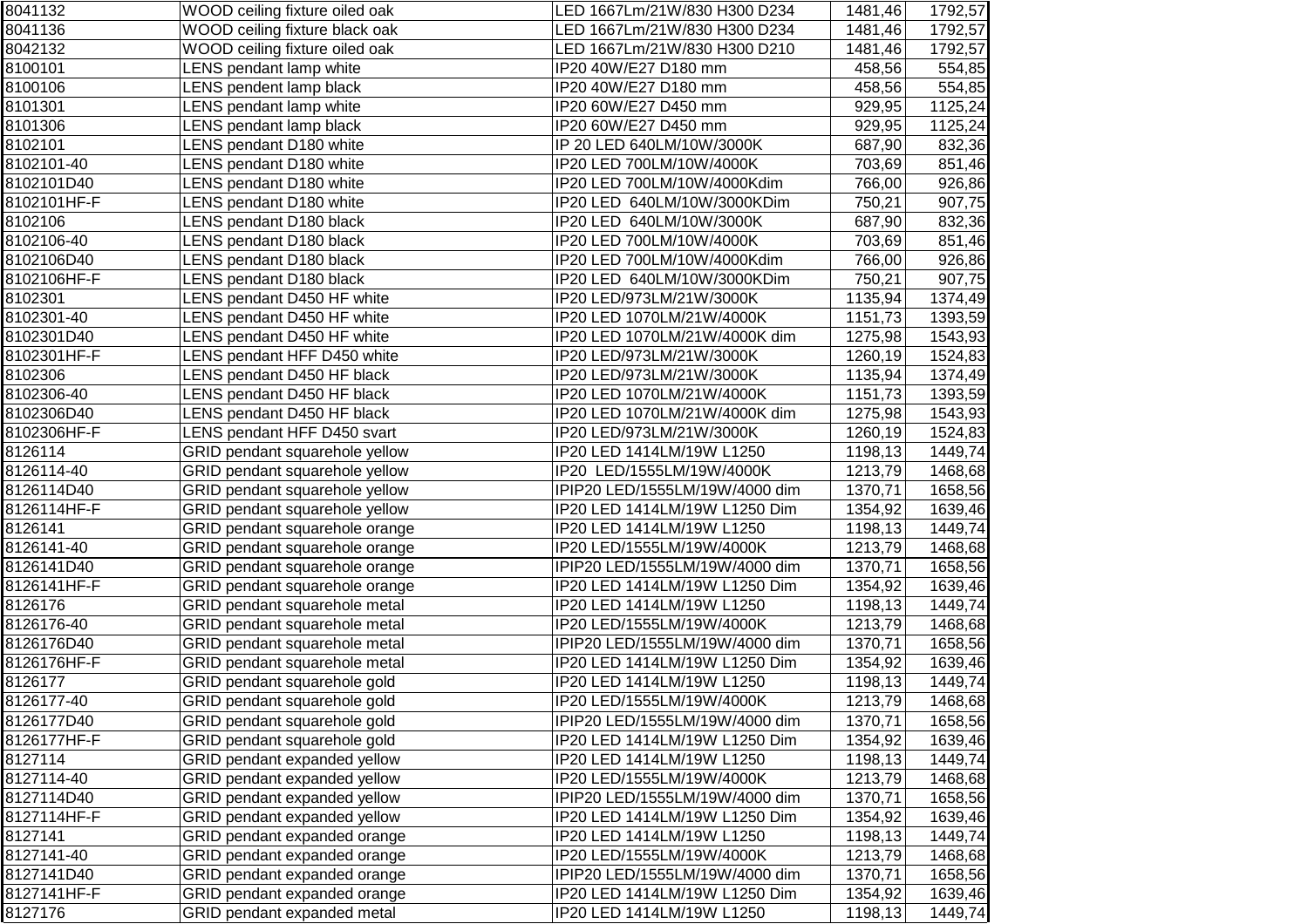| | | | | |
|---|---|---|---|---|
| 8041132 | WOOD ceiling fixture oiled oak | LED 1667Lm/21W/830 H300 D234 | 1481,46 | 1792,57 |
| 8041136 | WOOD ceiling fixture black oak | LED 1667Lm/21W/830 H300 D234 | 1481,46 | 1792,57 |
| 8042132 | WOOD ceiling fixture oiled oak | LED 1667Lm/21W/830 H300 D210 | 1481,46 | 1792,57 |
| 8100101 | LENS pendant lamp white | IP20 40W/E27 D180 mm | 458,56 | 554,85 |
| 8100106 | LENS pendent lamp black | IP20 40W/E27 D180 mm | 458,56 | 554,85 |
| 8101301 | LENS pendant lamp white | IP20 60W/E27 D450 mm | 929,95 | 1125,24 |
| 8101306 | LENS pendant lamp black | IP20 60W/E27 D450 mm | 929,95 | 1125,24 |
| 8102101 | LENS pendant D180 white | IP 20 LED 640LM/10W/3000K | 687,90 | 832,36 |
| 8102101-40 | LENS pendant D180 white | IP20 LED 700LM/10W/4000K | 703,69 | 851,46 |
| 8102101D40 | LENS pendant D180 white | IP20 LED 700LM/10W/4000Kdim | 766,00 | 926,86 |
| 8102101HF-F | LENS pendant D180 white | IP20 LED  640LM/10W/3000KDim | 750,21 | 907,75 |
| 8102106 | LENS pendant D180 black | IP20 LED  640LM/10W/3000K | 687,90 | 832,36 |
| 8102106-40 | LENS pendant D180 black | IP20 LED 700LM/10W/4000K | 703,69 | 851,46 |
| 8102106D40 | LENS pendant D180 black | IP20 LED 700LM/10W/4000Kdim | 766,00 | 926,86 |
| 8102106HF-F | LENS pendant D180 black | IP20 LED  640LM/10W/3000KDim | 750,21 | 907,75 |
| 8102301 | LENS pendant D450 HF white | IP20 LED/973LM/21W/3000K | 1135,94 | 1374,49 |
| 8102301-40 | LENS pendant D450 HF white | IP20 LED 1070LM/21W/4000K | 1151,73 | 1393,59 |
| 8102301D40 | LENS pendant D450 HF white | IP20 LED 1070LM/21W/4000K dim | 1275,98 | 1543,93 |
| 8102301HF-F | LENS pendant HFF D450 white | IP20 LED/973LM/21W/3000K | 1260,19 | 1524,83 |
| 8102306 | LENS pendant D450 HF black | IP20 LED/973LM/21W/3000K | 1135,94 | 1374,49 |
| 8102306-40 | LENS pendant D450 HF black | IP20 LED 1070LM/21W/4000K | 1151,73 | 1393,59 |
| 8102306D40 | LENS pendant D450 HF black | IP20 LED 1070LM/21W/4000K dim | 1275,98 | 1543,93 |
| 8102306HF-F | LENS pendant HFF D450 svart | IP20 LED/973LM/21W/3000K | 1260,19 | 1524,83 |
| 8126114 | GRID pendant squarehole yellow | IP20 LED 1414LM/19W L1250 | 1198,13 | 1449,74 |
| 8126114-40 | GRID pendant squarehole yellow | IP20  LED/1555LM/19W/4000K | 1213,79 | 1468,68 |
| 8126114D40 | GRID pendant squarehole yellow | IPIP20 LED/1555LM/19W/4000 dim | 1370,71 | 1658,56 |
| 8126114HF-F | GRID pendant squarehole yellow | IP20 LED 1414LM/19W L1250 Dim | 1354,92 | 1639,46 |
| 8126141 | GRID pendant squarehole orange | IP20 LED 1414LM/19W L1250 | 1198,13 | 1449,74 |
| 8126141-40 | GRID pendant squarehole orange | IP20 LED/1555LM/19W/4000K | 1213,79 | 1468,68 |
| 8126141D40 | GRID pendant squarehole orange | IPIP20 LED/1555LM/19W/4000 dim | 1370,71 | 1658,56 |
| 8126141HF-F | GRID pendant squarehole orange | IP20 LED 1414LM/19W L1250 Dim | 1354,92 | 1639,46 |
| 8126176 | GRID pendant squarehole metal | IP20 LED 1414LM/19W L1250 | 1198,13 | 1449,74 |
| 8126176-40 | GRID pendant squarehole metal | IP20 LED/1555LM/19W/4000K | 1213,79 | 1468,68 |
| 8126176D40 | GRID pendant squarehole metal | IPIP20 LED/1555LM/19W/4000 dim | 1370,71 | 1658,56 |
| 8126176HF-F | GRID pendant squarehole metal | IP20 LED 1414LM/19W L1250 Dim | 1354,92 | 1639,46 |
| 8126177 | GRID pendant squarehole gold | IP20 LED 1414LM/19W L1250 | 1198,13 | 1449,74 |
| 8126177-40 | GRID pendant squarehole gold | IP20 LED/1555LM/19W/4000K | 1213,79 | 1468,68 |
| 8126177D40 | GRID pendant squarehole gold | IPIP20 LED/1555LM/19W/4000 dim | 1370,71 | 1658,56 |
| 8126177HF-F | GRID pendant squarehole gold | IP20 LED 1414LM/19W L1250 Dim | 1354,92 | 1639,46 |
| 8127114 | GRID pendant expanded yellow | IP20 LED 1414LM/19W L1250 | 1198,13 | 1449,74 |
| 8127114-40 | GRID pendant expanded yellow | IP20 LED/1555LM/19W/4000K | 1213,79 | 1468,68 |
| 8127114D40 | GRID pendant expanded yellow | IPIP20 LED/1555LM/19W/4000 dim | 1370,71 | 1658,56 |
| 8127114HF-F | GRID pendant expanded yellow | IP20 LED 1414LM/19W L1250 Dim | 1354,92 | 1639,46 |
| 8127141 | GRID pendant expanded orange | IP20 LED 1414LM/19W L1250 | 1198,13 | 1449,74 |
| 8127141-40 | GRID pendant expanded orange | IP20 LED/1555LM/19W/4000K | 1213,79 | 1468,68 |
| 8127141D40 | GRID pendant expanded orange | IPIP20 LED/1555LM/19W/4000 dim | 1370,71 | 1658,56 |
| 8127141HF-F | GRID pendant expanded orange | IP20 LED 1414LM/19W L1250 Dim | 1354,92 | 1639,46 |
| 8127176 | GRID pendant expanded metal | IP20 LED 1414LM/19W L1250 | 1198,13 | 1449,74 |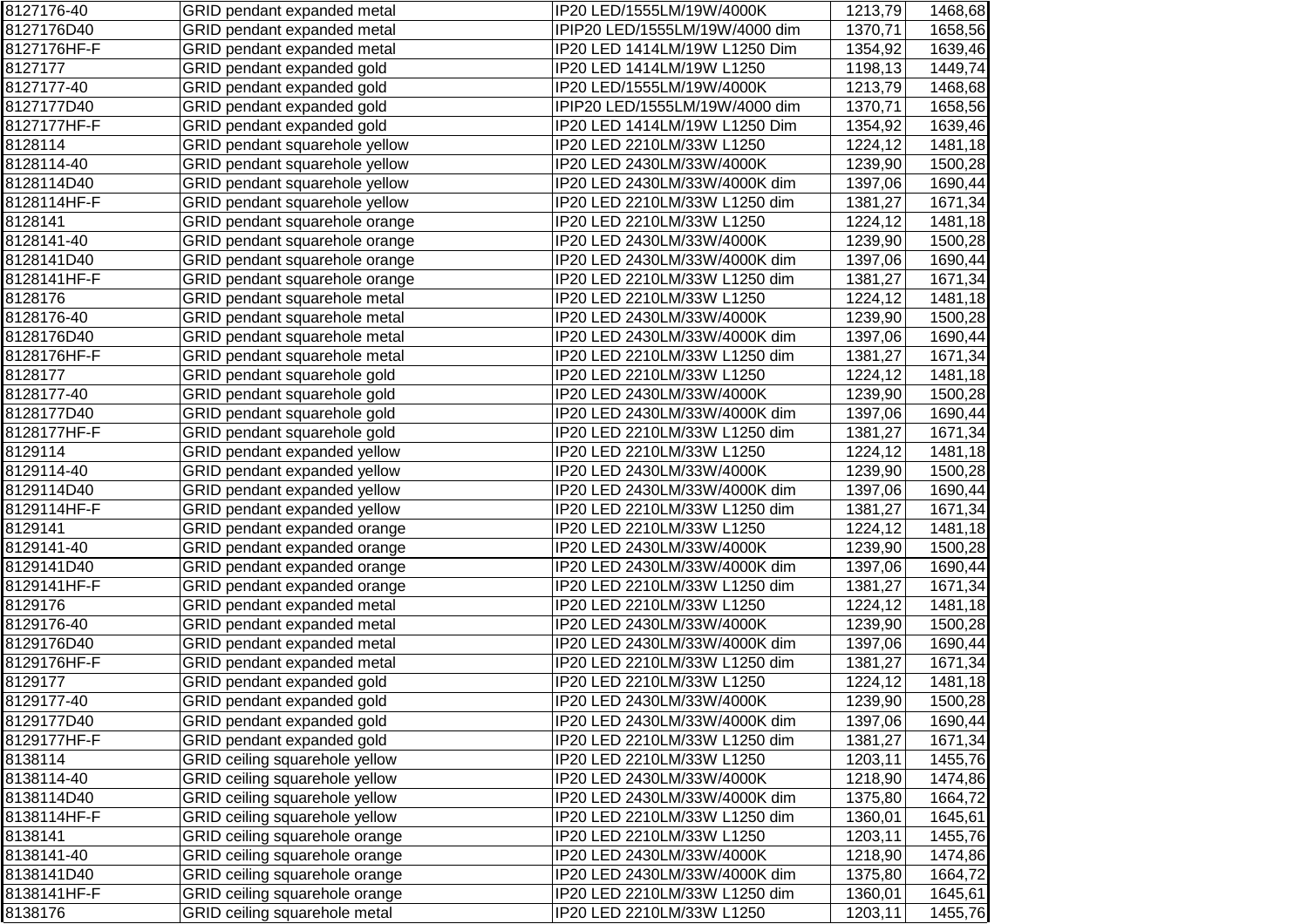| | | | | |
|---|---|---|---|---|
| 8127176-40 | GRID pendant expanded metal | IP20 LED/1555LM/19W/4000K | 1213,79 | 1468,68 |
| 8127176D40 | GRID pendant expanded metal | IPIP20 LED/1555LM/19W/4000 dim | 1370,71 | 1658,56 |
| 8127176HF-F | GRID pendant expanded metal | IP20 LED 1414LM/19W L1250 Dim | 1354,92 | 1639,46 |
| 8127177 | GRID pendant expanded gold | IP20 LED 1414LM/19W L1250 | 1198,13 | 1449,74 |
| 8127177-40 | GRID pendant expanded gold | IP20 LED/1555LM/19W/4000K | 1213,79 | 1468,68 |
| 8127177D40 | GRID pendant expanded gold | IPIP20 LED/1555LM/19W/4000 dim | 1370,71 | 1658,56 |
| 8127177HF-F | GRID pendant expanded gold | IP20 LED 1414LM/19W L1250 Dim | 1354,92 | 1639,46 |
| 8128114 | GRID pendant squarehole yellow | IP20 LED 2210LM/33W L1250 | 1224,12 | 1481,18 |
| 8128114-40 | GRID pendant squarehole yellow | IP20 LED 2430LM/33W/4000K | 1239,90 | 1500,28 |
| 8128114D40 | GRID pendant squarehole yellow | IP20 LED 2430LM/33W/4000K dim | 1397,06 | 1690,44 |
| 8128114HF-F | GRID pendant squarehole yellow | IP20 LED 2210LM/33W L1250 dim | 1381,27 | 1671,34 |
| 8128141 | GRID pendant squarehole orange | IP20 LED 2210LM/33W L1250 | 1224,12 | 1481,18 |
| 8128141-40 | GRID pendant squarehole orange | IP20 LED 2430LM/33W/4000K | 1239,90 | 1500,28 |
| 8128141D40 | GRID pendant squarehole orange | IP20 LED 2430LM/33W/4000K dim | 1397,06 | 1690,44 |
| 8128141HF-F | GRID pendant squarehole orange | IP20 LED 2210LM/33W L1250 dim | 1381,27 | 1671,34 |
| 8128176 | GRID pendant squarehole metal | IP20 LED 2210LM/33W L1250 | 1224,12 | 1481,18 |
| 8128176-40 | GRID pendant squarehole metal | IP20 LED 2430LM/33W/4000K | 1239,90 | 1500,28 |
| 8128176D40 | GRID pendant squarehole metal | IP20 LED 2430LM/33W/4000K dim | 1397,06 | 1690,44 |
| 8128176HF-F | GRID pendant squarehole metal | IP20 LED 2210LM/33W L1250 dim | 1381,27 | 1671,34 |
| 8128177 | GRID pendant squarehole gold | IP20 LED 2210LM/33W L1250 | 1224,12 | 1481,18 |
| 8128177-40 | GRID pendant squarehole gold | IP20 LED 2430LM/33W/4000K | 1239,90 | 1500,28 |
| 8128177D40 | GRID pendant squarehole gold | IP20 LED 2430LM/33W/4000K dim | 1397,06 | 1690,44 |
| 8128177HF-F | GRID pendant squarehole gold | IP20 LED 2210LM/33W L1250 dim | 1381,27 | 1671,34 |
| 8129114 | GRID pendant expanded yellow | IP20 LED 2210LM/33W L1250 | 1224,12 | 1481,18 |
| 8129114-40 | GRID pendant expanded yellow | IP20 LED 2430LM/33W/4000K | 1239,90 | 1500,28 |
| 8129114D40 | GRID pendant expanded yellow | IP20 LED 2430LM/33W/4000K dim | 1397,06 | 1690,44 |
| 8129114HF-F | GRID pendant expanded yellow | IP20 LED 2210LM/33W L1250 dim | 1381,27 | 1671,34 |
| 8129141 | GRID pendant expanded orange | IP20 LED 2210LM/33W L1250 | 1224,12 | 1481,18 |
| 8129141-40 | GRID pendant expanded orange | IP20 LED 2430LM/33W/4000K | 1239,90 | 1500,28 |
| 8129141D40 | GRID pendant expanded orange | IP20 LED 2430LM/33W/4000K dim | 1397,06 | 1690,44 |
| 8129141HF-F | GRID pendant expanded orange | IP20 LED 2210LM/33W L1250 dim | 1381,27 | 1671,34 |
| 8129176 | GRID pendant expanded metal | IP20 LED 2210LM/33W L1250 | 1224,12 | 1481,18 |
| 8129176-40 | GRID pendant expanded metal | IP20 LED 2430LM/33W/4000K | 1239,90 | 1500,28 |
| 8129176D40 | GRID pendant expanded metal | IP20 LED 2430LM/33W/4000K dim | 1397,06 | 1690,44 |
| 8129176HF-F | GRID pendant expanded metal | IP20 LED 2210LM/33W L1250 dim | 1381,27 | 1671,34 |
| 8129177 | GRID pendant expanded gold | IP20 LED 2210LM/33W L1250 | 1224,12 | 1481,18 |
| 8129177-40 | GRID pendant expanded gold | IP20 LED 2430LM/33W/4000K | 1239,90 | 1500,28 |
| 8129177D40 | GRID pendant expanded gold | IP20 LED 2430LM/33W/4000K dim | 1397,06 | 1690,44 |
| 8129177HF-F | GRID pendant expanded gold | IP20 LED 2210LM/33W L1250 dim | 1381,27 | 1671,34 |
| 8138114 | GRID ceiling squarehole yellow | IP20 LED 2210LM/33W L1250 | 1203,11 | 1455,76 |
| 8138114-40 | GRID ceiling squarehole yellow | IP20 LED 2430LM/33W/4000K | 1218,90 | 1474,86 |
| 8138114D40 | GRID ceiling squarehole yellow | IP20 LED 2430LM/33W/4000K dim | 1375,80 | 1664,72 |
| 8138114HF-F | GRID ceiling squarehole yellow | IP20 LED 2210LM/33W L1250 dim | 1360,01 | 1645,61 |
| 8138141 | GRID ceiling squarehole orange | IP20 LED 2210LM/33W L1250 | 1203,11 | 1455,76 |
| 8138141-40 | GRID ceiling squarehole orange | IP20 LED 2430LM/33W/4000K | 1218,90 | 1474,86 |
| 8138141D40 | GRID ceiling squarehole orange | IP20 LED 2430LM/33W/4000K dim | 1375,80 | 1664,72 |
| 8138141HF-F | GRID ceiling squarehole orange | IP20 LED 2210LM/33W L1250 dim | 1360,01 | 1645,61 |
| 8138176 | GRID ceiling squarehole metal | IP20 LED 2210LM/33W L1250 | 1203,11 | 1455,76 |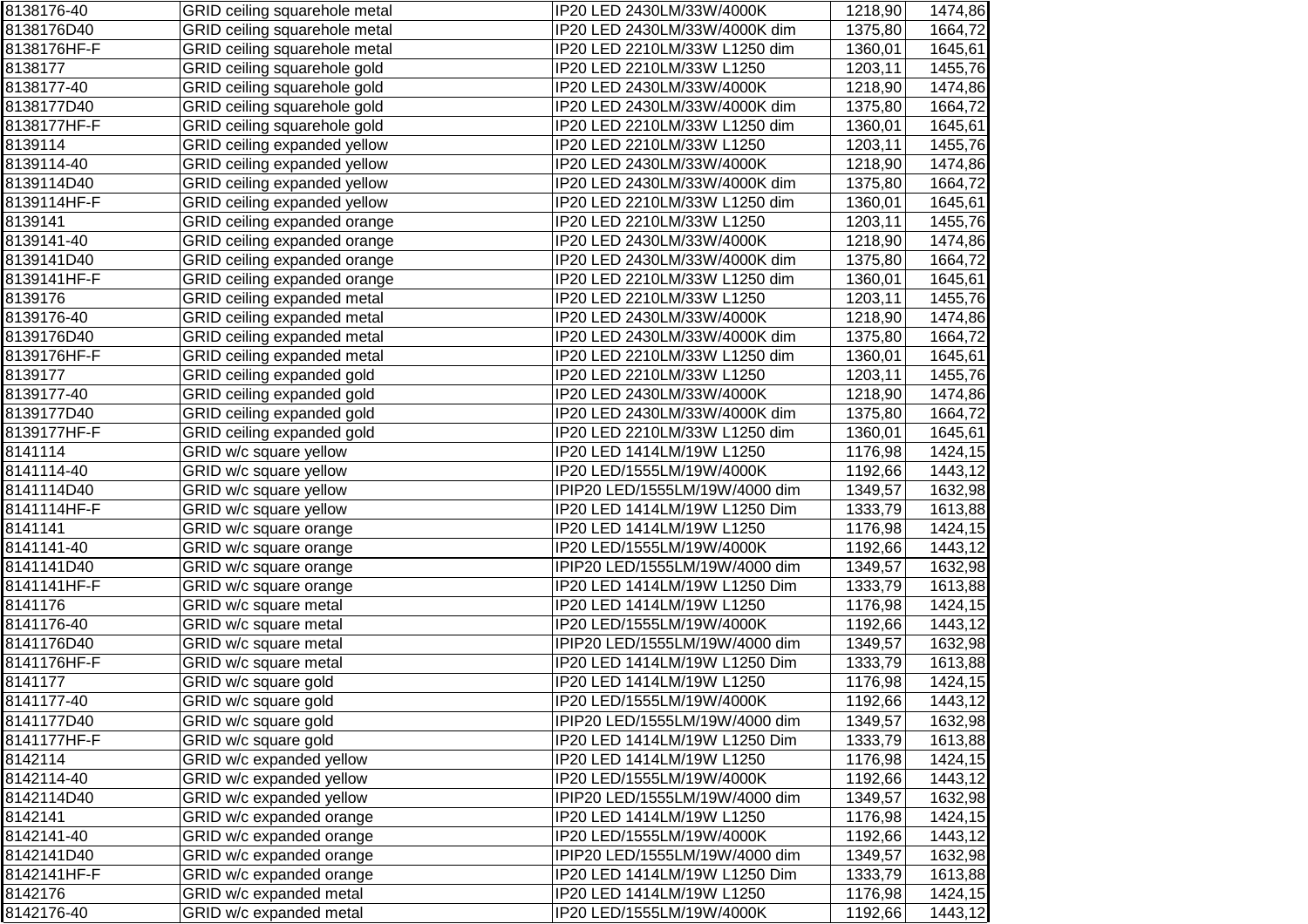| | | | | |
|---|---|---|---|---|
| 8138176-40 | GRID ceiling squarehole metal | IP20 LED 2430LM/33W/4000K | 1218,90 | 1474,86 |
| 8138176D40 | GRID ceiling squarehole metal | IP20 LED 2430LM/33W/4000K dim | 1375,80 | 1664,72 |
| 8138176HF-F | GRID ceiling squarehole metal | IP20 LED 2210LM/33W L1250 dim | 1360,01 | 1645,61 |
| 8138177 | GRID ceiling squarehole gold | IP20 LED 2210LM/33W L1250 | 1203,11 | 1455,76 |
| 8138177-40 | GRID ceiling squarehole gold | IP20 LED 2430LM/33W/4000K | 1218,90 | 1474,86 |
| 8138177D40 | GRID ceiling squarehole gold | IP20 LED 2430LM/33W/4000K dim | 1375,80 | 1664,72 |
| 8138177HF-F | GRID ceiling squarehole gold | IP20 LED 2210LM/33W L1250 dim | 1360,01 | 1645,61 |
| 8139114 | GRID ceiling expanded yellow | IP20 LED 2210LM/33W L1250 | 1203,11 | 1455,76 |
| 8139114-40 | GRID ceiling expanded yellow | IP20 LED 2430LM/33W/4000K | 1218,90 | 1474,86 |
| 8139114D40 | GRID ceiling expanded yellow | IP20 LED 2430LM/33W/4000K dim | 1375,80 | 1664,72 |
| 8139114HF-F | GRID ceiling expanded yellow | IP20 LED 2210LM/33W L1250 dim | 1360,01 | 1645,61 |
| 8139141 | GRID ceiling expanded orange | IP20 LED 2210LM/33W L1250 | 1203,11 | 1455,76 |
| 8139141-40 | GRID ceiling expanded orange | IP20 LED 2430LM/33W/4000K | 1218,90 | 1474,86 |
| 8139141D40 | GRID ceiling expanded orange | IP20 LED 2430LM/33W/4000K dim | 1375,80 | 1664,72 |
| 8139141HF-F | GRID ceiling expanded orange | IP20 LED 2210LM/33W L1250 dim | 1360,01 | 1645,61 |
| 8139176 | GRID ceiling expanded metal | IP20 LED 2210LM/33W L1250 | 1203,11 | 1455,76 |
| 8139176-40 | GRID ceiling expanded metal | IP20 LED 2430LM/33W/4000K | 1218,90 | 1474,86 |
| 8139176D40 | GRID ceiling expanded metal | IP20 LED 2430LM/33W/4000K dim | 1375,80 | 1664,72 |
| 8139176HF-F | GRID ceiling expanded metal | IP20 LED 2210LM/33W L1250 dim | 1360,01 | 1645,61 |
| 8139177 | GRID ceiling expanded gold | IP20 LED 2210LM/33W L1250 | 1203,11 | 1455,76 |
| 8139177-40 | GRID ceiling expanded gold | IP20 LED 2430LM/33W/4000K | 1218,90 | 1474,86 |
| 8139177D40 | GRID ceiling expanded gold | IP20 LED 2430LM/33W/4000K dim | 1375,80 | 1664,72 |
| 8139177HF-F | GRID ceiling expanded gold | IP20 LED 2210LM/33W L1250 dim | 1360,01 | 1645,61 |
| 8141114 | GRID w/c square yellow | IP20 LED 1414LM/19W L1250 | 1176,98 | 1424,15 |
| 8141114-40 | GRID w/c square yellow | IP20 LED/1555LM/19W/4000K | 1192,66 | 1443,12 |
| 8141114D40 | GRID w/c square yellow | IPIP20 LED/1555LM/19W/4000 dim | 1349,57 | 1632,98 |
| 8141114HF-F | GRID w/c square yellow | IP20 LED 1414LM/19W L1250 Dim | 1333,79 | 1613,88 |
| 8141141 | GRID w/c square orange | IP20 LED 1414LM/19W L1250 | 1176,98 | 1424,15 |
| 8141141-40 | GRID w/c square orange | IP20 LED/1555LM/19W/4000K | 1192,66 | 1443,12 |
| 8141141D40 | GRID w/c square orange | IPIP20 LED/1555LM/19W/4000 dim | 1349,57 | 1632,98 |
| 8141141HF-F | GRID w/c square orange | IP20 LED 1414LM/19W L1250 Dim | 1333,79 | 1613,88 |
| 8141176 | GRID w/c square metal | IP20 LED 1414LM/19W L1250 | 1176,98 | 1424,15 |
| 8141176-40 | GRID w/c square metal | IP20 LED/1555LM/19W/4000K | 1192,66 | 1443,12 |
| 8141176D40 | GRID w/c square metal | IPIP20 LED/1555LM/19W/4000 dim | 1349,57 | 1632,98 |
| 8141176HF-F | GRID w/c square metal | IP20 LED 1414LM/19W L1250 Dim | 1333,79 | 1613,88 |
| 8141177 | GRID w/c square gold | IP20 LED 1414LM/19W L1250 | 1176,98 | 1424,15 |
| 8141177-40 | GRID w/c square gold | IP20 LED/1555LM/19W/4000K | 1192,66 | 1443,12 |
| 8141177D40 | GRID w/c square gold | IPIP20 LED/1555LM/19W/4000 dim | 1349,57 | 1632,98 |
| 8141177HF-F | GRID w/c square gold | IP20 LED 1414LM/19W L1250 Dim | 1333,79 | 1613,88 |
| 8142114 | GRID w/c expanded yellow | IP20 LED 1414LM/19W L1250 | 1176,98 | 1424,15 |
| 8142114-40 | GRID w/c expanded yellow | IP20 LED/1555LM/19W/4000K | 1192,66 | 1443,12 |
| 8142114D40 | GRID w/c expanded yellow | IPIP20 LED/1555LM/19W/4000 dim | 1349,57 | 1632,98 |
| 8142141 | GRID w/c expanded orange | IP20 LED 1414LM/19W L1250 | 1176,98 | 1424,15 |
| 8142141-40 | GRID w/c expanded orange | IP20 LED/1555LM/19W/4000K | 1192,66 | 1443,12 |
| 8142141D40 | GRID w/c expanded orange | IPIP20 LED/1555LM/19W/4000 dim | 1349,57 | 1632,98 |
| 8142141HF-F | GRID w/c expanded orange | IP20 LED 1414LM/19W L1250 Dim | 1333,79 | 1613,88 |
| 8142176 | GRID w/c expanded metal | IP20 LED 1414LM/19W L1250 | 1176,98 | 1424,15 |
| 8142176-40 | GRID w/c expanded metal | IP20 LED/1555LM/19W/4000K | 1192,66 | 1443,12 |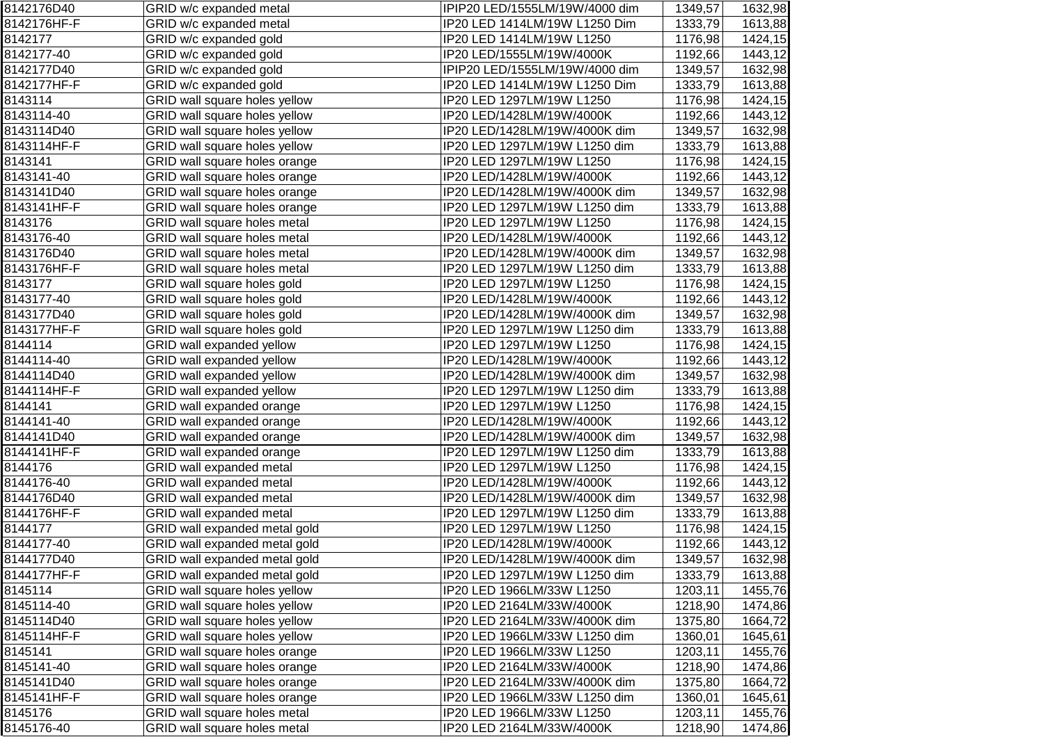| | | | | |
|---|---|---|---|---|
| 8142176D40 | GRID w/c expanded metal | IPIP20 LED/1555LM/19W/4000 dim | 1349,57 | 1632,98 |
| 8142176HF-F | GRID w/c expanded metal | IP20 LED 1414LM/19W L1250 Dim | 1333,79 | 1613,88 |
| 8142177 | GRID w/c expanded gold | IP20 LED 1414LM/19W L1250 | 1176,98 | 1424,15 |
| 8142177-40 | GRID w/c expanded gold | IP20 LED/1555LM/19W/4000K | 1192,66 | 1443,12 |
| 8142177D40 | GRID w/c expanded gold | IPIP20 LED/1555LM/19W/4000 dim | 1349,57 | 1632,98 |
| 8142177HF-F | GRID w/c expanded gold | IP20 LED 1414LM/19W L1250 Dim | 1333,79 | 1613,88 |
| 8143114 | GRID wall square holes yellow | IP20 LED 1297LM/19W L1250 | 1176,98 | 1424,15 |
| 8143114-40 | GRID wall square holes yellow | IP20 LED/1428LM/19W/4000K | 1192,66 | 1443,12 |
| 8143114D40 | GRID wall square holes yellow | IP20 LED/1428LM/19W/4000K dim | 1349,57 | 1632,98 |
| 8143114HF-F | GRID wall square holes yellow | IP20 LED 1297LM/19W L1250 dim | 1333,79 | 1613,88 |
| 8143141 | GRID wall square holes orange | IP20 LED 1297LM/19W L1250 | 1176,98 | 1424,15 |
| 8143141-40 | GRID wall square holes orange | IP20 LED/1428LM/19W/4000K | 1192,66 | 1443,12 |
| 8143141D40 | GRID wall square holes orange | IP20 LED/1428LM/19W/4000K dim | 1349,57 | 1632,98 |
| 8143141HF-F | GRID wall square holes orange | IP20 LED 1297LM/19W L1250 dim | 1333,79 | 1613,88 |
| 8143176 | GRID wall square holes metal | IP20 LED 1297LM/19W L1250 | 1176,98 | 1424,15 |
| 8143176-40 | GRID wall square holes metal | IP20 LED/1428LM/19W/4000K | 1192,66 | 1443,12 |
| 8143176D40 | GRID wall square holes metal | IP20 LED/1428LM/19W/4000K dim | 1349,57 | 1632,98 |
| 8143176HF-F | GRID wall square holes metal | IP20 LED 1297LM/19W L1250 dim | 1333,79 | 1613,88 |
| 8143177 | GRID wall square holes gold | IP20 LED 1297LM/19W L1250 | 1176,98 | 1424,15 |
| 8143177-40 | GRID wall square holes gold | IP20 LED/1428LM/19W/4000K | 1192,66 | 1443,12 |
| 8143177D40 | GRID wall square holes gold | IP20 LED/1428LM/19W/4000K dim | 1349,57 | 1632,98 |
| 8143177HF-F | GRID wall square holes gold | IP20 LED 1297LM/19W L1250 dim | 1333,79 | 1613,88 |
| 8144114 | GRID wall expanded yellow | IP20 LED 1297LM/19W L1250 | 1176,98 | 1424,15 |
| 8144114-40 | GRID wall expanded yellow | IP20 LED/1428LM/19W/4000K | 1192,66 | 1443,12 |
| 8144114D40 | GRID wall expanded yellow | IP20 LED/1428LM/19W/4000K dim | 1349,57 | 1632,98 |
| 8144114HF-F | GRID wall expanded yellow | IP20 LED 1297LM/19W L1250 dim | 1333,79 | 1613,88 |
| 8144141 | GRID wall expanded orange | IP20 LED 1297LM/19W L1250 | 1176,98 | 1424,15 |
| 8144141-40 | GRID wall expanded orange | IP20 LED/1428LM/19W/4000K | 1192,66 | 1443,12 |
| 8144141D40 | GRID wall expanded orange | IP20 LED/1428LM/19W/4000K dim | 1349,57 | 1632,98 |
| 8144141HF-F | GRID wall expanded orange | IP20 LED 1297LM/19W L1250 dim | 1333,79 | 1613,88 |
| 8144176 | GRID wall expanded metal | IP20 LED 1297LM/19W L1250 | 1176,98 | 1424,15 |
| 8144176-40 | GRID wall expanded metal | IP20 LED/1428LM/19W/4000K | 1192,66 | 1443,12 |
| 8144176D40 | GRID wall expanded metal | IP20 LED/1428LM/19W/4000K dim | 1349,57 | 1632,98 |
| 8144176HF-F | GRID wall expanded metal | IP20 LED 1297LM/19W L1250 dim | 1333,79 | 1613,88 |
| 8144177 | GRID wall expanded metal gold | IP20 LED 1297LM/19W L1250 | 1176,98 | 1424,15 |
| 8144177-40 | GRID wall expanded metal gold | IP20 LED/1428LM/19W/4000K | 1192,66 | 1443,12 |
| 8144177D40 | GRID wall expanded metal gold | IP20 LED/1428LM/19W/4000K dim | 1349,57 | 1632,98 |
| 8144177HF-F | GRID wall expanded metal gold | IP20 LED 1297LM/19W L1250 dim | 1333,79 | 1613,88 |
| 8145114 | GRID wall square holes yellow | IP20 LED 1966LM/33W L1250 | 1203,11 | 1455,76 |
| 8145114-40 | GRID wall square holes yellow | IP20 LED 2164LM/33W/4000K | 1218,90 | 1474,86 |
| 8145114D40 | GRID wall square holes yellow | IP20 LED 2164LM/33W/4000K dim | 1375,80 | 1664,72 |
| 8145114HF-F | GRID wall square holes yellow | IP20 LED 1966LM/33W L1250 dim | 1360,01 | 1645,61 |
| 8145141 | GRID wall square holes orange | IP20 LED 1966LM/33W L1250 | 1203,11 | 1455,76 |
| 8145141-40 | GRID wall square holes orange | IP20 LED 2164LM/33W/4000K | 1218,90 | 1474,86 |
| 8145141D40 | GRID wall square holes orange | IP20 LED 2164LM/33W/4000K dim | 1375,80 | 1664,72 |
| 8145141HF-F | GRID wall square holes orange | IP20 LED 1966LM/33W L1250 dim | 1360,01 | 1645,61 |
| 8145176 | GRID wall square holes metal | IP20 LED 1966LM/33W L1250 | 1203,11 | 1455,76 |
| 8145176-40 | GRID wall square holes metal | IP20 LED 2164LM/33W/4000K | 1218,90 | 1474,86 |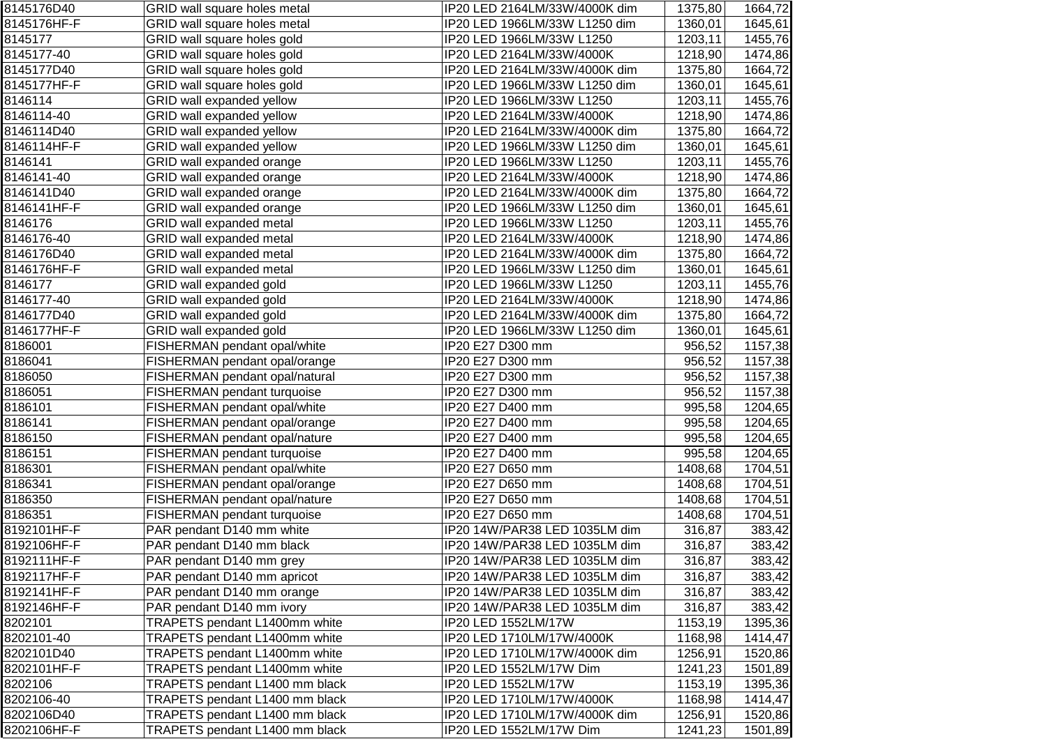| 8145176D40 | GRID wall square holes metal | IP20 LED 2164LM/33W/4000K dim | 1375,80 | 1664,72 |
|---|---|---|---|---|
| 8145176HF-F | GRID wall square holes metal | IP20 LED 1966LM/33W L1250 dim | 1360,01 | 1645,61 |
| 8145177 | GRID wall square holes gold | IP20 LED 1966LM/33W L1250 | 1203,11 | 1455,76 |
| 8145177-40 | GRID wall square holes gold | IP20 LED 2164LM/33W/4000K | 1218,90 | 1474,86 |
| 8145177D40 | GRID wall square holes gold | IP20 LED 2164LM/33W/4000K dim | 1375,80 | 1664,72 |
| 8145177HF-F | GRID wall square holes gold | IP20 LED 1966LM/33W L1250 dim | 1360,01 | 1645,61 |
| 8146114 | GRID wall expanded yellow | IP20 LED 1966LM/33W L1250 | 1203,11 | 1455,76 |
| 8146114-40 | GRID wall expanded yellow | IP20 LED 2164LM/33W/4000K | 1218,90 | 1474,86 |
| 8146114D40 | GRID wall expanded yellow | IP20 LED 2164LM/33W/4000K dim | 1375,80 | 1664,72 |
| 8146114HF-F | GRID wall expanded yellow | IP20 LED 1966LM/33W L1250 dim | 1360,01 | 1645,61 |
| 8146141 | GRID wall expanded orange | IP20 LED 1966LM/33W L1250 | 1203,11 | 1455,76 |
| 8146141-40 | GRID wall expanded orange | IP20 LED 2164LM/33W/4000K | 1218,90 | 1474,86 |
| 8146141D40 | GRID wall expanded orange | IP20 LED 2164LM/33W/4000K dim | 1375,80 | 1664,72 |
| 8146141HF-F | GRID wall expanded orange | IP20 LED 1966LM/33W L1250 dim | 1360,01 | 1645,61 |
| 8146176 | GRID wall expanded metal | IP20 LED 1966LM/33W L1250 | 1203,11 | 1455,76 |
| 8146176-40 | GRID wall expanded metal | IP20 LED 2164LM/33W/4000K | 1218,90 | 1474,86 |
| 8146176D40 | GRID wall expanded metal | IP20 LED 2164LM/33W/4000K dim | 1375,80 | 1664,72 |
| 8146176HF-F | GRID wall expanded metal | IP20 LED 1966LM/33W L1250 dim | 1360,01 | 1645,61 |
| 8146177 | GRID wall expanded gold | IP20 LED 1966LM/33W L1250 | 1203,11 | 1455,76 |
| 8146177-40 | GRID wall expanded gold | IP20 LED 2164LM/33W/4000K | 1218,90 | 1474,86 |
| 8146177D40 | GRID wall expanded gold | IP20 LED 2164LM/33W/4000K dim | 1375,80 | 1664,72 |
| 8146177HF-F | GRID wall expanded gold | IP20 LED 1966LM/33W L1250 dim | 1360,01 | 1645,61 |
| 8186001 | FISHERMAN pendant opal/white | IP20 E27 D300 mm | 956,52 | 1157,38 |
| 8186041 | FISHERMAN pendant opal/orange | IP20 E27 D300 mm | 956,52 | 1157,38 |
| 8186050 | FISHERMAN pendant opal/natural | IP20 E27 D300 mm | 956,52 | 1157,38 |
| 8186051 | FISHERMAN pendant turquoise | IP20 E27 D300 mm | 956,52 | 1157,38 |
| 8186101 | FISHERMAN pendant opal/white | IP20 E27 D400 mm | 995,58 | 1204,65 |
| 8186141 | FISHERMAN pendant opal/orange | IP20 E27 D400 mm | 995,58 | 1204,65 |
| 8186150 | FISHERMAN pendant opal/nature | IP20 E27 D400 mm | 995,58 | 1204,65 |
| 8186151 | FISHERMAN pendant turquoise | IP20 E27 D400 mm | 995,58 | 1204,65 |
| 8186301 | FISHERMAN pendant opal/white | IP20 E27 D650 mm | 1408,68 | 1704,51 |
| 8186341 | FISHERMAN pendant opal/orange | IP20 E27 D650 mm | 1408,68 | 1704,51 |
| 8186350 | FISHERMAN pendant opal/nature | IP20 E27 D650 mm | 1408,68 | 1704,51 |
| 8186351 | FISHERMAN pendant turquoise | IP20 E27 D650 mm | 1408,68 | 1704,51 |
| 8192101HF-F | PAR pendant D140 mm white | IP20 14W/PAR38 LED 1035LM dim | 316,87 | 383,42 |
| 8192106HF-F | PAR pendant D140 mm black | IP20 14W/PAR38 LED 1035LM dim | 316,87 | 383,42 |
| 8192111HF-F | PAR pendant D140 mm grey | IP20 14W/PAR38 LED 1035LM dim | 316,87 | 383,42 |
| 8192117HF-F | PAR pendant D140 mm apricot | IP20 14W/PAR38 LED 1035LM dim | 316,87 | 383,42 |
| 8192141HF-F | PAR pendant D140 mm orange | IP20 14W/PAR38 LED 1035LM dim | 316,87 | 383,42 |
| 8192146HF-F | PAR pendant D140 mm ivory | IP20 14W/PAR38 LED 1035LM dim | 316,87 | 383,42 |
| 8202101 | TRAPETS pendant L1400mm white | IP20 LED 1552LM/17W | 1153,19 | 1395,36 |
| 8202101-40 | TRAPETS pendant L1400mm white | IP20 LED 1710LM/17W/4000K | 1168,98 | 1414,47 |
| 8202101D40 | TRAPETS pendant L1400mm white | IP20 LED 1710LM/17W/4000K dim | 1256,91 | 1520,86 |
| 8202101HF-F | TRAPETS pendant L1400mm white | IP20 LED 1552LM/17W Dim | 1241,23 | 1501,89 |
| 8202106 | TRAPETS pendant L1400 mm black | IP20 LED 1552LM/17W | 1153,19 | 1395,36 |
| 8202106-40 | TRAPETS pendant L1400 mm black | IP20 LED 1710LM/17W/4000K | 1168,98 | 1414,47 |
| 8202106D40 | TRAPETS pendant L1400 mm black | IP20 LED 1710LM/17W/4000K dim | 1256,91 | 1520,86 |
| 8202106HF-F | TRAPETS pendant L1400 mm black | IP20 LED 1552LM/17W Dim | 1241,23 | 1501,89 |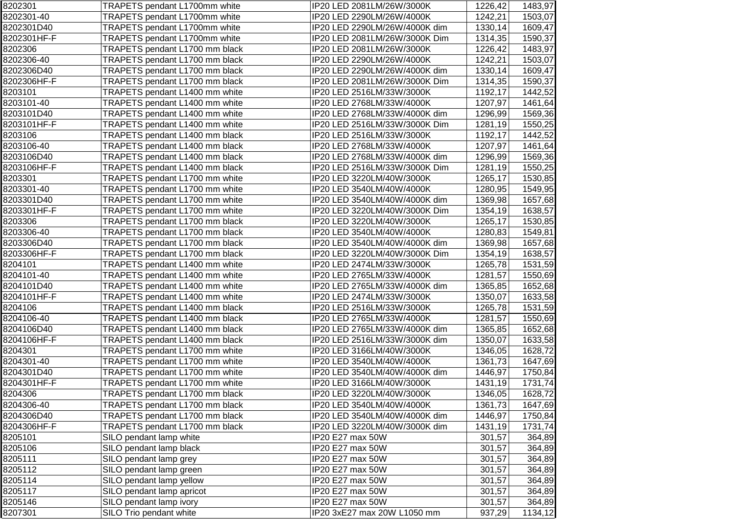| | | | | |
|---|---|---|---|---|
| 8202301 | TRAPETS pendant L1700mm white | IP20 LED 2081LM/26W/3000K | 1226,42 | 1483,97 |
| 8202301-40 | TRAPETS pendant L1700mm white | IP20 LED 2290LM/26W/4000K | 1242,21 | 1503,07 |
| 8202301D40 | TRAPETS pendant L1700mm white | IP20 LED 2290LM/26W/4000K dim | 1330,14 | 1609,47 |
| 8202301HF-F | TRAPETS pendant L1700mm white | IP20 LED 2081LM/26W/3000K Dim | 1314,35 | 1590,37 |
| 8202306 | TRAPETS pendant L1700 mm black | IP20 LED 2081LM/26W/3000K | 1226,42 | 1483,97 |
| 8202306-40 | TRAPETS pendant L1700 mm black | IP20 LED 2290LM/26W/4000K | 1242,21 | 1503,07 |
| 8202306D40 | TRAPETS pendant L1700 mm black | IP20 LED 2290LM/26W/4000K dim | 1330,14 | 1609,47 |
| 8202306HF-F | TRAPETS pendant L1700 mm black | IP20 LED 2081LM/26W/3000K Dim | 1314,35 | 1590,37 |
| 8203101 | TRAPETS pendant L1400 mm white | IP20 LED 2516LM/33W/3000K | 1192,17 | 1442,52 |
| 8203101-40 | TRAPETS pendant L1400 mm white | IP20 LED 2768LM/33W/4000K | 1207,97 | 1461,64 |
| 8203101D40 | TRAPETS pendant L1400 mm white | IP20 LED 2768LM/33W/4000K dim | 1296,99 | 1569,36 |
| 8203101HF-F | TRAPETS pendant L1400 mm white | IP20 LED 2516LM/33W/3000K Dim | 1281,19 | 1550,25 |
| 8203106 | TRAPETS pendant L1400 mm black | IP20 LED 2516LM/33W/3000K | 1192,17 | 1442,52 |
| 8203106-40 | TRAPETS pendant L1400 mm black | IP20 LED 2768LM/33W/4000K | 1207,97 | 1461,64 |
| 8203106D40 | TRAPETS pendant L1400 mm black | IP20 LED 2768LM/33W/4000K dim | 1296,99 | 1569,36 |
| 8203106HF-F | TRAPETS pendant L1400 mm black | IP20 LED 2516LM/33W/3000K Dim | 1281,19 | 1550,25 |
| 8203301 | TRAPETS pendant L1700 mm white | IP20 LED 3220LM/40W/3000K | 1265,17 | 1530,85 |
| 8203301-40 | TRAPETS pendant L1700 mm white | IP20 LED 3540LM/40W/4000K | 1280,95 | 1549,95 |
| 8203301D40 | TRAPETS pendant L1700 mm white | IP20 LED 3540LM/40W/4000K dim | 1369,98 | 1657,68 |
| 8203301HF-F | TRAPETS pendant L1700 mm white | IP20 LED 3220LM/40W/3000K Dim | 1354,19 | 1638,57 |
| 8203306 | TRAPETS pendant L1700 mm black | IP20 LED 3220LM/40W/3000K | 1265,17 | 1530,85 |
| 8203306-40 | TRAPETS pendant L1700 mm black | IP20 LED 3540LM/40W/4000K | 1280,83 | 1549,81 |
| 8203306D40 | TRAPETS pendant L1700 mm black | IP20 LED 3540LM/40W/4000K dim | 1369,98 | 1657,68 |
| 8203306HF-F | TRAPETS pendant L1700 mm black | IP20 LED 3220LM/40W/3000K Dim | 1354,19 | 1638,57 |
| 8204101 | TRAPETS pendant L1400 mm white | IP20 LED 2474LM/33W/3000K | 1265,78 | 1531,59 |
| 8204101-40 | TRAPETS pendant L1400 mm white | IP20 LED 2765LM/33W/4000K | 1281,57 | 1550,69 |
| 8204101D40 | TRAPETS pendant L1400 mm white | IP20 LED 2765LM/33W/4000K dim | 1365,85 | 1652,68 |
| 8204101HF-F | TRAPETS pendant L1400 mm white | IP20 LED 2474LM/33W/3000K | 1350,07 | 1633,58 |
| 8204106 | TRAPETS pendant L1400 mm black | IP20 LED 2516LM/33W/3000K | 1265,78 | 1531,59 |
| 8204106-40 | TRAPETS pendant L1400 mm black | IP20 LED 2765LM/33W/4000K | 1281,57 | 1550,69 |
| 8204106D40 | TRAPETS pendant L1400 mm black | IP20 LED 2765LM/33W/4000K dim | 1365,85 | 1652,68 |
| 8204106HF-F | TRAPETS pendant L1400 mm black | IP20 LED 2516LM/33W/3000K dim | 1350,07 | 1633,58 |
| 8204301 | TRAPETS pendant L1700 mm white | IP20 LED 3166LM/40W/3000K | 1346,05 | 1628,72 |
| 8204301-40 | TRAPETS pendant L1700 mm white | IP20 LED 3540LM/40W/4000K | 1361,73 | 1647,69 |
| 8204301D40 | TRAPETS pendant L1700 mm white | IP20 LED 3540LM/40W/4000K dim | 1446,97 | 1750,84 |
| 8204301HF-F | TRAPETS pendant L1700 mm white | IP20 LED 3166LM/40W/3000K | 1431,19 | 1731,74 |
| 8204306 | TRAPETS pendant L1700 mm black | IP20 LED 3220LM/40W/3000K | 1346,05 | 1628,72 |
| 8204306-40 | TRAPETS pendant L1700 mm black | IP20 LED 3540LM/40W/4000K | 1361,73 | 1647,69 |
| 8204306D40 | TRAPETS pendant L1700 mm black | IP20 LED 3540LM/40W/4000K dim | 1446,97 | 1750,84 |
| 8204306HF-F | TRAPETS pendant L1700 mm black | IP20 LED 3220LM/40W/3000K dim | 1431,19 | 1731,74 |
| 8205101 | SILO pendant lamp white | IP20 E27 max 50W | 301,57 | 364,89 |
| 8205106 | SILO pendant lamp black | IP20 E27 max 50W | 301,57 | 364,89 |
| 8205111 | SILO pendant lamp grey | IP20 E27 max 50W | 301,57 | 364,89 |
| 8205112 | SILO pendant lamp green | IP20 E27 max 50W | 301,57 | 364,89 |
| 8205114 | SILO pendant lamp yellow | IP20 E27 max 50W | 301,57 | 364,89 |
| 8205117 | SILO pendant lamp apricot | IP20 E27 max 50W | 301,57 | 364,89 |
| 8205146 | SILO pendant lamp ivory | IP20 E27 max 50W | 301,57 | 364,89 |
| 8207301 | SILO Trio pendant white | IP20 3xE27 max 20W L1050 mm | 937,29 | 1134,12 |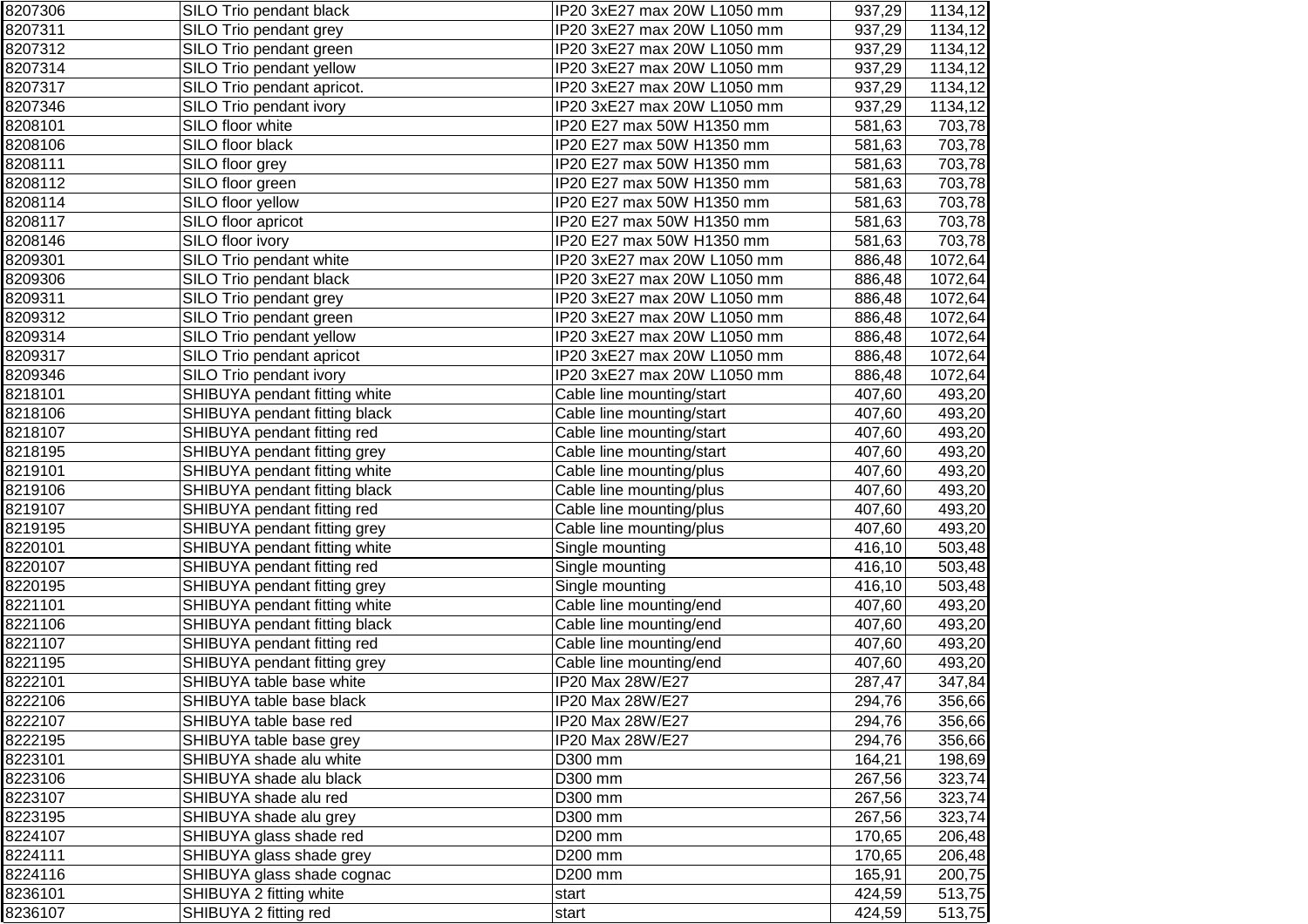| | | | | |
|---|---|---|---|---|
| 8207306 | SILO Trio pendant black | IP20 3xE27 max 20W L1050 mm | 937,29 | 1134,12 |
| 8207311 | SILO Trio pendant grey | IP20 3xE27 max 20W L1050 mm | 937,29 | 1134,12 |
| 8207312 | SILO Trio pendant green | IP20 3xE27 max 20W L1050 mm | 937,29 | 1134,12 |
| 8207314 | SILO Trio pendant yellow | IP20 3xE27 max 20W L1050 mm | 937,29 | 1134,12 |
| 8207317 | SILO Trio pendant apricot. | IP20 3xE27 max 20W L1050 mm | 937,29 | 1134,12 |
| 8207346 | SILO Trio pendant ivory | IP20 3xE27 max 20W L1050 mm | 937,29 | 1134,12 |
| 8208101 | SILO floor white | IP20 E27 max 50W H1350 mm | 581,63 | 703,78 |
| 8208106 | SILO floor black | IP20 E27 max 50W H1350 mm | 581,63 | 703,78 |
| 8208111 | SILO floor grey | IP20 E27 max 50W H1350 mm | 581,63 | 703,78 |
| 8208112 | SILO floor green | IP20 E27 max 50W H1350 mm | 581,63 | 703,78 |
| 8208114 | SILO floor yellow | IP20 E27 max 50W H1350 mm | 581,63 | 703,78 |
| 8208117 | SILO floor apricot | IP20 E27 max 50W H1350 mm | 581,63 | 703,78 |
| 8208146 | SILO floor ivory | IP20 E27 max 50W H1350 mm | 581,63 | 703,78 |
| 8209301 | SILO Trio pendant white | IP20 3xE27 max 20W L1050 mm | 886,48 | 1072,64 |
| 8209306 | SILO Trio pendant black | IP20 3xE27 max 20W L1050 mm | 886,48 | 1072,64 |
| 8209311 | SILO Trio pendant grey | IP20 3xE27 max 20W L1050 mm | 886,48 | 1072,64 |
| 8209312 | SILO Trio pendant green | IP20 3xE27 max 20W L1050 mm | 886,48 | 1072,64 |
| 8209314 | SILO Trio pendant yellow | IP20 3xE27 max 20W L1050 mm | 886,48 | 1072,64 |
| 8209317 | SILO Trio pendant apricot | IP20 3xE27 max 20W L1050 mm | 886,48 | 1072,64 |
| 8209346 | SILO Trio pendant ivory | IP20 3xE27 max 20W L1050 mm | 886,48 | 1072,64 |
| 8218101 | SHIBUYA pendant fitting white | Cable line mounting/start | 407,60 | 493,20 |
| 8218106 | SHIBUYA pendant fitting black | Cable line mounting/start | 407,60 | 493,20 |
| 8218107 | SHIBUYA pendant fitting red | Cable line mounting/start | 407,60 | 493,20 |
| 8218195 | SHIBUYA pendant fitting grey | Cable line mounting/start | 407,60 | 493,20 |
| 8219101 | SHIBUYA pendant fitting white | Cable line mounting/plus | 407,60 | 493,20 |
| 8219106 | SHIBUYA pendant fitting black | Cable line mounting/plus | 407,60 | 493,20 |
| 8219107 | SHIBUYA pendant fitting red | Cable line mounting/plus | 407,60 | 493,20 |
| 8219195 | SHIBUYA pendant fitting grey | Cable line mounting/plus | 407,60 | 493,20 |
| 8220101 | SHIBUYA pendant fitting white | Single mounting | 416,10 | 503,48 |
| 8220107 | SHIBUYA pendant fitting red | Single mounting | 416,10 | 503,48 |
| 8220195 | SHIBUYA pendant fitting grey | Single mounting | 416,10 | 503,48 |
| 8221101 | SHIBUYA pendant fitting white | Cable line mounting/end | 407,60 | 493,20 |
| 8221106 | SHIBUYA pendant fitting black | Cable line mounting/end | 407,60 | 493,20 |
| 8221107 | SHIBUYA pendant fitting red | Cable line mounting/end | 407,60 | 493,20 |
| 8221195 | SHIBUYA pendant fitting grey | Cable line mounting/end | 407,60 | 493,20 |
| 8222101 | SHIBUYA table base white | IP20 Max 28W/E27 | 287,47 | 347,84 |
| 8222106 | SHIBUYA table base black | IP20 Max 28W/E27 | 294,76 | 356,66 |
| 8222107 | SHIBUYA table base red | IP20 Max 28W/E27 | 294,76 | 356,66 |
| 8222195 | SHIBUYA table base grey | IP20 Max 28W/E27 | 294,76 | 356,66 |
| 8223101 | SHIBUYA shade alu white | D300 mm | 164,21 | 198,69 |
| 8223106 | SHIBUYA shade alu black | D300 mm | 267,56 | 323,74 |
| 8223107 | SHIBUYA shade alu red | D300 mm | 267,56 | 323,74 |
| 8223195 | SHIBUYA shade alu grey | D300 mm | 267,56 | 323,74 |
| 8224107 | SHIBUYA glass shade red | D200 mm | 170,65 | 206,48 |
| 8224111 | SHIBUYA glass shade grey | D200 mm | 170,65 | 206,48 |
| 8224116 | SHIBUYA glass shade cognac | D200 mm | 165,91 | 200,75 |
| 8236101 | SHIBUYA 2 fitting white | start | 424,59 | 513,75 |
| 8236107 | SHIBUYA 2 fitting red | start | 424,59 | 513,75 |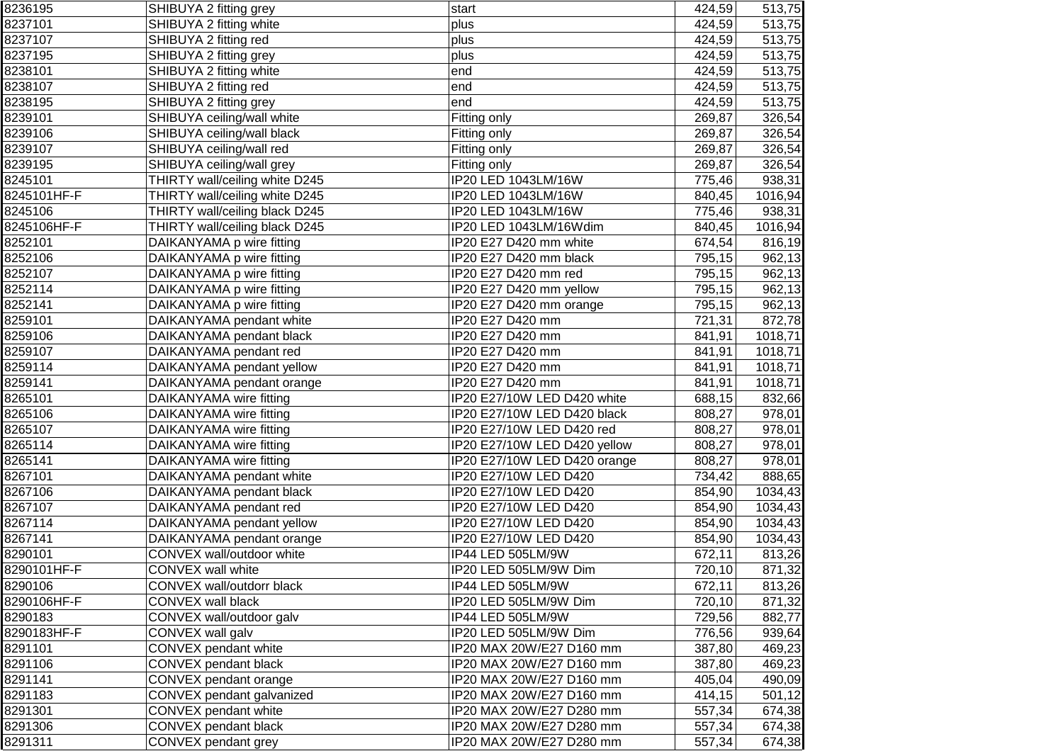| | | | | |
|---|---|---|---|---|
| 8236195 | SHIBUYA 2 fitting grey | start | 424,59 | 513,75 |
| 8237101 | SHIBUYA 2 fitting white | plus | 424,59 | 513,75 |
| 8237107 | SHIBUYA 2 fitting red | plus | 424,59 | 513,75 |
| 8237195 | SHIBUYA 2 fitting grey | plus | 424,59 | 513,75 |
| 8238101 | SHIBUYA 2 fitting white | end | 424,59 | 513,75 |
| 8238107 | SHIBUYA 2 fitting red | end | 424,59 | 513,75 |
| 8238195 | SHIBUYA 2 fitting grey | end | 424,59 | 513,75 |
| 8239101 | SHIBUYA ceiling/wall white | Fitting only | 269,87 | 326,54 |
| 8239106 | SHIBUYA ceiling/wall black | Fitting only | 269,87 | 326,54 |
| 8239107 | SHIBUYA ceiling/wall red | Fitting only | 269,87 | 326,54 |
| 8239195 | SHIBUYA ceiling/wall grey | Fitting only | 269,87 | 326,54 |
| 8245101 | THIRTY wall/ceiling white D245 | IP20 LED 1043LM/16W | 775,46 | 938,31 |
| 8245101HF-F | THIRTY wall/ceiling white D245 | IP20 LED 1043LM/16W | 840,45 | 1016,94 |
| 8245106 | THIRTY wall/ceiling black D245 | IP20 LED 1043LM/16W | 775,46 | 938,31 |
| 8245106HF-F | THIRTY wall/ceiling black D245 | IP20 LED 1043LM/16Wdim | 840,45 | 1016,94 |
| 8252101 | DAIKANYAMA p wire fitting | IP20 E27 D420 mm white | 674,54 | 816,19 |
| 8252106 | DAIKANYAMA p wire fitting | IP20 E27 D420 mm black | 795,15 | 962,13 |
| 8252107 | DAIKANYAMA p wire fitting | IP20 E27 D420 mm red | 795,15 | 962,13 |
| 8252114 | DAIKANYAMA p wire fitting | IP20 E27 D420 mm yellow | 795,15 | 962,13 |
| 8252141 | DAIKANYAMA p wire fitting | IP20 E27 D420 mm orange | 795,15 | 962,13 |
| 8259101 | DAIKANYAMA pendant white | IP20 E27 D420 mm | 721,31 | 872,78 |
| 8259106 | DAIKANYAMA pendant black | IP20 E27 D420 mm | 841,91 | 1018,71 |
| 8259107 | DAIKANYAMA pendant red | IP20 E27 D420 mm | 841,91 | 1018,71 |
| 8259114 | DAIKANYAMA pendant yellow | IP20 E27 D420 mm | 841,91 | 1018,71 |
| 8259141 | DAIKANYAMA pendant orange | IP20 E27 D420 mm | 841,91 | 1018,71 |
| 8265101 | DAIKANYAMA wire fitting | IP20 E27/10W LED D420 white | 688,15 | 832,66 |
| 8265106 | DAIKANYAMA wire fitting | IP20 E27/10W LED D420 black | 808,27 | 978,01 |
| 8265107 | DAIKANYAMA wire fitting | IP20 E27/10W LED D420 red | 808,27 | 978,01 |
| 8265114 | DAIKANYAMA wire fitting | IP20 E27/10W LED D420 yellow | 808,27 | 978,01 |
| 8265141 | DAIKANYAMA wire fitting | IP20 E27/10W LED D420 orange | 808,27 | 978,01 |
| 8267101 | DAIKANYAMA pendant white | IP20 E27/10W LED D420 | 734,42 | 888,65 |
| 8267106 | DAIKANYAMA pendant black | IP20 E27/10W LED D420 | 854,90 | 1034,43 |
| 8267107 | DAIKANYAMA pendant red | IP20 E27/10W LED D420 | 854,90 | 1034,43 |
| 8267114 | DAIKANYAMA pendant yellow | IP20 E27/10W LED D420 | 854,90 | 1034,43 |
| 8267141 | DAIKANYAMA pendant orange | IP20 E27/10W LED D420 | 854,90 | 1034,43 |
| 8290101 | CONVEX wall/outdoor white | IP44 LED 505LM/9W | 672,11 | 813,26 |
| 8290101HF-F | CONVEX wall white | IP20 LED 505LM/9W Dim | 720,10 | 871,32 |
| 8290106 | CONVEX wall/outdorr black | IP44 LED 505LM/9W | 672,11 | 813,26 |
| 8290106HF-F | CONVEX wall black | IP20 LED 505LM/9W Dim | 720,10 | 871,32 |
| 8290183 | CONVEX wall/outdoor galv | IP44 LED 505LM/9W | 729,56 | 882,77 |
| 8290183HF-F | CONVEX wall galv | IP20 LED 505LM/9W Dim | 776,56 | 939,64 |
| 8291101 | CONVEX pendant white | IP20 MAX 20W/E27 D160 mm | 387,80 | 469,23 |
| 8291106 | CONVEX pendant black | IP20 MAX 20W/E27 D160 mm | 387,80 | 469,23 |
| 8291141 | CONVEX pendant orange | IP20 MAX 20W/E27 D160 mm | 405,04 | 490,09 |
| 8291183 | CONVEX pendant galvanized | IP20 MAX 20W/E27 D160 mm | 414,15 | 501,12 |
| 8291301 | CONVEX pendant white | IP20 MAX 20W/E27 D280 mm | 557,34 | 674,38 |
| 8291306 | CONVEX pendant black | IP20 MAX 20W/E27 D280 mm | 557,34 | 674,38 |
| 8291311 | CONVEX pendant grey | IP20 MAX 20W/E27 D280 mm | 557,34 | 674,38 |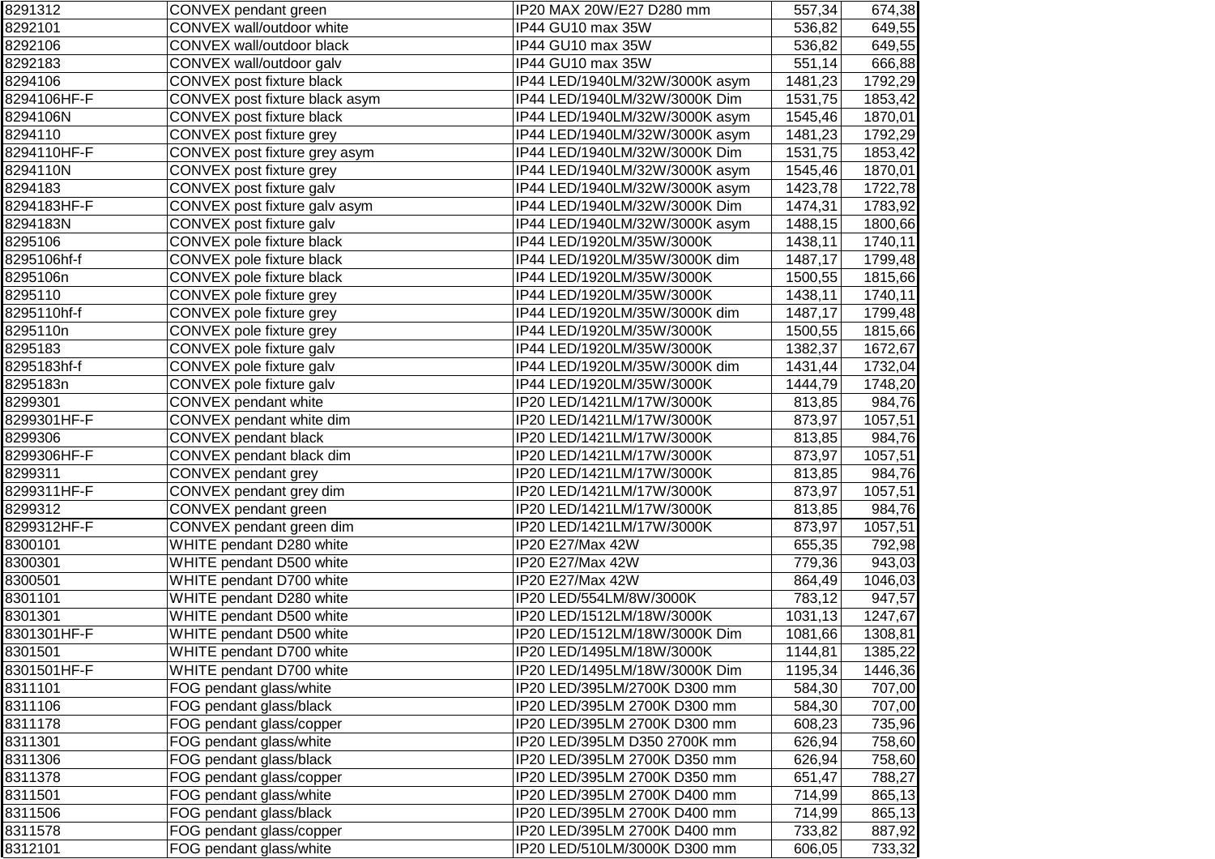| | | | | |
|---|---|---|---|---|
| 8291312 | CONVEX pendant green | IP20 MAX 20W/E27 D280 mm | 557,34 | 674,38 |
| 8292101 | CONVEX wall/outdoor white | IP44 GU10 max 35W | 536,82 | 649,55 |
| 8292106 | CONVEX wall/outdoor black | IP44 GU10 max 35W | 536,82 | 649,55 |
| 8292183 | CONVEX wall/outdoor galv | IP44 GU10 max 35W | 551,14 | 666,88 |
| 8294106 | CONVEX post fixture black | IP44 LED/1940LM/32W/3000K asym | 1481,23 | 1792,29 |
| 8294106HF-F | CONVEX post fixture black asym | IP44 LED/1940LM/32W/3000K Dim | 1531,75 | 1853,42 |
| 8294106N | CONVEX post fixture black | IP44 LED/1940LM/32W/3000K asym | 1545,46 | 1870,01 |
| 8294110 | CONVEX post fixture grey | IP44 LED/1940LM/32W/3000K asym | 1481,23 | 1792,29 |
| 8294110HF-F | CONVEX post fixture grey asym | IP44 LED/1940LM/32W/3000K Dim | 1531,75 | 1853,42 |
| 8294110N | CONVEX post fixture grey | IP44 LED/1940LM/32W/3000K asym | 1545,46 | 1870,01 |
| 8294183 | CONVEX post fixture galv | IP44 LED/1940LM/32W/3000K asym | 1423,78 | 1722,78 |
| 8294183HF-F | CONVEX post fixture galv asym | IP44 LED/1940LM/32W/3000K Dim | 1474,31 | 1783,92 |
| 8294183N | CONVEX post fixture galv | IP44 LED/1940LM/32W/3000K asym | 1488,15 | 1800,66 |
| 8295106 | CONVEX pole fixture black | IP44 LED/1920LM/35W/3000K | 1438,11 | 1740,11 |
| 8295106hf-f | CONVEX pole fixture black | IP44 LED/1920LM/35W/3000K dim | 1487,17 | 1799,48 |
| 8295106n | CONVEX pole fixture black | IP44 LED/1920LM/35W/3000K | 1500,55 | 1815,66 |
| 8295110 | CONVEX pole fixture grey | IP44 LED/1920LM/35W/3000K | 1438,11 | 1740,11 |
| 8295110hf-f | CONVEX pole fixture grey | IP44 LED/1920LM/35W/3000K dim | 1487,17 | 1799,48 |
| 8295110n | CONVEX pole fixture grey | IP44 LED/1920LM/35W/3000K | 1500,55 | 1815,66 |
| 8295183 | CONVEX pole fixture galv | IP44 LED/1920LM/35W/3000K | 1382,37 | 1672,67 |
| 8295183hf-f | CONVEX pole fixture galv | IP44 LED/1920LM/35W/3000K dim | 1431,44 | 1732,04 |
| 8295183n | CONVEX pole fixture galv | IP44 LED/1920LM/35W/3000K | 1444,79 | 1748,20 |
| 8299301 | CONVEX pendant white | IP20 LED/1421LM/17W/3000K | 813,85 | 984,76 |
| 8299301HF-F | CONVEX pendant white dim | IP20 LED/1421LM/17W/3000K | 873,97 | 1057,51 |
| 8299306 | CONVEX pendant black | IP20 LED/1421LM/17W/3000K | 813,85 | 984,76 |
| 8299306HF-F | CONVEX pendant black dim | IP20 LED/1421LM/17W/3000K | 873,97 | 1057,51 |
| 8299311 | CONVEX pendant grey | IP20 LED/1421LM/17W/3000K | 813,85 | 984,76 |
| 8299311HF-F | CONVEX pendant grey dim | IP20 LED/1421LM/17W/3000K | 873,97 | 1057,51 |
| 8299312 | CONVEX pendant green | IP20 LED/1421LM/17W/3000K | 813,85 | 984,76 |
| 8299312HF-F | CONVEX pendant green dim | IP20 LED/1421LM/17W/3000K | 873,97 | 1057,51 |
| 8300101 | WHITE pendant D280 white | IP20 E27/Max 42W | 655,35 | 792,98 |
| 8300301 | WHITE pendant D500 white | IP20 E27/Max 42W | 779,36 | 943,03 |
| 8300501 | WHITE pendant D700 white | IP20 E27/Max 42W | 864,49 | 1046,03 |
| 8301101 | WHITE pendant D280 white | IP20 LED/554LM/8W/3000K | 783,12 | 947,57 |
| 8301301 | WHITE pendant D500 white | IP20 LED/1512LM/18W/3000K | 1031,13 | 1247,67 |
| 8301301HF-F | WHITE pendant D500 white | IP20 LED/1512LM/18W/3000K Dim | 1081,66 | 1308,81 |
| 8301501 | WHITE pendant D700 white | IP20 LED/1495LM/18W/3000K | 1144,81 | 1385,22 |
| 8301501HF-F | WHITE pendant D700 white | IP20 LED/1495LM/18W/3000K Dim | 1195,34 | 1446,36 |
| 8311101 | FOG pendant glass/white | IP20 LED/395LM/2700K D300 mm | 584,30 | 707,00 |
| 8311106 | FOG pendant glass/black | IP20 LED/395LM 2700K D300 mm | 584,30 | 707,00 |
| 8311178 | FOG pendant glass/copper | IP20 LED/395LM 2700K D300 mm | 608,23 | 735,96 |
| 8311301 | FOG pendant glass/white | IP20 LED/395LM D350 2700K mm | 626,94 | 758,60 |
| 8311306 | FOG pendant glass/black | IP20 LED/395LM 2700K D350 mm | 626,94 | 758,60 |
| 8311378 | FOG pendant glass/copper | IP20 LED/395LM 2700K D350 mm | 651,47 | 788,27 |
| 8311501 | FOG pendant glass/white | IP20 LED/395LM 2700K D400 mm | 714,99 | 865,13 |
| 8311506 | FOG pendant glass/black | IP20 LED/395LM 2700K D400 mm | 714,99 | 865,13 |
| 8311578 | FOG pendant glass/copper | IP20 LED/395LM 2700K D400 mm | 733,82 | 887,92 |
| 8312101 | FOG pendant glass/white | IP20 LED/510LM/3000K D300 mm | 606,05 | 733,32 |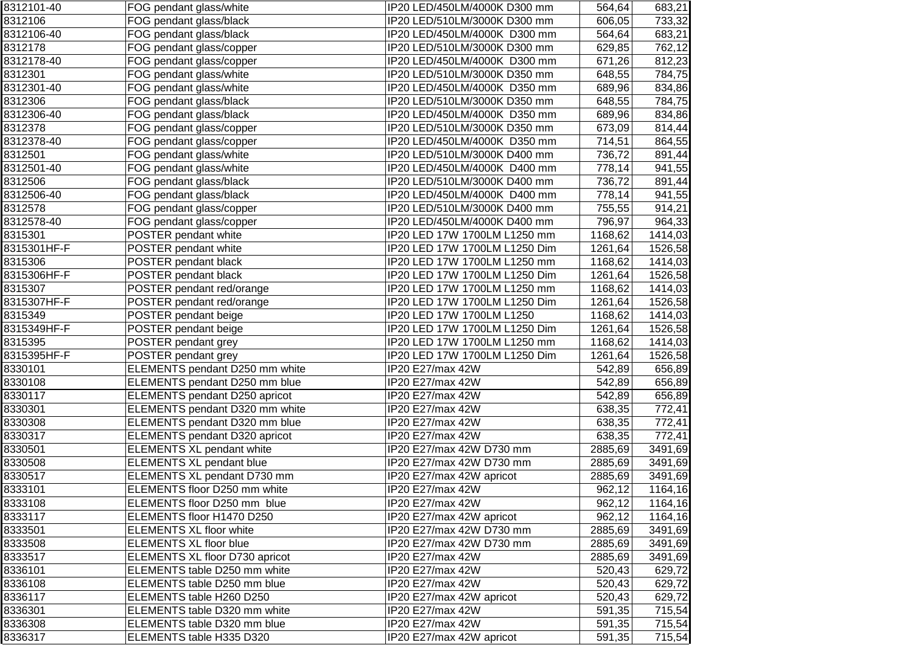| 8312101-40 | FOG pendant glass/white | IP20 LED/450LM/4000K D300 mm | 564,64 | 683,21 |
|---|---|---|---|---|
| 8312106 | FOG pendant glass/black | IP20 LED/510LM/3000K D300 mm | 606,05 | 733,32 |
| 8312106-40 | FOG pendant glass/black | IP20 LED/450LM/4000K  D300 mm | 564,64 | 683,21 |
| 8312178 | FOG pendant glass/copper | IP20 LED/510LM/3000K D300 mm | 629,85 | 762,12 |
| 8312178-40 | FOG pendant glass/copper | IP20 LED/450LM/4000K  D300 mm | 671,26 | 812,23 |
| 8312301 | FOG pendant glass/white | IP20 LED/510LM/3000K D350 mm | 648,55 | 784,75 |
| 8312301-40 | FOG pendant glass/white | IP20 LED/450LM/4000K  D350 mm | 689,96 | 834,86 |
| 8312306 | FOG pendant glass/black | IP20 LED/510LM/3000K D350 mm | 648,55 | 784,75 |
| 8312306-40 | FOG pendant glass/black | IP20 LED/450LM/4000K  D350 mm | 689,96 | 834,86 |
| 8312378 | FOG pendant glass/copper | IP20 LED/510LM/3000K D350 mm | 673,09 | 814,44 |
| 8312378-40 | FOG pendant glass/copper | IP20 LED/450LM/4000K  D350 mm | 714,51 | 864,55 |
| 8312501 | FOG pendant glass/white | IP20 LED/510LM/3000K D400 mm | 736,72 | 891,44 |
| 8312501-40 | FOG pendant glass/white | IP20 LED/450LM/4000K  D400 mm | 778,14 | 941,55 |
| 8312506 | FOG pendant glass/black | IP20 LED/510LM/3000K D400 mm | 736,72 | 891,44 |
| 8312506-40 | FOG pendant glass/black | IP20 LED/450LM/4000K  D400 mm | 778,14 | 941,55 |
| 8312578 | FOG pendant glass/copper | IP20 LED/510LM/3000K D400 mm | 755,55 | 914,21 |
| 8312578-40 | FOG pendant glass/copper | IP20 LED/450LM/4000K D400 mm | 796,97 | 964,33 |
| 8315301 | POSTER pendant white | IP20 LED 17W 1700LM L1250 mm | 1168,62 | 1414,03 |
| 8315301HF-F | POSTER pendant white | IP20 LED 17W 1700LM L1250 Dim | 1261,64 | 1526,58 |
| 8315306 | POSTER pendant black | IP20 LED 17W 1700LM L1250 mm | 1168,62 | 1414,03 |
| 8315306HF-F | POSTER pendant black | IP20 LED 17W 1700LM L1250 Dim | 1261,64 | 1526,58 |
| 8315307 | POSTER pendant red/orange | IP20 LED 17W 1700LM L1250 mm | 1168,62 | 1414,03 |
| 8315307HF-F | POSTER pendant red/orange | IP20 LED 17W 1700LM L1250 Dim | 1261,64 | 1526,58 |
| 8315349 | POSTER pendant beige | IP20 LED 17W 1700LM L1250 | 1168,62 | 1414,03 |
| 8315349HF-F | POSTER pendant beige | IP20 LED 17W 1700LM L1250 Dim | 1261,64 | 1526,58 |
| 8315395 | POSTER pendant grey | IP20 LED 17W 1700LM L1250 mm | 1168,62 | 1414,03 |
| 8315395HF-F | POSTER pendant grey | IP20 LED 17W 1700LM L1250 Dim | 1261,64 | 1526,58 |
| 8330101 | ELEMENTS pendant D250 mm white | IP20 E27/max 42W | 542,89 | 656,89 |
| 8330108 | ELEMENTS pendant D250 mm blue | IP20 E27/max 42W | 542,89 | 656,89 |
| 8330117 | ELEMENTS pendant D250 apricot | IP20 E27/max 42W | 542,89 | 656,89 |
| 8330301 | ELEMENTS pendant D320 mm white | IP20 E27/max 42W | 638,35 | 772,41 |
| 8330308 | ELEMENTS pendant D320 mm blue | IP20 E27/max 42W | 638,35 | 772,41 |
| 8330317 | ELEMENTS pendant D320 apricot | IP20 E27/max 42W | 638,35 | 772,41 |
| 8330501 | ELEMENTS XL pendant white | IP20 E27/max 42W D730 mm | 2885,69 | 3491,69 |
| 8330508 | ELEMENTS XL pendant blue | IP20 E27/max 42W D730 mm | 2885,69 | 3491,69 |
| 8330517 | ELEMENTS XL pendant D730 mm | IP20 E27/max 42W apricot | 2885,69 | 3491,69 |
| 8333101 | ELEMENTS floor D250 mm white | IP20 E27/max 42W | 962,12 | 1164,16 |
| 8333108 | ELEMENTS floor D250 mm  blue | IP20 E27/max 42W | 962,12 | 1164,16 |
| 8333117 | ELEMENTS floor H1470 D250 | IP20 E27/max 42W apricot | 962,12 | 1164,16 |
| 8333501 | ELEMENTS XL floor white | IP20 E27/max 42W D730 mm | 2885,69 | 3491,69 |
| 8333508 | ELEMENTS XL floor blue | IP20 E27/max 42W D730 mm | 2885,69 | 3491,69 |
| 8333517 | ELEMENTS XL floor D730 apricot | IP20 E27/max 42W | 2885,69 | 3491,69 |
| 8336101 | ELEMENTS table D250 mm white | IP20 E27/max 42W | 520,43 | 629,72 |
| 8336108 | ELEMENTS table D250 mm blue | IP20 E27/max 42W | 520,43 | 629,72 |
| 8336117 | ELEMENTS table H260 D250 | IP20 E27/max 42W apricot | 520,43 | 629,72 |
| 8336301 | ELEMENTS table D320 mm white | IP20 E27/max 42W | 591,35 | 715,54 |
| 8336308 | ELEMENTS table D320 mm blue | IP20 E27/max 42W | 591,35 | 715,54 |
| 8336317 | ELEMENTS table H335 D320 | IP20 E27/max 42W apricot | 591,35 | 715,54 |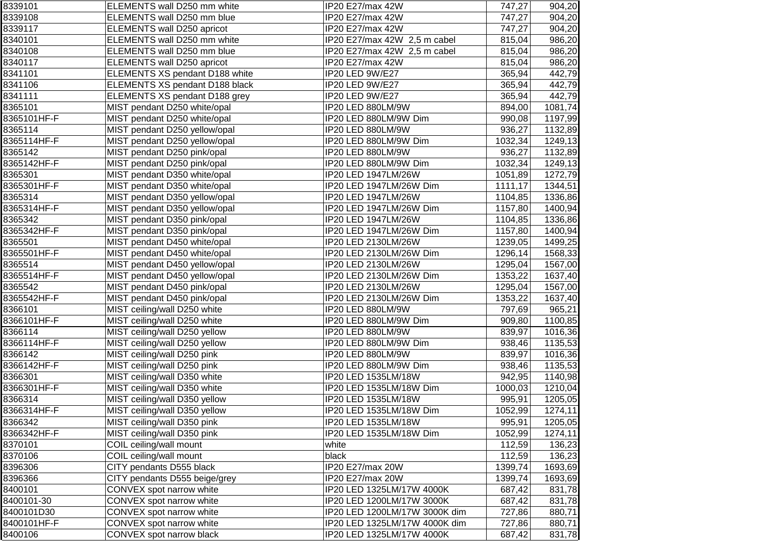| | | | | |
|---|---|---|---|---|
| 8339101 | ELEMENTS wall D250 mm white | IP20 E27/max 42W | 747,27 | 904,20 |
| 8339108 | ELEMENTS wall D250 mm blue | IP20 E27/max 42W | 747,27 | 904,20 |
| 8339117 | ELEMENTS wall D250 apricot | IP20 E27/max 42W | 747,27 | 904,20 |
| 8340101 | ELEMENTS wall D250 mm white | IP20 E27/max 42W 2,5 m cabel | 815,04 | 986,20 |
| 8340108 | ELEMENTS wall D250 mm blue | IP20 E27/max 42W 2,5 m cabel | 815,04 | 986,20 |
| 8340117 | ELEMENTS wall D250 apricot | IP20 E27/max 42W | 815,04 | 986,20 |
| 8341101 | ELEMENTS XS pendant D188 white | IP20 LED 9W/E27 | 365,94 | 442,79 |
| 8341106 | ELEMENTS XS pendant D188 black | IP20 LED 9W/E27 | 365,94 | 442,79 |
| 8341111 | ELEMENTS XS pendant D188 grey | IP20 LED 9W/E27 | 365,94 | 442,79 |
| 8365101 | MIST pendant D250 white/opal | IP20 LED 880LM/9W | 894,00 | 1081,74 |
| 8365101HF-F | MIST pendant D250 white/opal | IP20 LED 880LM/9W Dim | 990,08 | 1197,99 |
| 8365114 | MIST pendant D250 yellow/opal | IP20 LED 880LM/9W | 936,27 | 1132,89 |
| 8365114HF-F | MIST pendant D250 yellow/opal | IP20 LED 880LM/9W Dim | 1032,34 | 1249,13 |
| 8365142 | MIST pendant D250 pink/opal | IP20 LED 880LM/9W | 936,27 | 1132,89 |
| 8365142HF-F | MIST pendant D250 pink/opal | IP20 LED 880LM/9W Dim | 1032,34 | 1249,13 |
| 8365301 | MIST pendant D350 white/opal | IP20 LED 1947LM/26W | 1051,89 | 1272,79 |
| 8365301HF-F | MIST pendant D350 white/opal | IP20 LED 1947LM/26W Dim | 1111,17 | 1344,51 |
| 8365314 | MIST pendant D350 yellow/opal | IP20 LED 1947LM/26W | 1104,85 | 1336,86 |
| 8365314HF-F | MIST pendant D350 yellow/opal | IP20 LED 1947LM/26W Dim | 1157,80 | 1400,94 |
| 8365342 | MIST pendant D350 pink/opal | IP20 LED 1947LM/26W | 1104,85 | 1336,86 |
| 8365342HF-F | MIST pendant D350 pink/opal | IP20 LED 1947LM/26W Dim | 1157,80 | 1400,94 |
| 8365501 | MIST pendant D450 white/opal | IP20 LED 2130LM/26W | 1239,05 | 1499,25 |
| 8365501HF-F | MIST pendant D450 white/opal | IP20 LED 2130LM/26W Dim | 1296,14 | 1568,33 |
| 8365514 | MIST pendant D450 yellow/opal | IP20 LED 2130LM/26W | 1295,04 | 1567,00 |
| 8365514HF-F | MIST pendant D450 yellow/opal | IP20 LED 2130LM/26W Dim | 1353,22 | 1637,40 |
| 8365542 | MIST pendant D450 pink/opal | IP20 LED 2130LM/26W | 1295,04 | 1567,00 |
| 8365542HF-F | MIST pendant D450 pink/opal | IP20 LED 2130LM/26W Dim | 1353,22 | 1637,40 |
| 8366101 | MIST ceiling/wall D250 white | IP20 LED 880LM/9W | 797,69 | 965,21 |
| 8366101HF-F | MIST ceiling/wall D250 white | IP20 LED 880LM/9W Dim | 909,80 | 1100,85 |
| 8366114 | MIST ceiling/wall D250 yellow | IP20 LED 880LM/9W | 839,97 | 1016,36 |
| 8366114HF-F | MIST ceiling/wall D250 yellow | IP20 LED 880LM/9W Dim | 938,46 | 1135,53 |
| 8366142 | MIST ceiling/wall D250 pink | IP20 LED 880LM/9W | 839,97 | 1016,36 |
| 8366142HF-F | MIST ceiling/wall D250 pink | IP20 LED 880LM/9W Dim | 938,46 | 1135,53 |
| 8366301 | MIST ceiling/wall D350 white | IP20 LED 1535LM/18W | 942,95 | 1140,98 |
| 8366301HF-F | MIST ceiling/wall D350 white | IP20 LED 1535LM/18W Dim | 1000,03 | 1210,04 |
| 8366314 | MIST ceiling/wall D350 yellow | IP20 LED 1535LM/18W | 995,91 | 1205,05 |
| 8366314HF-F | MIST ceiling/wall D350 yellow | IP20 LED 1535LM/18W Dim | 1052,99 | 1274,11 |
| 8366342 | MIST ceiling/wall D350 pink | IP20 LED 1535LM/18W | 995,91 | 1205,05 |
| 8366342HF-F | MIST ceiling/wall D350 pink | IP20 LED 1535LM/18W Dim | 1052,99 | 1274,11 |
| 8370101 | COIL ceiling/wall mount | white | 112,59 | 136,23 |
| 8370106 | COIL ceiling/wall mount | black | 112,59 | 136,23 |
| 8396306 | CITY pendants D555 black | IP20 E27/max 20W | 1399,74 | 1693,69 |
| 8396366 | CITY pendants D555 beige/grey | IP20 E27/max 20W | 1399,74 | 1693,69 |
| 8400101 | CONVEX spot narrow white | IP20 LED 1325LM/17W 4000K | 687,42 | 831,78 |
| 8400101-30 | CONVEX spot narrow white | IP20 LED 1200LM/17W 3000K | 687,42 | 831,78 |
| 8400101D30 | CONVEX spot narrow white | IP20 LED 1200LM/17W 3000K dim | 727,86 | 880,71 |
| 8400101HF-F | CONVEX spot narrow white | IP20 LED 1325LM/17W 4000K dim | 727,86 | 880,71 |
| 8400106 | CONVEX spot narrow black | IP20 LED 1325LM/17W 4000K | 687,42 | 831,78 |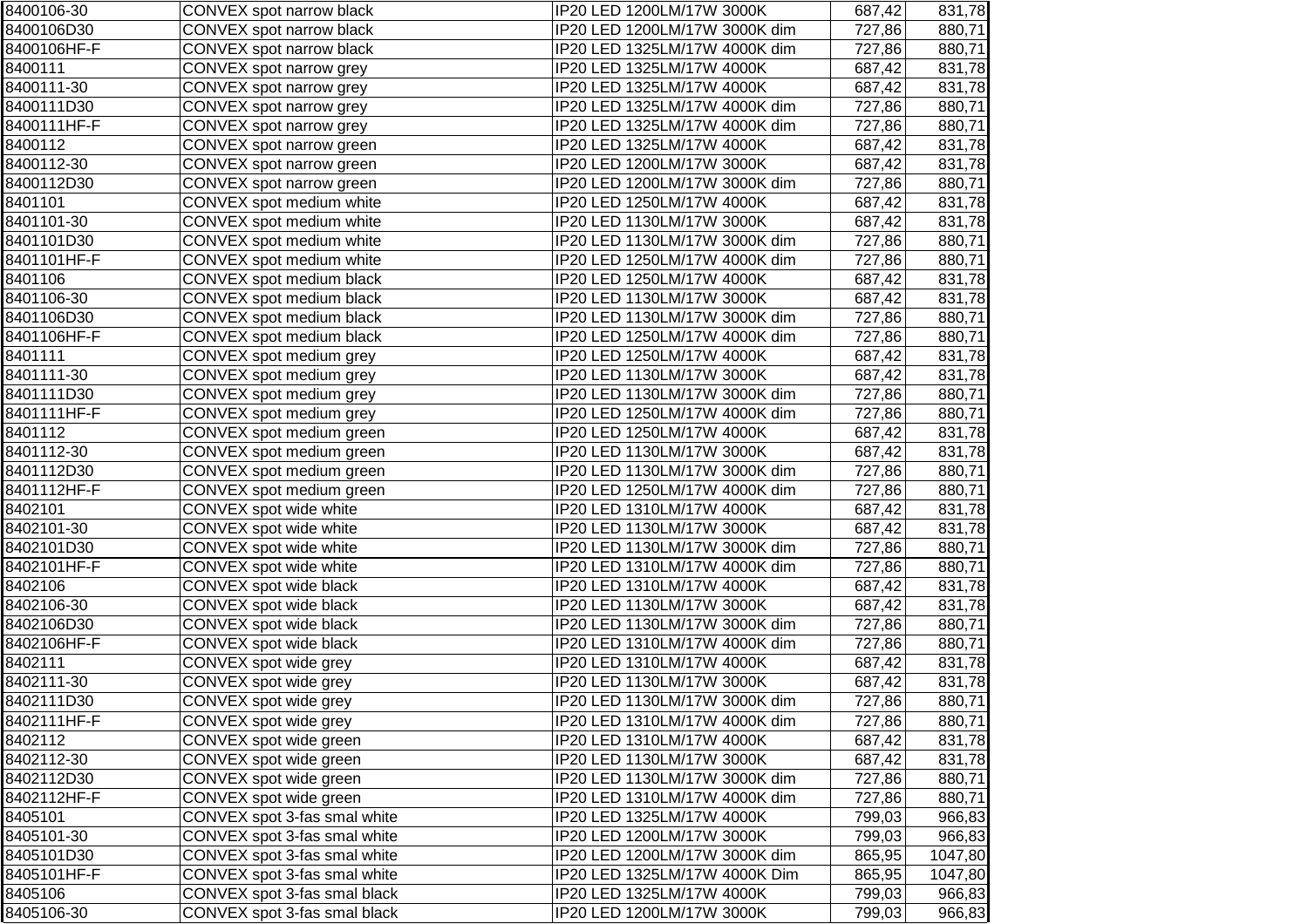| | | | | |
|---|---|---|---|---|
| 8400106-30 | CONVEX spot narrow black | IP20 LED 1200LM/17W 3000K | 687,42 | 831,78 |
| 8400106D30 | CONVEX spot narrow black | IP20 LED 1200LM/17W 3000K dim | 727,86 | 880,71 |
| 8400106HF-F | CONVEX spot narrow black | IP20 LED 1325LM/17W 4000K dim | 727,86 | 880,71 |
| 8400111 | CONVEX spot narrow grey | IP20 LED 1325LM/17W 4000K | 687,42 | 831,78 |
| 8400111-30 | CONVEX spot narrow grey | IP20 LED 1325LM/17W 4000K | 687,42 | 831,78 |
| 8400111D30 | CONVEX spot narrow grey | IP20 LED 1325LM/17W 4000K dim | 727,86 | 880,71 |
| 8400111HF-F | CONVEX spot narrow grey | IP20 LED 1325LM/17W 4000K dim | 727,86 | 880,71 |
| 8400112 | CONVEX spot narrow green | IP20 LED 1325LM/17W 4000K | 687,42 | 831,78 |
| 8400112-30 | CONVEX spot narrow green | IP20 LED 1200LM/17W 3000K | 687,42 | 831,78 |
| 8400112D30 | CONVEX spot narrow green | IP20 LED 1200LM/17W 3000K dim | 727,86 | 880,71 |
| 8401101 | CONVEX spot medium white | IP20 LED 1250LM/17W 4000K | 687,42 | 831,78 |
| 8401101-30 | CONVEX spot medium white | IP20 LED 1130LM/17W 3000K | 687,42 | 831,78 |
| 8401101D30 | CONVEX spot medium white | IP20 LED 1130LM/17W 3000K dim | 727,86 | 880,71 |
| 8401101HF-F | CONVEX spot medium white | IP20 LED 1250LM/17W 4000K dim | 727,86 | 880,71 |
| 8401106 | CONVEX spot medium black | IP20 LED 1250LM/17W 4000K | 687,42 | 831,78 |
| 8401106-30 | CONVEX spot medium black | IP20 LED 1130LM/17W 3000K | 687,42 | 831,78 |
| 8401106D30 | CONVEX spot medium black | IP20 LED 1130LM/17W 3000K dim | 727,86 | 880,71 |
| 8401106HF-F | CONVEX spot medium black | IP20 LED 1250LM/17W 4000K dim | 727,86 | 880,71 |
| 8401111 | CONVEX spot medium grey | IP20 LED 1250LM/17W 4000K | 687,42 | 831,78 |
| 8401111-30 | CONVEX spot medium grey | IP20 LED 1130LM/17W 3000K | 687,42 | 831,78 |
| 8401111D30 | CONVEX spot medium grey | IP20 LED 1130LM/17W 3000K dim | 727,86 | 880,71 |
| 8401111HF-F | CONVEX spot medium grey | IP20 LED 1250LM/17W 4000K dim | 727,86 | 880,71 |
| 8401112 | CONVEX spot medium green | IP20 LED 1250LM/17W 4000K | 687,42 | 831,78 |
| 8401112-30 | CONVEX spot medium green | IP20 LED 1130LM/17W 3000K | 687,42 | 831,78 |
| 8401112D30 | CONVEX spot medium green | IP20 LED 1130LM/17W 3000K dim | 727,86 | 880,71 |
| 8401112HF-F | CONVEX spot medium green | IP20 LED 1250LM/17W 4000K dim | 727,86 | 880,71 |
| 8402101 | CONVEX spot wide white | IP20 LED 1310LM/17W 4000K | 687,42 | 831,78 |
| 8402101-30 | CONVEX spot wide white | IP20 LED 1130LM/17W 3000K | 687,42 | 831,78 |
| 8402101D30 | CONVEX spot wide white | IP20 LED 1130LM/17W 3000K dim | 727,86 | 880,71 |
| 8402101HF-F | CONVEX spot wide white | IP20 LED 1310LM/17W 4000K dim | 727,86 | 880,71 |
| 8402106 | CONVEX spot wide black | IP20 LED 1310LM/17W 4000K | 687,42 | 831,78 |
| 8402106-30 | CONVEX spot wide black | IP20 LED 1130LM/17W 3000K | 687,42 | 831,78 |
| 8402106D30 | CONVEX spot wide black | IP20 LED 1130LM/17W 3000K dim | 727,86 | 880,71 |
| 8402106HF-F | CONVEX spot wide black | IP20 LED 1310LM/17W 4000K dim | 727,86 | 880,71 |
| 8402111 | CONVEX spot wide grey | IP20 LED 1310LM/17W 4000K | 687,42 | 831,78 |
| 8402111-30 | CONVEX spot wide grey | IP20 LED 1130LM/17W 3000K | 687,42 | 831,78 |
| 8402111D30 | CONVEX spot wide grey | IP20 LED 1130LM/17W 3000K dim | 727,86 | 880,71 |
| 8402111HF-F | CONVEX spot wide grey | IP20 LED 1310LM/17W 4000K dim | 727,86 | 880,71 |
| 8402112 | CONVEX spot wide green | IP20 LED 1310LM/17W 4000K | 687,42 | 831,78 |
| 8402112-30 | CONVEX spot wide green | IP20 LED 1130LM/17W 3000K | 687,42 | 831,78 |
| 8402112D30 | CONVEX spot wide green | IP20 LED 1130LM/17W 3000K dim | 727,86 | 880,71 |
| 8402112HF-F | CONVEX spot wide green | IP20 LED 1310LM/17W 4000K dim | 727,86 | 880,71 |
| 8405101 | CONVEX spot 3-fas smal white | IP20 LED 1325LM/17W 4000K | 799,03 | 966,83 |
| 8405101-30 | CONVEX spot 3-fas smal white | IP20 LED 1200LM/17W 3000K | 799,03 | 966,83 |
| 8405101D30 | CONVEX spot 3-fas smal white | IP20 LED 1200LM/17W 3000K dim | 865,95 | 1047,80 |
| 8405101HF-F | CONVEX spot 3-fas smal white | IP20 LED 1325LM/17W 4000K Dim | 865,95 | 1047,80 |
| 8405106 | CONVEX spot 3-fas smal black | IP20 LED 1325LM/17W 4000K | 799,03 | 966,83 |
| 8405106-30 | CONVEX spot 3-fas smal black | IP20 LED 1200LM/17W 3000K | 799,03 | 966,83 |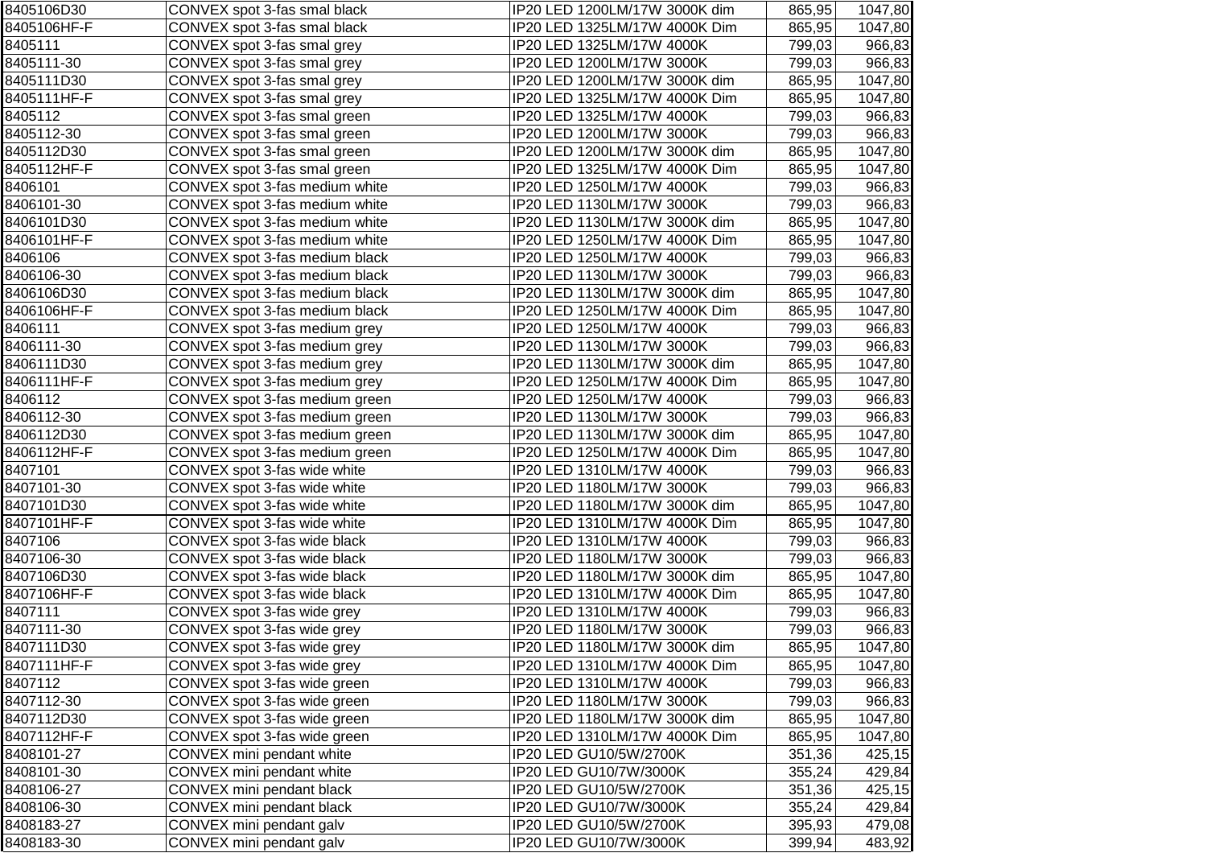| | | | | |
|---|---|---|---|---|
| 8405106D30 | CONVEX spot 3-fas smal black | IP20 LED 1200LM/17W 3000K dim | 865,95 | 1047,80 |
| 8405106HF-F | CONVEX spot 3-fas smal black | IP20 LED 1325LM/17W 4000K Dim | 865,95 | 1047,80 |
| 8405111 | CONVEX spot 3-fas smal grey | IP20 LED 1325LM/17W 4000K | 799,03 | 966,83 |
| 8405111-30 | CONVEX spot 3-fas smal grey | IP20 LED 1200LM/17W 3000K | 799,03 | 966,83 |
| 8405111D30 | CONVEX spot 3-fas smal grey | IP20 LED 1200LM/17W 3000K dim | 865,95 | 1047,80 |
| 8405111HF-F | CONVEX spot 3-fas smal grey | IP20 LED 1325LM/17W 4000K Dim | 865,95 | 1047,80 |
| 8405112 | CONVEX spot 3-fas smal green | IP20 LED 1325LM/17W 4000K | 799,03 | 966,83 |
| 8405112-30 | CONVEX spot 3-fas smal green | IP20 LED 1200LM/17W 3000K | 799,03 | 966,83 |
| 8405112D30 | CONVEX spot 3-fas smal green | IP20 LED 1200LM/17W 3000K dim | 865,95 | 1047,80 |
| 8405112HF-F | CONVEX spot 3-fas smal green | IP20 LED 1325LM/17W 4000K Dim | 865,95 | 1047,80 |
| 8406101 | CONVEX spot 3-fas medium white | IP20 LED 1250LM/17W 4000K | 799,03 | 966,83 |
| 8406101-30 | CONVEX spot 3-fas medium white | IP20 LED 1130LM/17W 3000K | 799,03 | 966,83 |
| 8406101D30 | CONVEX spot 3-fas medium white | IP20 LED 1130LM/17W 3000K dim | 865,95 | 1047,80 |
| 8406101HF-F | CONVEX spot 3-fas medium white | IP20 LED 1250LM/17W 4000K Dim | 865,95 | 1047,80 |
| 8406106 | CONVEX spot 3-fas medium black | IP20 LED 1250LM/17W 4000K | 799,03 | 966,83 |
| 8406106-30 | CONVEX spot 3-fas medium black | IP20 LED 1130LM/17W 3000K | 799,03 | 966,83 |
| 8406106D30 | CONVEX spot 3-fas medium black | IP20 LED 1130LM/17W 3000K dim | 865,95 | 1047,80 |
| 8406106HF-F | CONVEX spot 3-fas medium black | IP20 LED 1250LM/17W 4000K Dim | 865,95 | 1047,80 |
| 8406111 | CONVEX spot 3-fas medium grey | IP20 LED 1250LM/17W 4000K | 799,03 | 966,83 |
| 8406111-30 | CONVEX spot 3-fas medium grey | IP20 LED 1130LM/17W 3000K | 799,03 | 966,83 |
| 8406111D30 | CONVEX spot 3-fas medium grey | IP20 LED 1130LM/17W 3000K dim | 865,95 | 1047,80 |
| 8406111HF-F | CONVEX spot 3-fas medium grey | IP20 LED 1250LM/17W 4000K Dim | 865,95 | 1047,80 |
| 8406112 | CONVEX spot 3-fas medium green | IP20 LED 1250LM/17W 4000K | 799,03 | 966,83 |
| 8406112-30 | CONVEX spot 3-fas medium green | IP20 LED 1130LM/17W 3000K | 799,03 | 966,83 |
| 8406112D30 | CONVEX spot 3-fas medium green | IP20 LED 1130LM/17W 3000K dim | 865,95 | 1047,80 |
| 8406112HF-F | CONVEX spot 3-fas medium green | IP20 LED 1250LM/17W 4000K Dim | 865,95 | 1047,80 |
| 8407101 | CONVEX spot 3-fas wide white | IP20 LED 1310LM/17W 4000K | 799,03 | 966,83 |
| 8407101-30 | CONVEX spot 3-fas wide white | IP20 LED 1180LM/17W 3000K | 799,03 | 966,83 |
| 8407101D30 | CONVEX spot 3-fas wide white | IP20 LED 1180LM/17W 3000K dim | 865,95 | 1047,80 |
| 8407101HF-F | CONVEX spot 3-fas wide white | IP20 LED 1310LM/17W 4000K Dim | 865,95 | 1047,80 |
| 8407106 | CONVEX spot 3-fas wide black | IP20 LED 1310LM/17W 4000K | 799,03 | 966,83 |
| 8407106-30 | CONVEX spot 3-fas wide black | IP20 LED 1180LM/17W 3000K | 799,03 | 966,83 |
| 8407106D30 | CONVEX spot 3-fas wide black | IP20 LED 1180LM/17W 3000K dim | 865,95 | 1047,80 |
| 8407106HF-F | CONVEX spot 3-fas wide black | IP20 LED 1310LM/17W 4000K Dim | 865,95 | 1047,80 |
| 8407111 | CONVEX spot 3-fas wide grey | IP20 LED 1310LM/17W 4000K | 799,03 | 966,83 |
| 8407111-30 | CONVEX spot 3-fas wide grey | IP20 LED 1180LM/17W 3000K | 799,03 | 966,83 |
| 8407111D30 | CONVEX spot 3-fas wide grey | IP20 LED 1180LM/17W 3000K dim | 865,95 | 1047,80 |
| 8407111HF-F | CONVEX spot 3-fas wide grey | IP20 LED 1310LM/17W 4000K Dim | 865,95 | 1047,80 |
| 8407112 | CONVEX spot 3-fas wide green | IP20 LED 1310LM/17W 4000K | 799,03 | 966,83 |
| 8407112-30 | CONVEX spot 3-fas wide green | IP20 LED 1180LM/17W 3000K | 799,03 | 966,83 |
| 8407112D30 | CONVEX spot 3-fas wide green | IP20 LED 1180LM/17W 3000K dim | 865,95 | 1047,80 |
| 8407112HF-F | CONVEX spot 3-fas wide green | IP20 LED 1310LM/17W 4000K Dim | 865,95 | 1047,80 |
| 8408101-27 | CONVEX mini pendant white | IP20 LED GU10/5W/2700K | 351,36 | 425,15 |
| 8408101-30 | CONVEX mini pendant white | IP20 LED GU10/7W/3000K | 355,24 | 429,84 |
| 8408106-27 | CONVEX mini pendant black | IP20 LED GU10/5W/2700K | 351,36 | 425,15 |
| 8408106-30 | CONVEX mini pendant black | IP20 LED GU10/7W/3000K | 355,24 | 429,84 |
| 8408183-27 | CONVEX mini pendant galv | IP20 LED GU10/5W/2700K | 395,93 | 479,08 |
| 8408183-30 | CONVEX mini pendant galv | IP20 LED GU10/7W/3000K | 399,94 | 483,92 |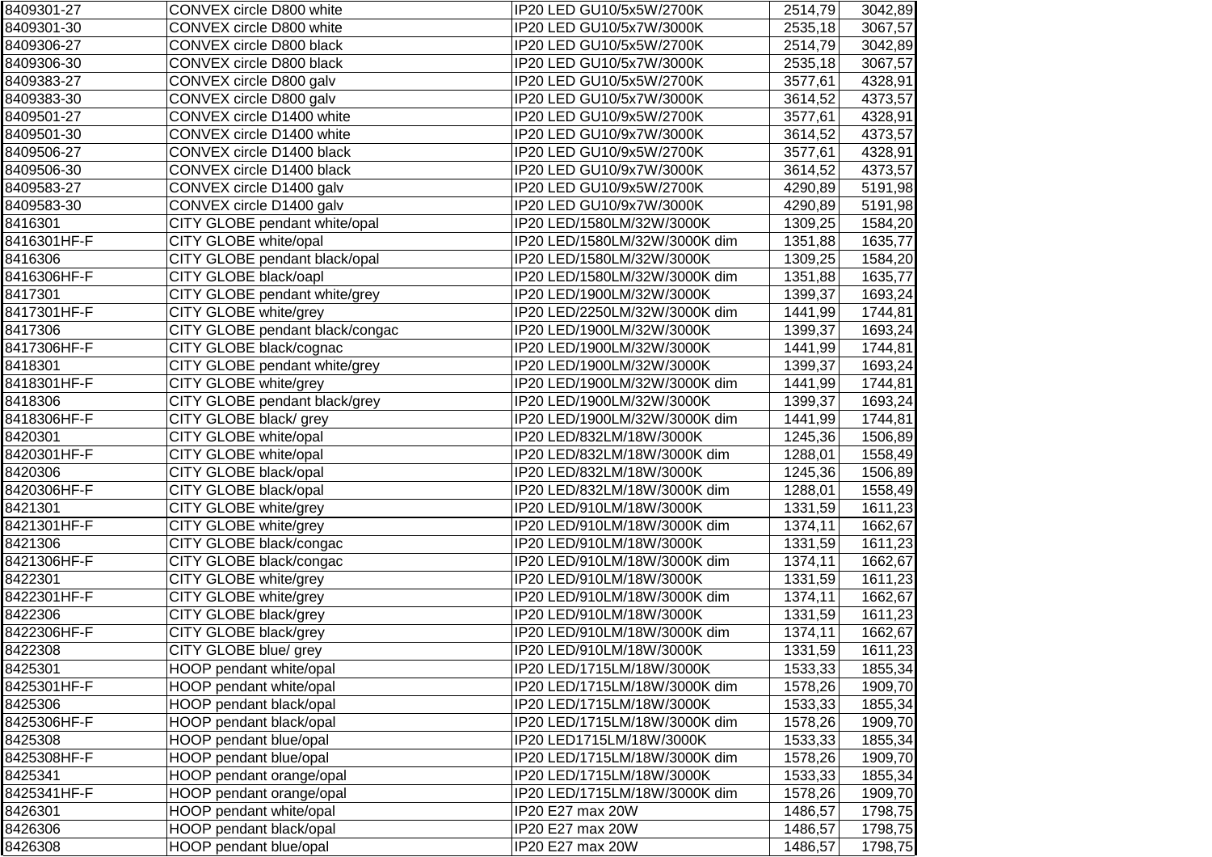| | | | | |
|---|---|---|---|---|
| 8409301-27 | CONVEX circle D800 white | IP20 LED GU10/5x5W/2700K | 2514,79 | 3042,89 |
| 8409301-30 | CONVEX circle D800 white | IP20 LED GU10/5x7W/3000K | 2535,18 | 3067,57 |
| 8409306-27 | CONVEX circle D800 black | IP20 LED GU10/5x5W/2700K | 2514,79 | 3042,89 |
| 8409306-30 | CONVEX circle D800 black | IP20 LED GU10/5x7W/3000K | 2535,18 | 3067,57 |
| 8409383-27 | CONVEX circle D800 galv | IP20 LED GU10/5x5W/2700K | 3577,61 | 4328,91 |
| 8409383-30 | CONVEX circle D800 galv | IP20 LED GU10/5x7W/3000K | 3614,52 | 4373,57 |
| 8409501-27 | CONVEX circle D1400 white | IP20 LED GU10/9x5W/2700K | 3577,61 | 4328,91 |
| 8409501-30 | CONVEX circle D1400 white | IP20 LED GU10/9x7W/3000K | 3614,52 | 4373,57 |
| 8409506-27 | CONVEX circle D1400 black | IP20 LED GU10/9x5W/2700K | 3577,61 | 4328,91 |
| 8409506-30 | CONVEX circle D1400 black | IP20 LED GU10/9x7W/3000K | 3614,52 | 4373,57 |
| 8409583-27 | CONVEX circle D1400 galv | IP20 LED GU10/9x5W/2700K | 4290,89 | 5191,98 |
| 8409583-30 | CONVEX circle D1400 galv | IP20 LED GU10/9x7W/3000K | 4290,89 | 5191,98 |
| 8416301 | CITY GLOBE pendant white/opal | IP20 LED/1580LM/32W/3000K | 1309,25 | 1584,20 |
| 8416301HF-F | CITY GLOBE white/opal | IP20 LED/1580LM/32W/3000K dim | 1351,88 | 1635,77 |
| 8416306 | CITY GLOBE pendant black/opal | IP20 LED/1580LM/32W/3000K | 1309,25 | 1584,20 |
| 8416306HF-F | CITY GLOBE black/oapl | IP20 LED/1580LM/32W/3000K dim | 1351,88 | 1635,77 |
| 8417301 | CITY GLOBE pendant white/grey | IP20 LED/1900LM/32W/3000K | 1399,37 | 1693,24 |
| 8417301HF-F | CITY GLOBE white/grey | IP20 LED/2250LM/32W/3000K dim | 1441,99 | 1744,81 |
| 8417306 | CITY GLOBE pendant black/congac | IP20 LED/1900LM/32W/3000K | 1399,37 | 1693,24 |
| 8417306HF-F | CITY GLOBE black/cognac | IP20 LED/1900LM/32W/3000K | 1441,99 | 1744,81 |
| 8418301 | CITY GLOBE pendant white/grey | IP20 LED/1900LM/32W/3000K | 1399,37 | 1693,24 |
| 8418301HF-F | CITY GLOBE white/grey | IP20 LED/1900LM/32W/3000K dim | 1441,99 | 1744,81 |
| 8418306 | CITY GLOBE pendant black/grey | IP20 LED/1900LM/32W/3000K | 1399,37 | 1693,24 |
| 8418306HF-F | CITY GLOBE black/ grey | IP20 LED/1900LM/32W/3000K dim | 1441,99 | 1744,81 |
| 8420301 | CITY GLOBE white/opal | IP20 LED/832LM/18W/3000K | 1245,36 | 1506,89 |
| 8420301HF-F | CITY GLOBE white/opal | IP20 LED/832LM/18W/3000K dim | 1288,01 | 1558,49 |
| 8420306 | CITY GLOBE black/opal | IP20 LED/832LM/18W/3000K | 1245,36 | 1506,89 |
| 8420306HF-F | CITY GLOBE black/opal | IP20 LED/832LM/18W/3000K dim | 1288,01 | 1558,49 |
| 8421301 | CITY GLOBE white/grey | IP20 LED/910LM/18W/3000K | 1331,59 | 1611,23 |
| 8421301HF-F | CITY GLOBE white/grey | IP20 LED/910LM/18W/3000K dim | 1374,11 | 1662,67 |
| 8421306 | CITY GLOBE black/congac | IP20 LED/910LM/18W/3000K | 1331,59 | 1611,23 |
| 8421306HF-F | CITY GLOBE black/congac | IP20 LED/910LM/18W/3000K dim | 1374,11 | 1662,67 |
| 8422301 | CITY GLOBE white/grey | IP20 LED/910LM/18W/3000K | 1331,59 | 1611,23 |
| 8422301HF-F | CITY GLOBE white/grey | IP20 LED/910LM/18W/3000K dim | 1374,11 | 1662,67 |
| 8422306 | CITY GLOBE black/grey | IP20 LED/910LM/18W/3000K | 1331,59 | 1611,23 |
| 8422306HF-F | CITY GLOBE black/grey | IP20 LED/910LM/18W/3000K dim | 1374,11 | 1662,67 |
| 8422308 | CITY GLOBE blue/ grey | IP20 LED/910LM/18W/3000K | 1331,59 | 1611,23 |
| 8425301 | HOOP pendant white/opal | IP20 LED/1715LM/18W/3000K | 1533,33 | 1855,34 |
| 8425301HF-F | HOOP pendant white/opal | IP20 LED/1715LM/18W/3000K dim | 1578,26 | 1909,70 |
| 8425306 | HOOP pendant black/opal | IP20 LED/1715LM/18W/3000K | 1533,33 | 1855,34 |
| 8425306HF-F | HOOP pendant black/opal | IP20 LED/1715LM/18W/3000K dim | 1578,26 | 1909,70 |
| 8425308 | HOOP pendant blue/opal | IP20 LED1715LM/18W/3000K | 1533,33 | 1855,34 |
| 8425308HF-F | HOOP pendant blue/opal | IP20 LED/1715LM/18W/3000K dim | 1578,26 | 1909,70 |
| 8425341 | HOOP pendant orange/opal | IP20 LED/1715LM/18W/3000K | 1533,33 | 1855,34 |
| 8425341HF-F | HOOP pendant orange/opal | IP20 LED/1715LM/18W/3000K dim | 1578,26 | 1909,70 |
| 8426301 | HOOP pendant white/opal | IP20 E27 max 20W | 1486,57 | 1798,75 |
| 8426306 | HOOP pendant black/opal | IP20 E27 max 20W | 1486,57 | 1798,75 |
| 8426308 | HOOP pendant blue/opal | IP20 E27 max 20W | 1486,57 | 1798,75 |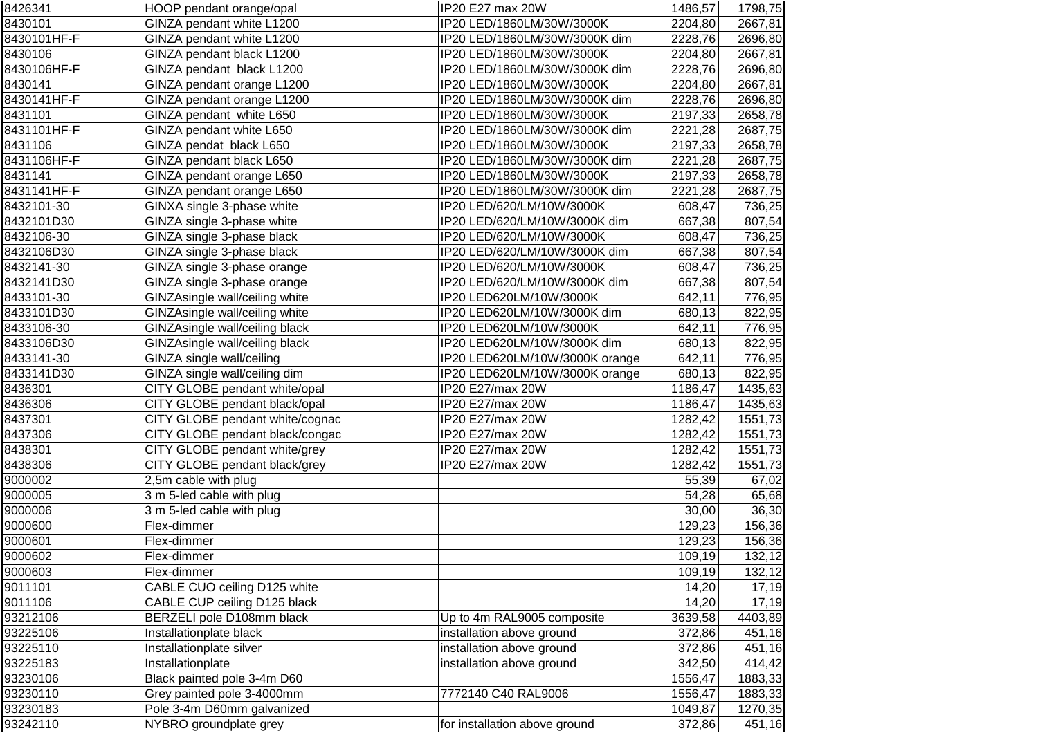| | | | | |
|---|---|---|---|---|
| 8426341 | HOOP pendant orange/opal | IP20 E27 max 20W | 1486,57 | 1798,75 |
| 8430101 | GINZA pendant white L1200 | IP20 LED/1860LM/30W/3000K | 2204,80 | 2667,81 |
| 8430101HF-F | GINZA pendant white L1200 | IP20 LED/1860LM/30W/3000K dim | 2228,76 | 2696,80 |
| 8430106 | GINZA pendant black L1200 | IP20 LED/1860LM/30W/3000K | 2204,80 | 2667,81 |
| 8430106HF-F | GINZA pendant  black L1200 | IP20 LED/1860LM/30W/3000K dim | 2228,76 | 2696,80 |
| 8430141 | GINZA pendant orange L1200 | IP20 LED/1860LM/30W/3000K | 2204,80 | 2667,81 |
| 8430141HF-F | GINZA pendant orange L1200 | IP20 LED/1860LM/30W/3000K dim | 2228,76 | 2696,80 |
| 8431101 | GINZA pendant  white L650 | IP20 LED/1860LM/30W/3000K | 2197,33 | 2658,78 |
| 8431101HF-F | GINZA pendant white L650 | IP20 LED/1860LM/30W/3000K dim | 2221,28 | 2687,75 |
| 8431106 | GINZA pendat  black L650 | IP20 LED/1860LM/30W/3000K | 2197,33 | 2658,78 |
| 8431106HF-F | GINZA pendant black L650 | IP20 LED/1860LM/30W/3000K dim | 2221,28 | 2687,75 |
| 8431141 | GINZA pendant orange L650 | IP20 LED/1860LM/30W/3000K | 2197,33 | 2658,78 |
| 8431141HF-F | GINZA pendant orange L650 | IP20 LED/1860LM/30W/3000K dim | 2221,28 | 2687,75 |
| 8432101-30 | GINXA single 3-phase white | IP20 LED/620/LM/10W/3000K | 608,47 | 736,25 |
| 8432101D30 | GINZA single 3-phase white | IP20 LED/620/LM/10W/3000K dim | 667,38 | 807,54 |
| 8432106-30 | GINZA single 3-phase black | IP20 LED/620/LM/10W/3000K | 608,47 | 736,25 |
| 8432106D30 | GINZA single 3-phase black | IP20 LED/620/LM/10W/3000K dim | 667,38 | 807,54 |
| 8432141-30 | GINZA single 3-phase orange | IP20 LED/620/LM/10W/3000K | 608,47 | 736,25 |
| 8432141D30 | GINZA single 3-phase orange | IP20 LED/620/LM/10W/3000K dim | 667,38 | 807,54 |
| 8433101-30 | GINZAsingle wall/ceiling white | IP20 LED620LM/10W/3000K | 642,11 | 776,95 |
| 8433101D30 | GINZAsingle wall/ceiling white | IP20 LED620LM/10W/3000K dim | 680,13 | 822,95 |
| 8433106-30 | GINZAsingle wall/ceiling black | IP20 LED620LM/10W/3000K | 642,11 | 776,95 |
| 8433106D30 | GINZAsingle wall/ceiling black | IP20 LED620LM/10W/3000K dim | 680,13 | 822,95 |
| 8433141-30 | GINZA single wall/ceiling | IP20 LED620LM/10W/3000K orange | 642,11 | 776,95 |
| 8433141D30 | GINZA single wall/ceiling dim | IP20 LED620LM/10W/3000K orange | 680,13 | 822,95 |
| 8436301 | CITY GLOBE pendant white/opal | IP20 E27/max 20W | 1186,47 | 1435,63 |
| 8436306 | CITY GLOBE pendant black/opal | IP20 E27/max 20W | 1186,47 | 1435,63 |
| 8437301 | CITY GLOBE pendant white/cognac | IP20 E27/max 20W | 1282,42 | 1551,73 |
| 8437306 | CITY GLOBE pendant black/congac | IP20 E27/max 20W | 1282,42 | 1551,73 |
| 8438301 | CITY GLOBE pendant white/grey | IP20 E27/max 20W | 1282,42 | 1551,73 |
| 8438306 | CITY GLOBE pendant black/grey | IP20 E27/max 20W | 1282,42 | 1551,73 |
| 9000002 | 2,5m cable with plug | | 55,39 | 67,02 |
| 9000005 | 3 m 5-led cable with plug | | 54,28 | 65,68 |
| 9000006 | 3 m 5-led cable with plug | | 30,00 | 36,30 |
| 9000600 | Flex-dimmer | | 129,23 | 156,36 |
| 9000601 | Flex-dimmer | | 129,23 | 156,36 |
| 9000602 | Flex-dimmer | | 109,19 | 132,12 |
| 9000603 | Flex-dimmer | | 109,19 | 132,12 |
| 9011101 | CABLE CUO ceiling D125 white | | 14,20 | 17,19 |
| 9011106 | CABLE CUP ceiling D125 black | | 14,20 | 17,19 |
| 93212106 | BERZELI pole D108mm black | Up to 4m RAL9005 composite | 3639,58 | 4403,89 |
| 93225106 | Installationplate black | installation above ground | 372,86 | 451,16 |
| 93225110 | Installationplate silver | installation above ground | 372,86 | 451,16 |
| 93225183 | Installationplate | installation above ground | 342,50 | 414,42 |
| 93230106 | Black painted pole 3-4m D60 | | 1556,47 | 1883,33 |
| 93230110 | Grey painted pole 3-4000mm | 7772140 C40 RAL9006 | 1556,47 | 1883,33 |
| 93230183 | Pole 3-4m D60mm galvanized | | 1049,87 | 1270,35 |
| 93242110 | NYBRO groundplate grey | for installation above ground | 372,86 | 451,16 |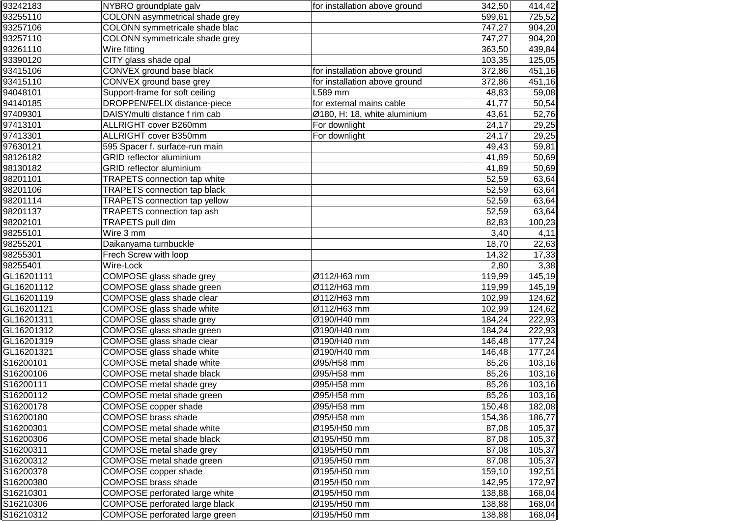| | | | | |
|---|---|---|---|---|
| 93242183 | NYBRO groundplate galv | for installation above ground | 342,50 | 414,42 |
| 93255110 | COLONN asymmetrical shade grey | | 599,61 | 725,52 |
| 93257106 | COLONN symmetricale shade blac | | 747,27 | 904,20 |
| 93257110 | COLONN symmetricale shade grey | | 747,27 | 904,20 |
| 93261110 | Wire fitting | | 363,50 | 439,84 |
| 93390120 | CITY glass shade opal | | 103,35 | 125,05 |
| 93415106 | CONVEX ground base black | for installation above ground | 372,86 | 451,16 |
| 93415110 | CONVEX ground base grey | for installation above ground | 372,86 | 451,16 |
| 94048101 | Support-frame for soft ceiling | L589 mm | 48,83 | 59,08 |
| 94140185 | DROPPEN/FELIX distance-piece | for external mains cable | 41,77 | 50,54 |
| 97409301 | DAISY/multi distance f rim cab | Ø180, H: 18, white aluminium | 43,61 | 52,76 |
| 97413101 | ALLRIGHT cover B260mm | For downlight | 24,17 | 29,25 |
| 97413301 | ALLRIGHT cover B350mm | For downlight | 24,17 | 29,25 |
| 97630121 | 595 Spacer f. surface-run main | | 49,43 | 59,81 |
| 98126182 | GRID reflector aluminium | | 41,89 | 50,69 |
| 98130182 | GRID reflector aluminium | | 41,89 | 50,69 |
| 98201101 | TRAPETS connection tap white | | 52,59 | 63,64 |
| 98201106 | TRAPETS connection tap black | | 52,59 | 63,64 |
| 98201114 | TRAPETS connection tap yellow | | 52,59 | 63,64 |
| 98201137 | TRAPETS connection tap ash | | 52,59 | 63,64 |
| 98202101 | TRAPETS pull dim | | 82,83 | 100,23 |
| 98255101 | Wire 3 mm | | 3,40 | 4,11 |
| 98255201 | Daikanyama turnbuckle | | 18,70 | 22,63 |
| 98255301 | Frech Screw with loop | | 14,32 | 17,33 |
| 98255401 | Wire-Lock | | 2,80 | 3,38 |
| GL16201111 | COMPOSE glass shade grey | Ø112/H63 mm | 119,99 | 145,19 |
| GL16201112 | COMPOSE glass shade green | Ø112/H63 mm | 119,99 | 145,19 |
| GL16201119 | COMPOSE glass shade clear | Ø112/H63 mm | 102,99 | 124,62 |
| GL16201121 | COMPOSE glass shade white | Ø112/H63 mm | 102,99 | 124,62 |
| GL16201311 | COMPOSE glass shade grey | Ø190/H40 mm | 184,24 | 222,93 |
| GL16201312 | COMPOSE glass shade green | Ø190/H40 mm | 184,24 | 222,93 |
| GL16201319 | COMPOSE glass shade clear | Ø190/H40 mm | 146,48 | 177,24 |
| GL16201321 | COMPOSE glass shade white | Ø190/H40 mm | 146,48 | 177,24 |
| S16200101 | COMPOSE metal shade white | Ø95/H58 mm | 85,26 | 103,16 |
| S16200106 | COMPOSE metal shade black | Ø95/H58 mm | 85,26 | 103,16 |
| S16200111 | COMPOSE metal shade grey | Ø95/H58 mm | 85,26 | 103,16 |
| S16200112 | COMPOSE metal shade green | Ø95/H58 mm | 85,26 | 103,16 |
| S16200178 | COMPOSE copper shade | Ø95/H58 mm | 150,48 | 182,08 |
| S16200180 | COMPOSE brass shade | Ø95/H58 mm | 154,36 | 186,77 |
| S16200301 | COMPOSE metal shade white | Ø195/H50 mm | 87,08 | 105,37 |
| S16200306 | COMPOSE metal shade black | Ø195/H50 mm | 87,08 | 105,37 |
| S16200311 | COMPOSE metal shade grey | Ø195/H50 mm | 87,08 | 105,37 |
| S16200312 | COMPOSE metal shade green | Ø195/H50 mm | 87,08 | 105,37 |
| S16200378 | COMPOSE copper shade | Ø195/H50 mm | 159,10 | 192,51 |
| S16200380 | COMPOSE brass shade | Ø195/H50 mm | 142,95 | 172,97 |
| S16210301 | COMPOSE perforated large white | Ø195/H50 mm | 138,88 | 168,04 |
| S16210306 | COMPOSE perforated large black | Ø195/H50 mm | 138,88 | 168,04 |
| S16210312 | COMPOSE perforated large green | Ø195/H50 mm | 138,88 | 168,04 |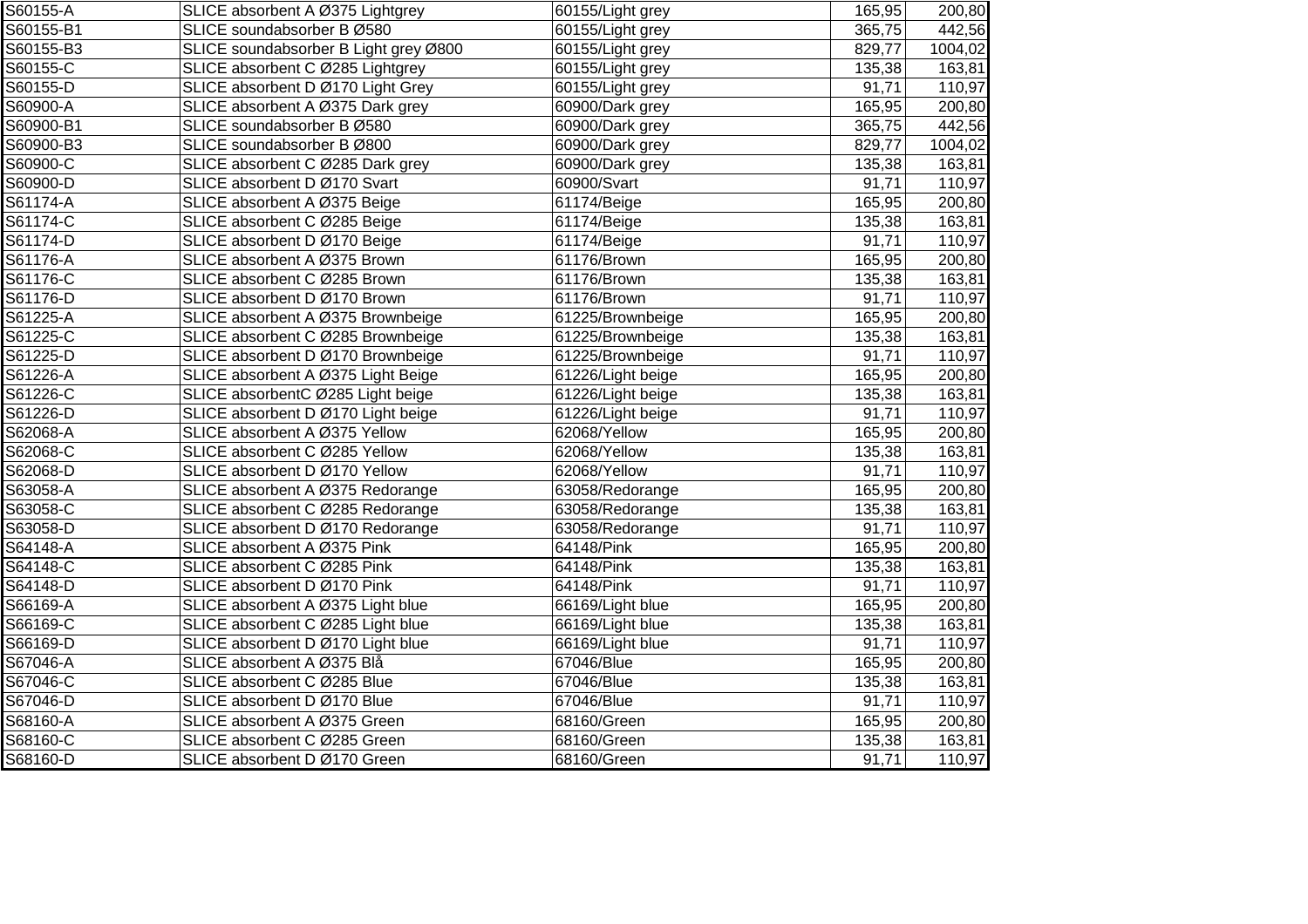| | | | | |
|---|---|---|---|---|
| S60155-A | SLICE absorbent A Ø375 Lightgrey | 60155/Light grey | 165,95 | 200,80 |
| S60155-B1 | SLICE soundabsorber B Ø580 | 60155/Light grey | 365,75 | 442,56 |
| S60155-B3 | SLICE soundabsorber B Light grey Ø800 | 60155/Light grey | 829,77 | 1004,02 |
| S60155-C | SLICE absorbent C Ø285 Lightgrey | 60155/Light grey | 135,38 | 163,81 |
| S60155-D | SLICE absorbent D Ø170 Light Grey | 60155/Light grey | 91,71 | 110,97 |
| S60900-A | SLICE absorbent A Ø375 Dark grey | 60900/Dark grey | 165,95 | 200,80 |
| S60900-B1 | SLICE soundabsorber B Ø580 | 60900/Dark grey | 365,75 | 442,56 |
| S60900-B3 | SLICE soundabsorber B Ø800 | 60900/Dark grey | 829,77 | 1004,02 |
| S60900-C | SLICE absorbent C Ø285 Dark grey | 60900/Dark grey | 135,38 | 163,81 |
| S60900-D | SLICE absorbent D Ø170 Svart | 60900/Svart | 91,71 | 110,97 |
| S61174-A | SLICE absorbent A Ø375 Beige | 61174/Beige | 165,95 | 200,80 |
| S61174-C | SLICE absorbent C Ø285 Beige | 61174/Beige | 135,38 | 163,81 |
| S61174-D | SLICE absorbent D Ø170 Beige | 61174/Beige | 91,71 | 110,97 |
| S61176-A | SLICE absorbent A Ø375 Brown | 61176/Brown | 165,95 | 200,80 |
| S61176-C | SLICE absorbent C Ø285 Brown | 61176/Brown | 135,38 | 163,81 |
| S61176-D | SLICE absorbent D Ø170 Brown | 61176/Brown | 91,71 | 110,97 |
| S61225-A | SLICE absorbent A Ø375 Brownbeige | 61225/Brownbeige | 165,95 | 200,80 |
| S61225-C | SLICE absorbent C Ø285 Brownbeige | 61225/Brownbeige | 135,38 | 163,81 |
| S61225-D | SLICE absorbent D Ø170 Brownbeige | 61225/Brownbeige | 91,71 | 110,97 |
| S61226-A | SLICE absorbent A Ø375 Light Beige | 61226/Light beige | 165,95 | 200,80 |
| S61226-C | SLICE absorbentC Ø285 Light beige | 61226/Light beige | 135,38 | 163,81 |
| S61226-D | SLICE absorbent D Ø170 Light beige | 61226/Light beige | 91,71 | 110,97 |
| S62068-A | SLICE absorbent A Ø375 Yellow | 62068/Yellow | 165,95 | 200,80 |
| S62068-C | SLICE absorbent C Ø285 Yellow | 62068/Yellow | 135,38 | 163,81 |
| S62068-D | SLICE absorbent D Ø170 Yellow | 62068/Yellow | 91,71 | 110,97 |
| S63058-A | SLICE absorbent A Ø375 Redorange | 63058/Redorange | 165,95 | 200,80 |
| S63058-C | SLICE absorbent C Ø285 Redorange | 63058/Redorange | 135,38 | 163,81 |
| S63058-D | SLICE absorbent D Ø170 Redorange | 63058/Redorange | 91,71 | 110,97 |
| S64148-A | SLICE absorbent A Ø375 Pink | 64148/Pink | 165,95 | 200,80 |
| S64148-C | SLICE absorbent C Ø285 Pink | 64148/Pink | 135,38 | 163,81 |
| S64148-D | SLICE absorbent D Ø170 Pink | 64148/Pink | 91,71 | 110,97 |
| S66169-A | SLICE absorbent A Ø375 Light blue | 66169/Light blue | 165,95 | 200,80 |
| S66169-C | SLICE absorbent C Ø285 Light blue | 66169/Light blue | 135,38 | 163,81 |
| S66169-D | SLICE absorbent D Ø170 Light blue | 66169/Light blue | 91,71 | 110,97 |
| S67046-A | SLICE absorbent A Ø375 Blå | 67046/Blue | 165,95 | 200,80 |
| S67046-C | SLICE absorbent C Ø285 Blue | 67046/Blue | 135,38 | 163,81 |
| S67046-D | SLICE absorbent D Ø170 Blue | 67046/Blue | 91,71 | 110,97 |
| S68160-A | SLICE absorbent A Ø375 Green | 68160/Green | 165,95 | 200,80 |
| S68160-C | SLICE absorbent C Ø285 Green | 68160/Green | 135,38 | 163,81 |
| S68160-D | SLICE absorbent D Ø170 Green | 68160/Green | 91,71 | 110,97 |